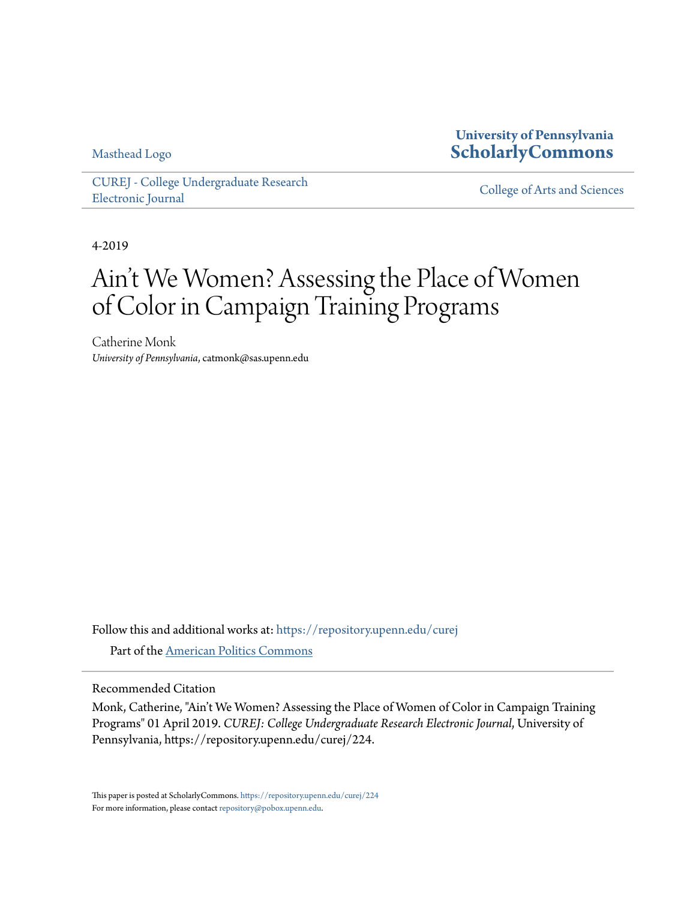Masthead Logo

**University of Pennsylvania**
**ScholarlyCommons**

CUREJ - College Undergraduate Research Electronic Journal

College of Arts and Sciences

4-2019

# Ain't We Women? Assessing the Place of Women of Color in Campaign Training Programs

Catherine Monk
*University of Pennsylvania*, catmonk@sas.upenn.edu

Follow this and additional works at: https://repository.upenn.edu/curej

Part of the American Politics Commons

## Recommended Citation

Monk, Catherine, "Ain't We Women? Assessing the Place of Women of Color in Campaign Training Programs" 01 April 2019. *CUREJ: College Undergraduate Research Electronic Journal*, University of Pennsylvania, https://repository.upenn.edu/curej/224.

This paper is posted at ScholarlyCommons. https://repository.upenn.edu/curej/224
For more information, please contact repository@pobox.upenn.edu.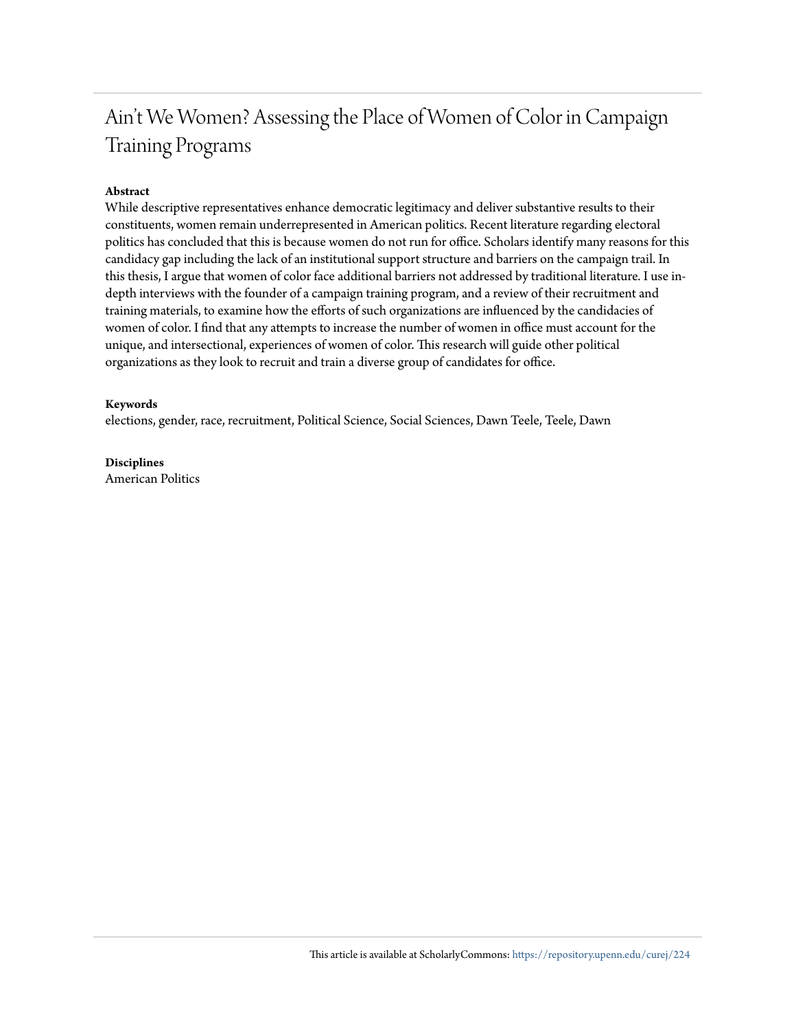# Ain't We Women? Assessing the Place of Women of Color in Campaign Training Programs

**Abstract**

While descriptive representatives enhance democratic legitimacy and deliver substantive results to their constituents, women remain underrepresented in American politics. Recent literature regarding electoral politics has concluded that this is because women do not run for office. Scholars identify many reasons for this candidacy gap including the lack of an institutional support structure and barriers on the campaign trail. In this thesis, I argue that women of color face additional barriers not addressed by traditional literature. I use in-depth interviews with the founder of a campaign training program, and a review of their recruitment and training materials, to examine how the efforts of such organizations are influenced by the candidacies of women of color. I find that any attempts to increase the number of women in office must account for the unique, and intersectional, experiences of women of color. This research will guide other political organizations as they look to recruit and train a diverse group of candidates for office.

**Keywords**

elections, gender, race, recruitment, Political Science, Social Sciences, Dawn Teele, Teele, Dawn

**Disciplines**

American Politics

This article is available at ScholarlyCommons: https://repository.upenn.edu/curej/224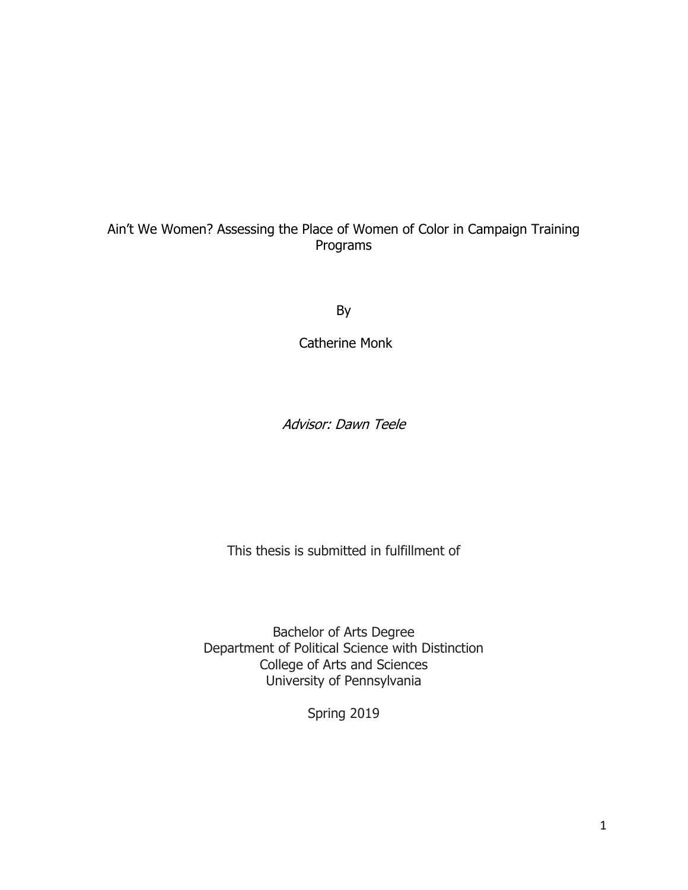Ain't We Women? Assessing the Place of Women of Color in Campaign Training Programs

By

Catherine Monk

*Advisor: Dawn Teele*

This thesis is submitted in fulfillment of

Bachelor of Arts Degree
Department of Political Science with Distinction
College of Arts and Sciences
University of Pennsylvania

Spring 2019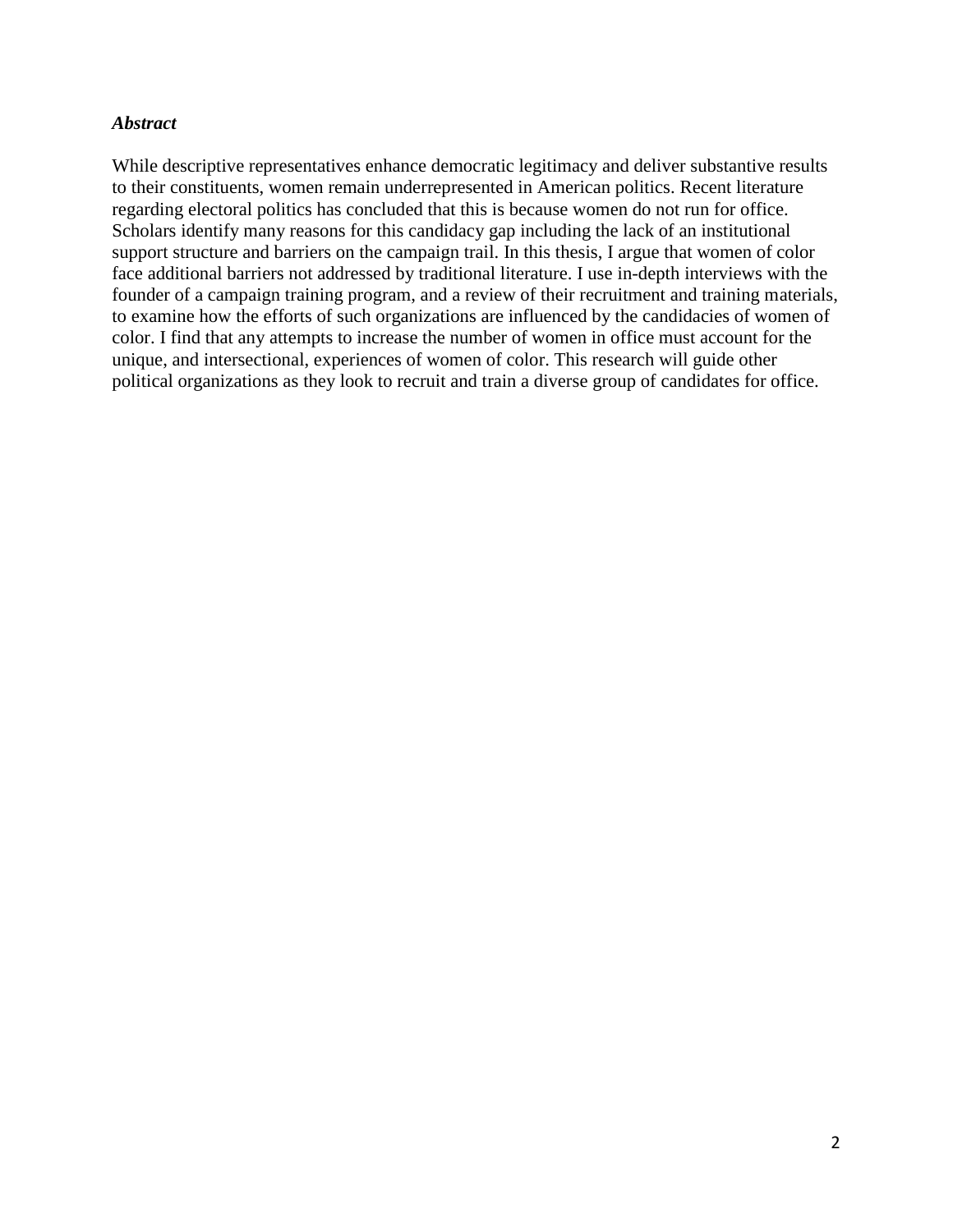***Abstract***

While descriptive representatives enhance democratic legitimacy and deliver substantive results to their constituents, women remain underrepresented in American politics. Recent literature regarding electoral politics has concluded that this is because women do not run for office. Scholars identify many reasons for this candidacy gap including the lack of an institutional support structure and barriers on the campaign trail. In this thesis, I argue that women of color face additional barriers not addressed by traditional literature. I use in-depth interviews with the founder of a campaign training program, and a review of their recruitment and training materials, to examine how the efforts of such organizations are influenced by the candidacies of women of color. I find that any attempts to increase the number of women in office must account for the unique, and intersectional, experiences of women of color. This research will guide other political organizations as they look to recruit and train a diverse group of candidates for office.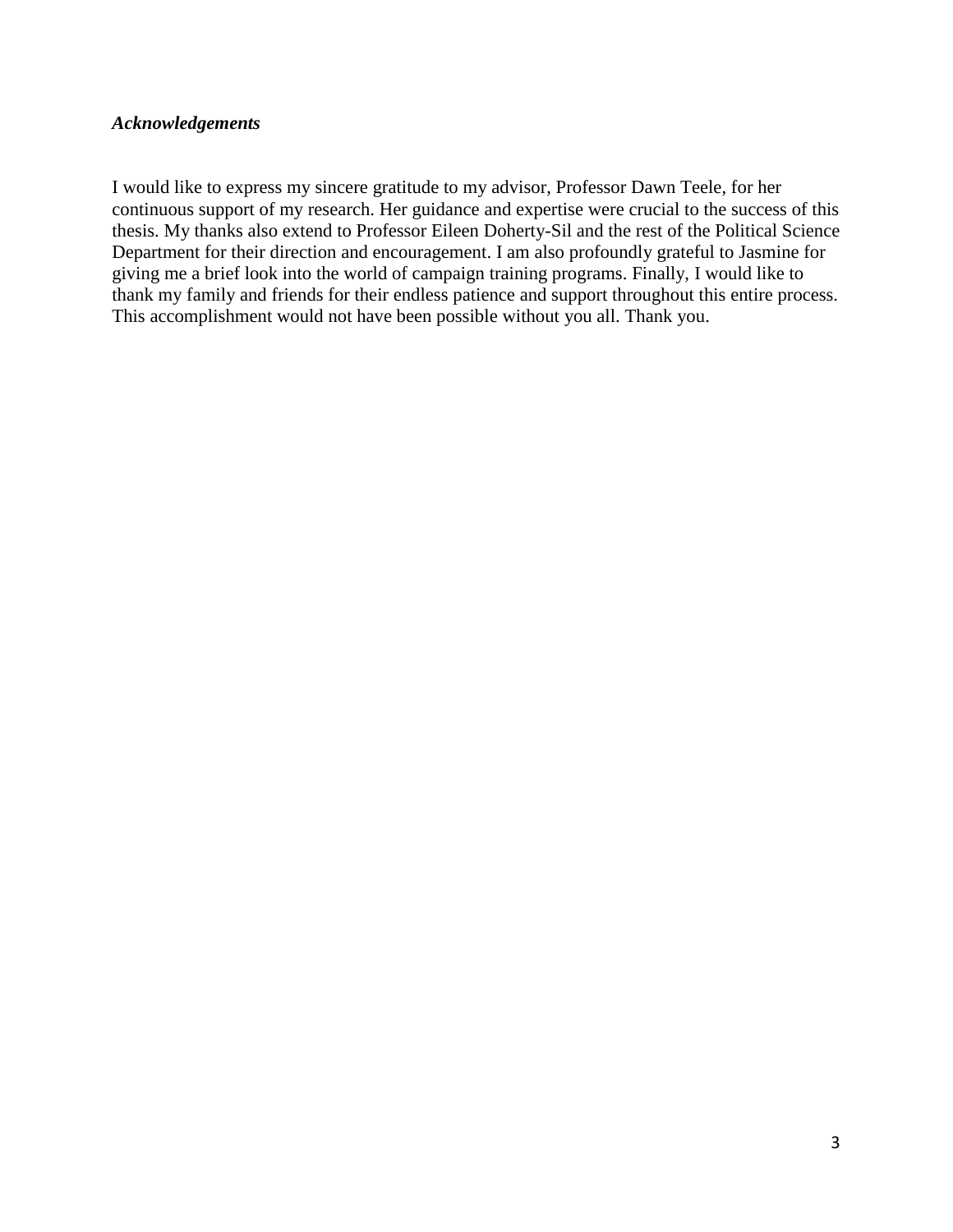***Acknowledgements***

I would like to express my sincere gratitude to my advisor, Professor Dawn Teele, for her continuous support of my research. Her guidance and expertise were crucial to the success of this thesis. My thanks also extend to Professor Eileen Doherty-Sil and the rest of the Political Science Department for their direction and encouragement. I am also profoundly grateful to Jasmine for giving me a brief look into the world of campaign training programs. Finally, I would like to thank my family and friends for their endless patience and support throughout this entire process. This accomplishment would not have been possible without you all. Thank you.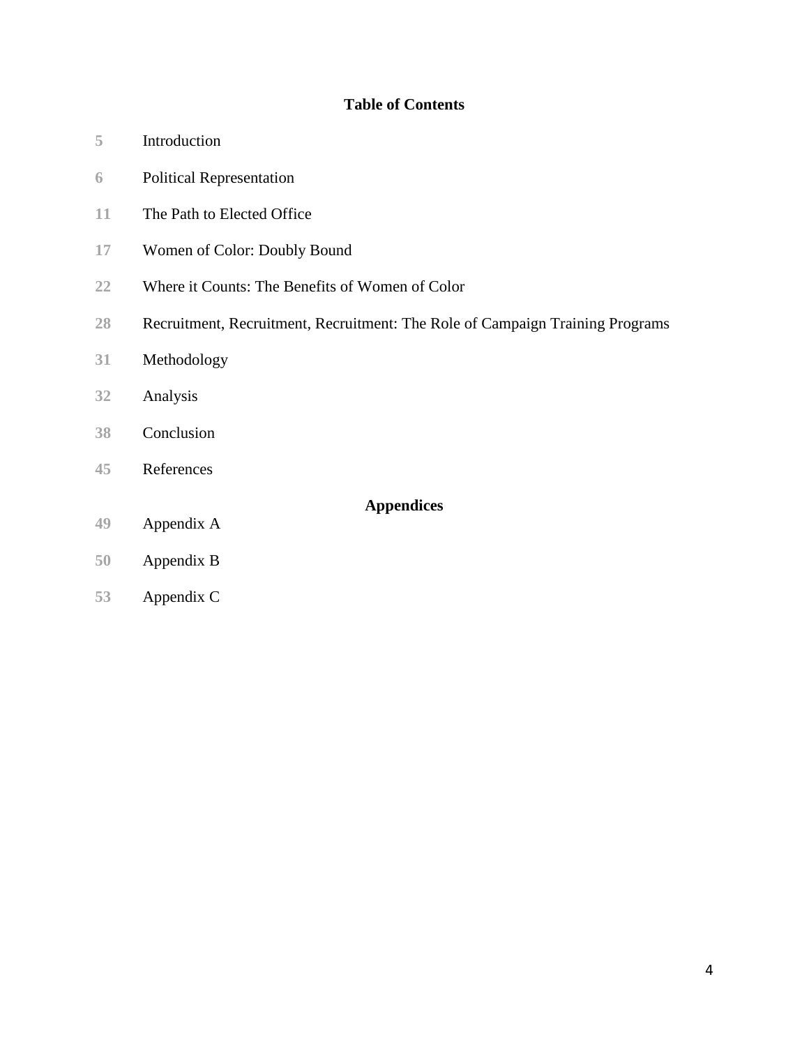## Table of Contents

| | |
|---|---|
| 5 | Introduction |
| 6 | Political Representation |
| 11 | The Path to Elected Office |
| 17 | Women of Color: Doubly Bound |
| 22 | Where it Counts: The Benefits of Women of Color |
| 28 | Recruitment, Recruitment, Recruitment: The Role of Campaign Training Programs |
| 31 | Methodology |
| 32 | Analysis |
| 38 | Conclusion |
| 45 | References |

**Appendices**

| | |
|---|---|
| 49 | Appendix A |
| 50 | Appendix B |
| 53 | Appendix C |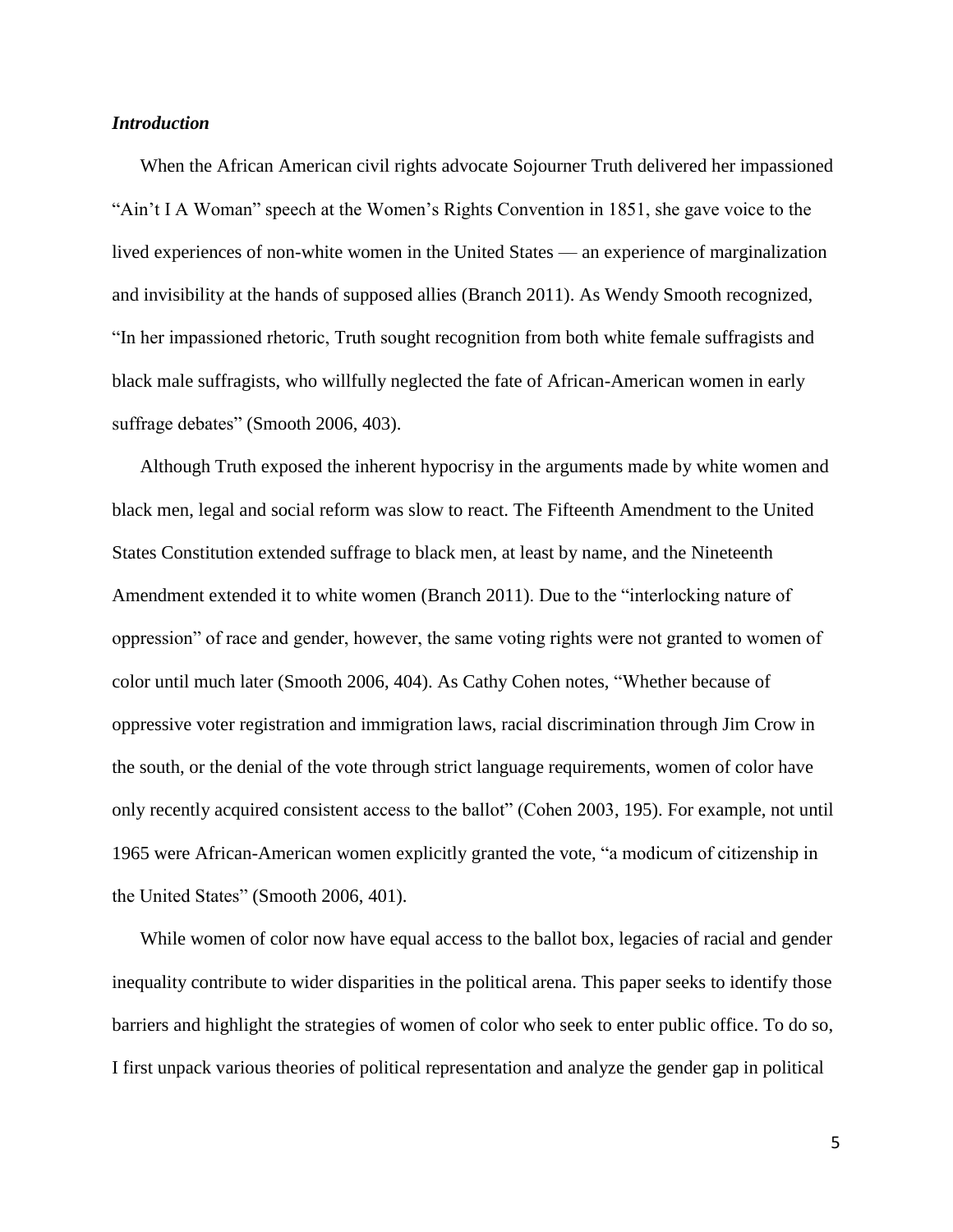### *Introduction*

When the African American civil rights advocate Sojourner Truth delivered her impassioned "Ain't I A Woman" speech at the Women's Rights Convention in 1851, she gave voice to the lived experiences of non-white women in the United States — an experience of marginalization and invisibility at the hands of supposed allies (Branch 2011). As Wendy Smooth recognized, "In her impassioned rhetoric, Truth sought recognition from both white female suffragists and black male suffragists, who willfully neglected the fate of African-American women in early suffrage debates" (Smooth 2006, 403).

Although Truth exposed the inherent hypocrisy in the arguments made by white women and black men, legal and social reform was slow to react. The Fifteenth Amendment to the United States Constitution extended suffrage to black men, at least by name, and the Nineteenth Amendment extended it to white women (Branch 2011). Due to the "interlocking nature of oppression" of race and gender, however, the same voting rights were not granted to women of color until much later (Smooth 2006, 404). As Cathy Cohen notes, "Whether because of oppressive voter registration and immigration laws, racial discrimination through Jim Crow in the south, or the denial of the vote through strict language requirements, women of color have only recently acquired consistent access to the ballot" (Cohen 2003, 195). For example, not until 1965 were African-American women explicitly granted the vote, "a modicum of citizenship in the United States" (Smooth 2006, 401).

While women of color now have equal access to the ballot box, legacies of racial and gender inequality contribute to wider disparities in the political arena. This paper seeks to identify those barriers and highlight the strategies of women of color who seek to enter public office. To do so, I first unpack various theories of political representation and analyze the gender gap in political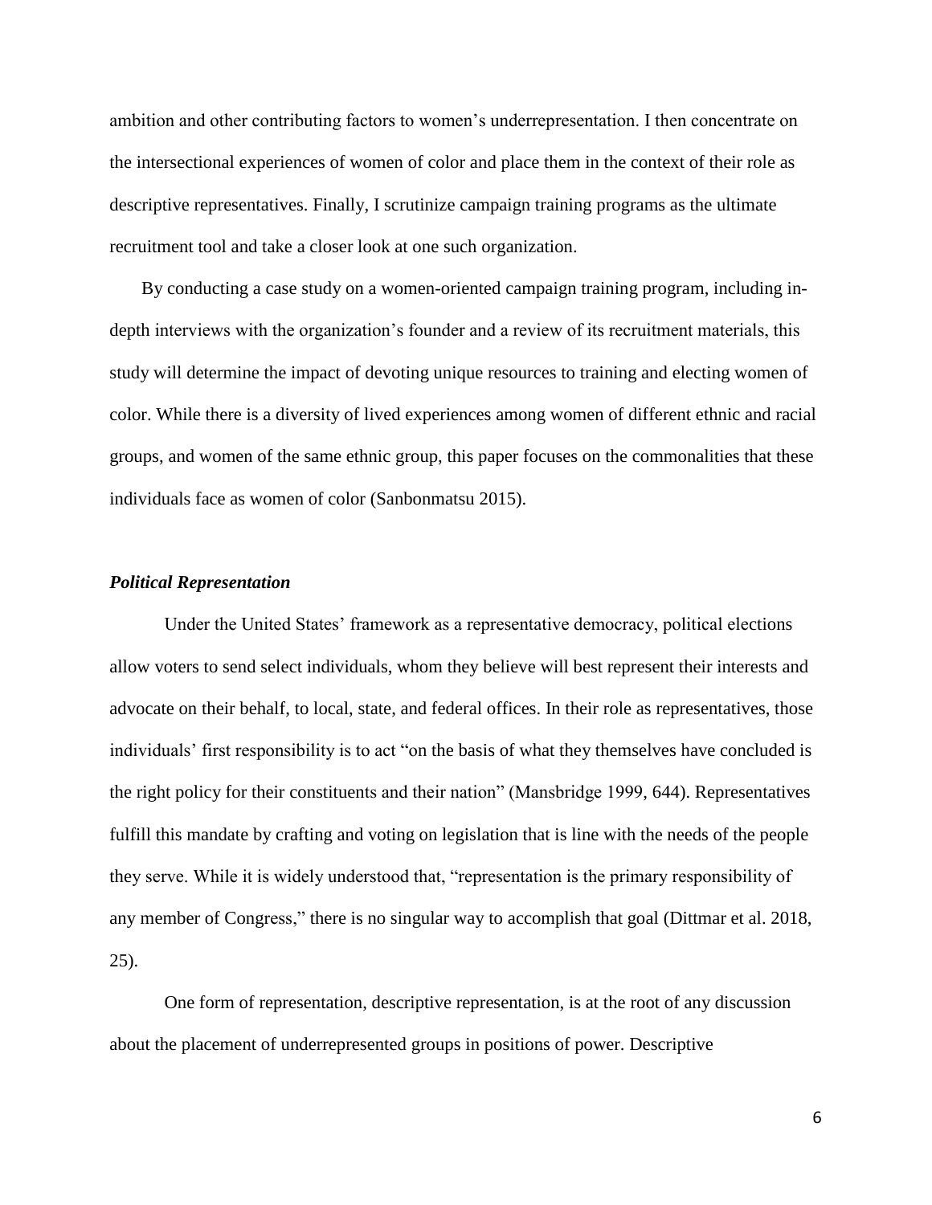ambition and other contributing factors to women's underrepresentation. I then concentrate on the intersectional experiences of women of color and place them in the context of their role as descriptive representatives. Finally, I scrutinize campaign training programs as the ultimate recruitment tool and take a closer look at one such organization.

By conducting a case study on a women-oriented campaign training program, including in-depth interviews with the organization's founder and a review of its recruitment materials, this study will determine the impact of devoting unique resources to training and electing women of color. While there is a diversity of lived experiences among women of different ethnic and racial groups, and women of the same ethnic group, this paper focuses on the commonalities that these individuals face as women of color (Sanbonmatsu 2015).

### ***Political Representation***

Under the United States' framework as a representative democracy, political elections allow voters to send select individuals, whom they believe will best represent their interests and advocate on their behalf, to local, state, and federal offices. In their role as representatives, those individuals' first responsibility is to act "on the basis of what they themselves have concluded is the right policy for their constituents and their nation" (Mansbridge 1999, 644). Representatives fulfill this mandate by crafting and voting on legislation that is line with the needs of the people they serve. While it is widely understood that, "representation is the primary responsibility of any member of Congress," there is no singular way to accomplish that goal (Dittmar et al. 2018, 25).

One form of representation, descriptive representation, is at the root of any discussion about the placement of underrepresented groups in positions of power. Descriptive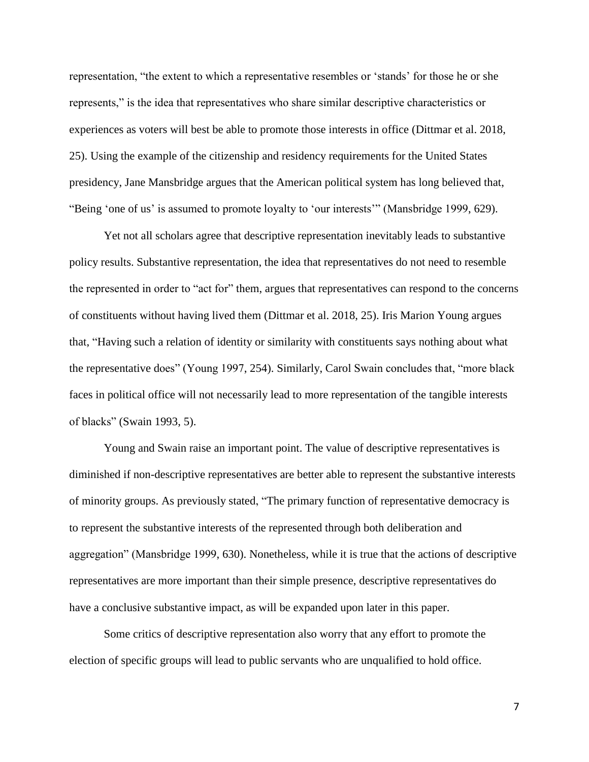representation, "the extent to which a representative resembles or 'stands' for those he or she represents," is the idea that representatives who share similar descriptive characteristics or experiences as voters will best be able to promote those interests in office (Dittmar et al. 2018, 25). Using the example of the citizenship and residency requirements for the United States presidency, Jane Mansbridge argues that the American political system has long believed that, "Being 'one of us' is assumed to promote loyalty to 'our interests'" (Mansbridge 1999, 629).

Yet not all scholars agree that descriptive representation inevitably leads to substantive policy results. Substantive representation, the idea that representatives do not need to resemble the represented in order to "act for" them, argues that representatives can respond to the concerns of constituents without having lived them (Dittmar et al. 2018, 25). Iris Marion Young argues that, "Having such a relation of identity or similarity with constituents says nothing about what the representative does" (Young 1997, 254). Similarly, Carol Swain concludes that, "more black faces in political office will not necessarily lead to more representation of the tangible interests of blacks" (Swain 1993, 5).

Young and Swain raise an important point. The value of descriptive representatives is diminished if non-descriptive representatives are better able to represent the substantive interests of minority groups. As previously stated, "The primary function of representative democracy is to represent the substantive interests of the represented through both deliberation and aggregation" (Mansbridge 1999, 630). Nonetheless, while it is true that the actions of descriptive representatives are more important than their simple presence, descriptive representatives do have a conclusive substantive impact, as will be expanded upon later in this paper.

Some critics of descriptive representation also worry that any effort to promote the election of specific groups will lead to public servants who are unqualified to hold office.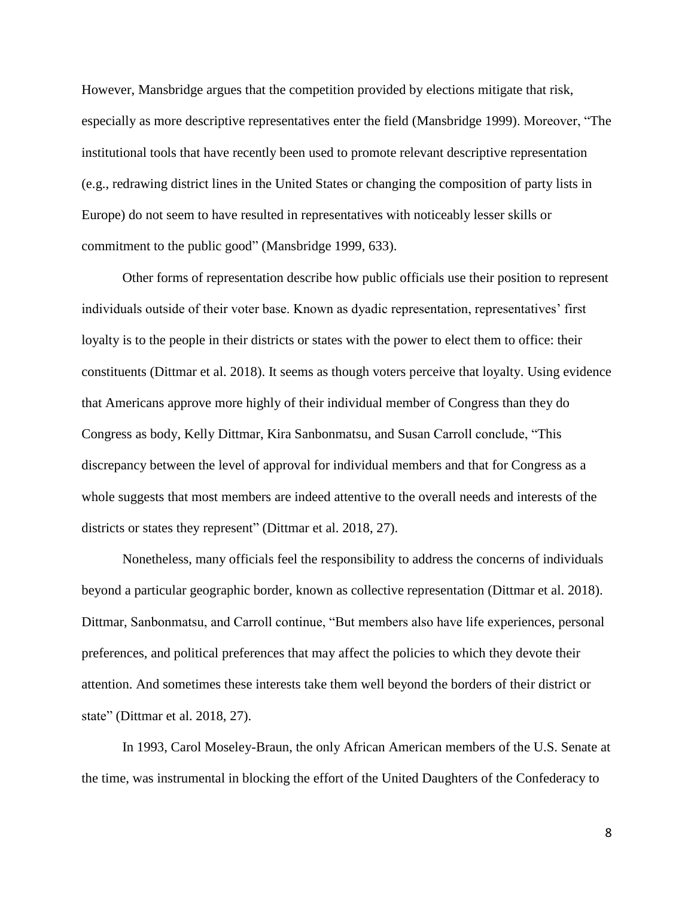However, Mansbridge argues that the competition provided by elections mitigate that risk, especially as more descriptive representatives enter the field (Mansbridge 1999). Moreover, "The institutional tools that have recently been used to promote relevant descriptive representation (e.g., redrawing district lines in the United States or changing the composition of party lists in Europe) do not seem to have resulted in representatives with noticeably lesser skills or commitment to the public good" (Mansbridge 1999, 633).

Other forms of representation describe how public officials use their position to represent individuals outside of their voter base. Known as dyadic representation, representatives' first loyalty is to the people in their districts or states with the power to elect them to office: their constituents (Dittmar et al. 2018). It seems as though voters perceive that loyalty. Using evidence that Americans approve more highly of their individual member of Congress than they do Congress as body, Kelly Dittmar, Kira Sanbonmatsu, and Susan Carroll conclude, "This discrepancy between the level of approval for individual members and that for Congress as a whole suggests that most members are indeed attentive to the overall needs and interests of the districts or states they represent" (Dittmar et al. 2018, 27).

Nonetheless, many officials feel the responsibility to address the concerns of individuals beyond a particular geographic border, known as collective representation (Dittmar et al. 2018). Dittmar, Sanbonmatsu, and Carroll continue, "But members also have life experiences, personal preferences, and political preferences that may affect the policies to which they devote their attention. And sometimes these interests take them well beyond the borders of their district or state" (Dittmar et al. 2018, 27).

In 1993, Carol Moseley-Braun, the only African American members of the U.S. Senate at the time, was instrumental in blocking the effort of the United Daughters of the Confederacy to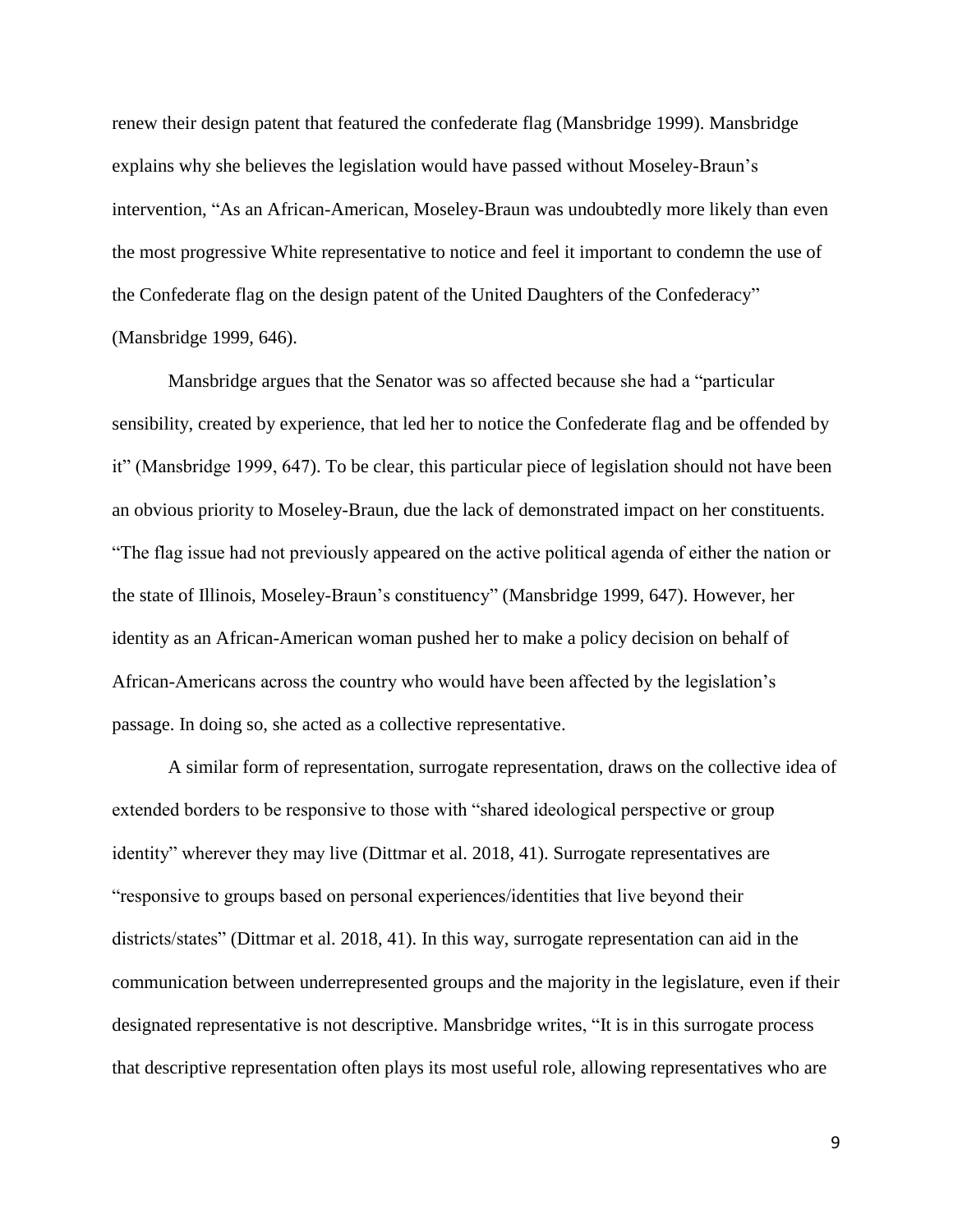renew their design patent that featured the confederate flag (Mansbridge 1999). Mansbridge explains why she believes the legislation would have passed without Moseley-Braun's intervention, "As an African-American, Moseley-Braun was undoubtedly more likely than even the most progressive White representative to notice and feel it important to condemn the use of the Confederate flag on the design patent of the United Daughters of the Confederacy" (Mansbridge 1999, 646).

Mansbridge argues that the Senator was so affected because she had a "particular sensibility, created by experience, that led her to notice the Confederate flag and be offended by it" (Mansbridge 1999, 647). To be clear, this particular piece of legislation should not have been an obvious priority to Moseley-Braun, due the lack of demonstrated impact on her constituents. "The flag issue had not previously appeared on the active political agenda of either the nation or the state of Illinois, Moseley-Braun's constituency" (Mansbridge 1999, 647). However, her identity as an African-American woman pushed her to make a policy decision on behalf of African-Americans across the country who would have been affected by the legislation's passage. In doing so, she acted as a collective representative.

A similar form of representation, surrogate representation, draws on the collective idea of extended borders to be responsive to those with "shared ideological perspective or group identity" wherever they may live (Dittmar et al. 2018, 41). Surrogate representatives are "responsive to groups based on personal experiences/identities that live beyond their districts/states" (Dittmar et al. 2018, 41). In this way, surrogate representation can aid in the communication between underrepresented groups and the majority in the legislature, even if their designated representative is not descriptive. Mansbridge writes, "It is in this surrogate process that descriptive representation often plays its most useful role, allowing representatives who are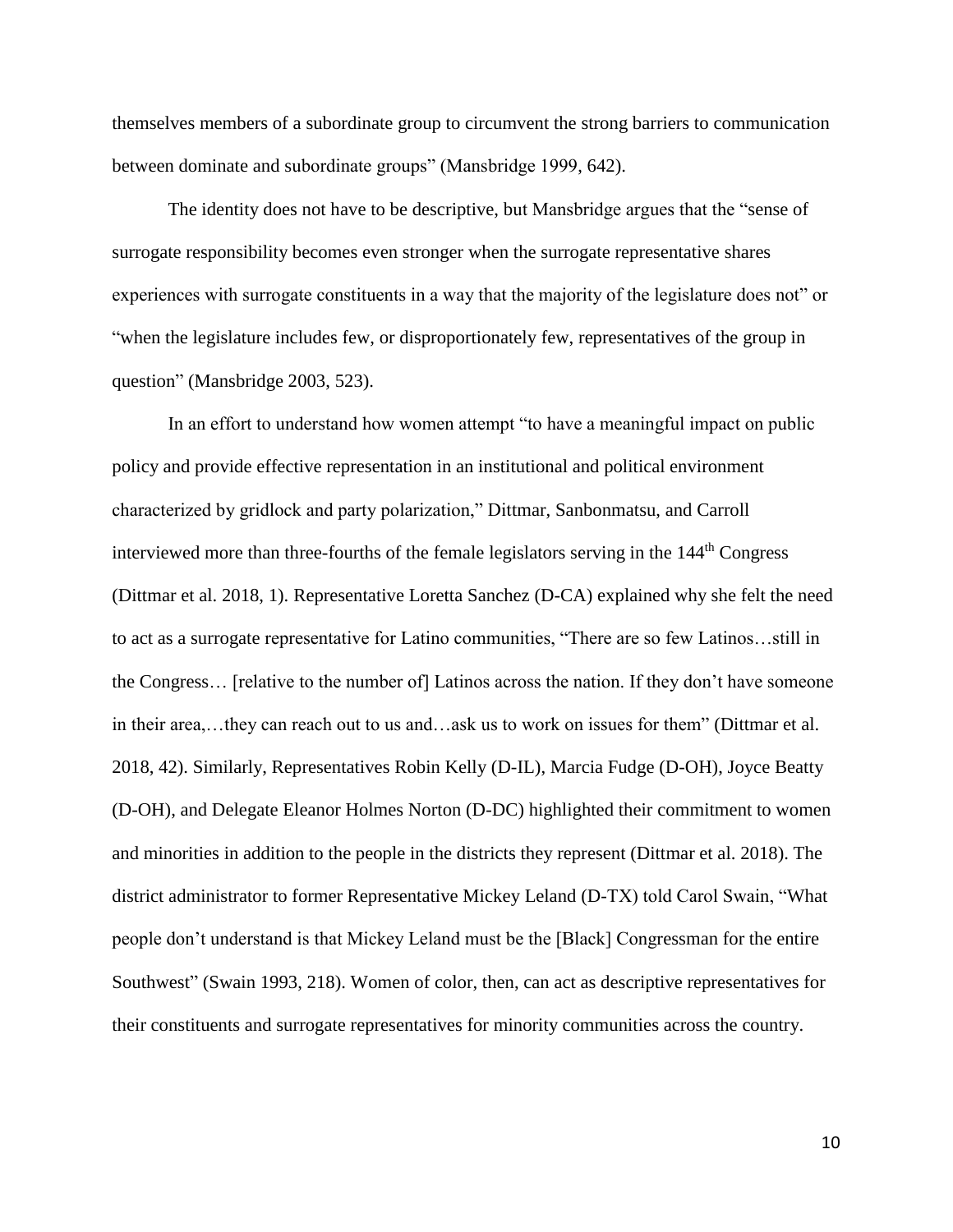themselves members of a subordinate group to circumvent the strong barriers to communication between dominate and subordinate groups" (Mansbridge 1999, 642).

The identity does not have to be descriptive, but Mansbridge argues that the "sense of surrogate responsibility becomes even stronger when the surrogate representative shares experiences with surrogate constituents in a way that the majority of the legislature does not" or "when the legislature includes few, or disproportionately few, representatives of the group in question" (Mansbridge 2003, 523).

In an effort to understand how women attempt "to have a meaningful impact on public policy and provide effective representation in an institutional and political environment characterized by gridlock and party polarization," Dittmar, Sanbonmatsu, and Carroll interviewed more than three-fourths of the female legislators serving in the 144th Congress (Dittmar et al. 2018, 1). Representative Loretta Sanchez (D-CA) explained why she felt the need to act as a surrogate representative for Latino communities, "There are so few Latinos…still in the Congress… [relative to the number of] Latinos across the nation. If they don't have someone in their area,…they can reach out to us and…ask us to work on issues for them" (Dittmar et al. 2018, 42). Similarly, Representatives Robin Kelly (D-IL), Marcia Fudge (D-OH), Joyce Beatty (D-OH), and Delegate Eleanor Holmes Norton (D-DC) highlighted their commitment to women and minorities in addition to the people in the districts they represent (Dittmar et al. 2018). The district administrator to former Representative Mickey Leland (D-TX) told Carol Swain, "What people don't understand is that Mickey Leland must be the [Black] Congressman for the entire Southwest" (Swain 1993, 218). Women of color, then, can act as descriptive representatives for their constituents and surrogate representatives for minority communities across the country.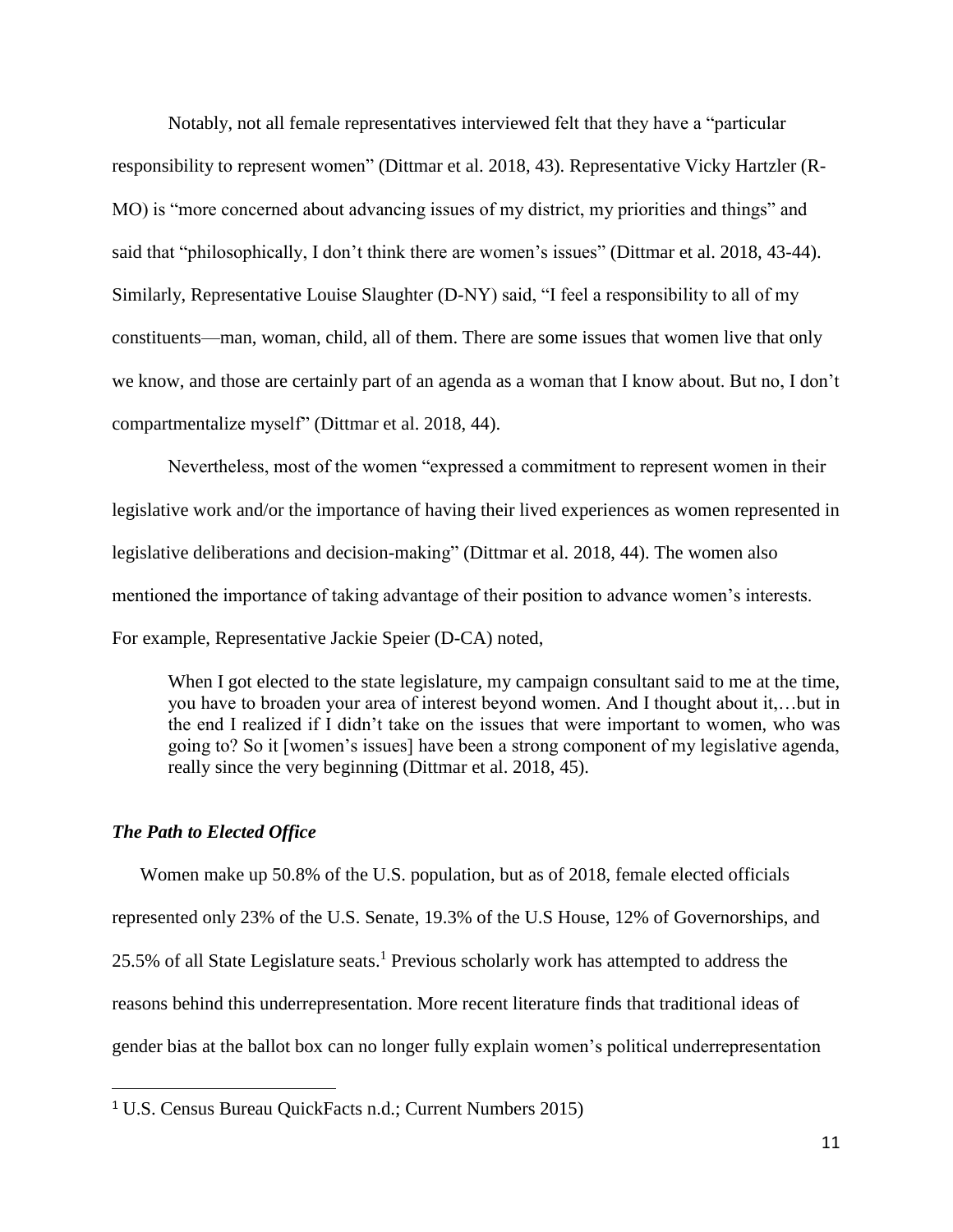Notably, not all female representatives interviewed felt that they have a "particular responsibility to represent women" (Dittmar et al. 2018, 43). Representative Vicky Hartzler (R-MO) is "more concerned about advancing issues of my district, my priorities and things" and said that "philosophically, I don't think there are women's issues" (Dittmar et al. 2018, 43-44). Similarly, Representative Louise Slaughter (D-NY) said, "I feel a responsibility to all of my constituents—man, woman, child, all of them. There are some issues that women live that only we know, and those are certainly part of an agenda as a woman that I know about. But no, I don't compartmentalize myself" (Dittmar et al. 2018, 44).

Nevertheless, most of the women "expressed a commitment to represent women in their legislative work and/or the importance of having their lived experiences as women represented in legislative deliberations and decision-making" (Dittmar et al. 2018, 44). The women also mentioned the importance of taking advantage of their position to advance women's interests. For example, Representative Jackie Speier (D-CA) noted,

> When I got elected to the state legislature, my campaign consultant said to me at the time, you have to broaden your area of interest beyond women. And I thought about it,…but in the end I realized if I didn't take on the issues that were important to women, who was going to? So it [women's issues] have been a strong component of my legislative agenda, really since the very beginning (Dittmar et al. 2018, 45).

### *The Path to Elected Office*

Women make up 50.8% of the U.S. population, but as of 2018, female elected officials represented only 23% of the U.S. Senate, 19.3% of the U.S House, 12% of Governorships, and 25.5% of all State Legislature seats.[1] Previous scholarly work has attempted to address the reasons behind this underrepresentation. More recent literature finds that traditional ideas of gender bias at the ballot box can no longer fully explain women's political underrepresentation

[1] U.S. Census Bureau QuickFacts n.d.; Current Numbers 2015)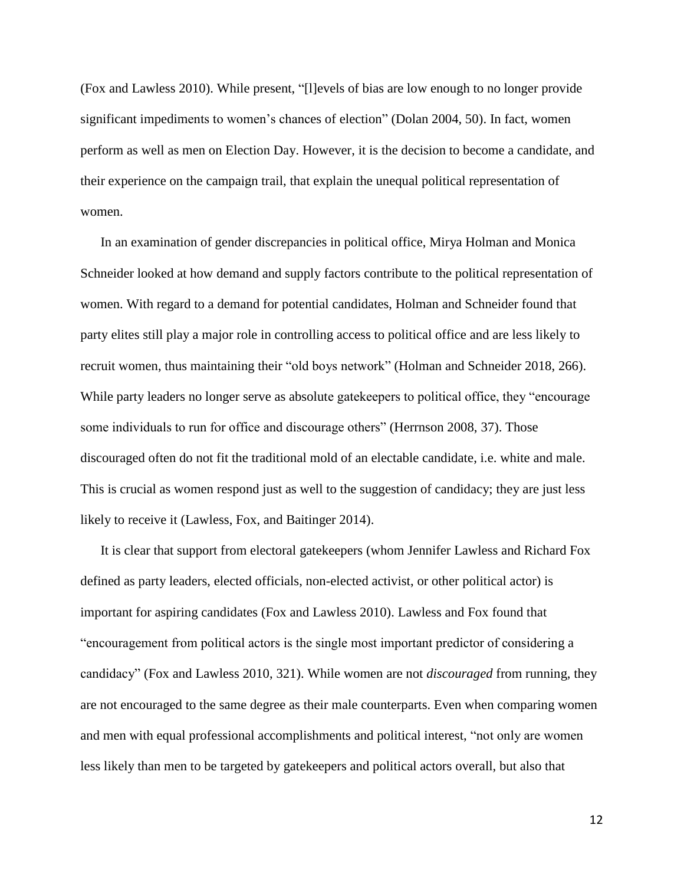(Fox and Lawless 2010). While present, "[l]evels of bias are low enough to no longer provide significant impediments to women's chances of election" (Dolan 2004, 50). In fact, women perform as well as men on Election Day. However, it is the decision to become a candidate, and their experience on the campaign trail, that explain the unequal political representation of women.

In an examination of gender discrepancies in political office, Mirya Holman and Monica Schneider looked at how demand and supply factors contribute to the political representation of women. With regard to a demand for potential candidates, Holman and Schneider found that party elites still play a major role in controlling access to political office and are less likely to recruit women, thus maintaining their "old boys network" (Holman and Schneider 2018, 266). While party leaders no longer serve as absolute gatekeepers to political office, they "encourage some individuals to run for office and discourage others" (Herrnson 2008, 37). Those discouraged often do not fit the traditional mold of an electable candidate, i.e. white and male. This is crucial as women respond just as well to the suggestion of candidacy; they are just less likely to receive it (Lawless, Fox, and Baitinger 2014).

It is clear that support from electoral gatekeepers (whom Jennifer Lawless and Richard Fox defined as party leaders, elected officials, non-elected activist, or other political actor) is important for aspiring candidates (Fox and Lawless 2010). Lawless and Fox found that "encouragement from political actors is the single most important predictor of considering a candidacy" (Fox and Lawless 2010, 321). While women are not *discouraged* from running, they are not encouraged to the same degree as their male counterparts. Even when comparing women and men with equal professional accomplishments and political interest, "not only are women less likely than men to be targeted by gatekeepers and political actors overall, but also that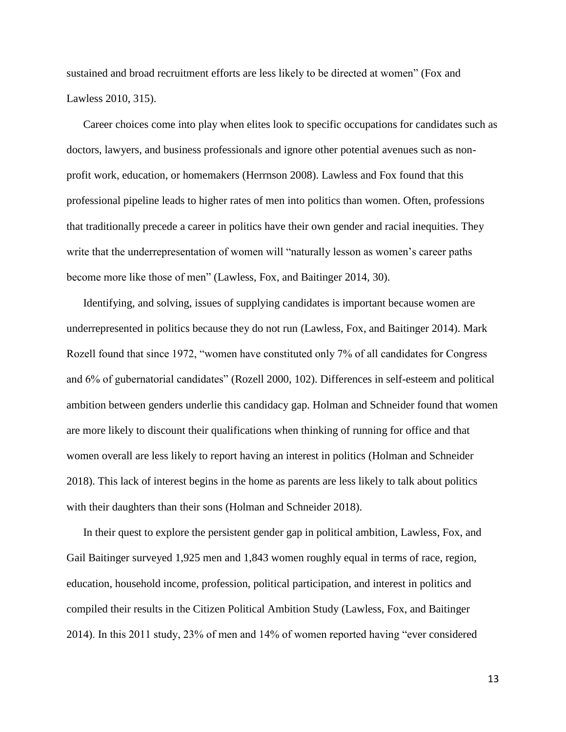sustained and broad recruitment efforts are less likely to be directed at women" (Fox and Lawless 2010, 315).

Career choices come into play when elites look to specific occupations for candidates such as doctors, lawyers, and business professionals and ignore other potential avenues such as non-profit work, education, or homemakers (Herrnson 2008). Lawless and Fox found that this professional pipeline leads to higher rates of men into politics than women. Often, professions that traditionally precede a career in politics have their own gender and racial inequities. They write that the underrepresentation of women will "naturally lesson as women's career paths become more like those of men" (Lawless, Fox, and Baitinger 2014, 30).

Identifying, and solving, issues of supplying candidates is important because women are underrepresented in politics because they do not run (Lawless, Fox, and Baitinger 2014). Mark Rozell found that since 1972, "women have constituted only 7% of all candidates for Congress and 6% of gubernatorial candidates" (Rozell 2000, 102). Differences in self-esteem and political ambition between genders underlie this candidacy gap. Holman and Schneider found that women are more likely to discount their qualifications when thinking of running for office and that women overall are less likely to report having an interest in politics (Holman and Schneider 2018). This lack of interest begins in the home as parents are less likely to talk about politics with their daughters than their sons (Holman and Schneider 2018).

In their quest to explore the persistent gender gap in political ambition, Lawless, Fox, and Gail Baitinger surveyed 1,925 men and 1,843 women roughly equal in terms of race, region, education, household income, profession, political participation, and interest in politics and compiled their results in the Citizen Political Ambition Study (Lawless, Fox, and Baitinger 2014). In this 2011 study, 23% of men and 14% of women reported having "ever considered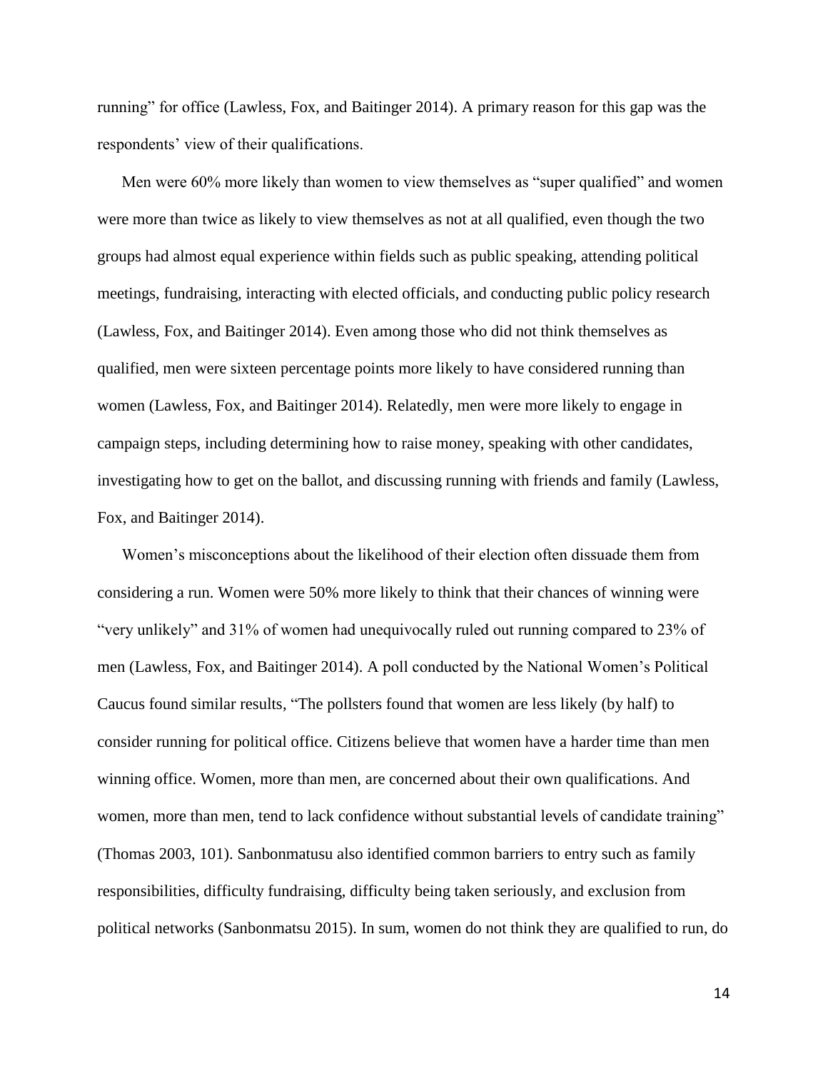running" for office (Lawless, Fox, and Baitinger 2014). A primary reason for this gap was the respondents' view of their qualifications.

Men were 60% more likely than women to view themselves as "super qualified" and women were more than twice as likely to view themselves as not at all qualified, even though the two groups had almost equal experience within fields such as public speaking, attending political meetings, fundraising, interacting with elected officials, and conducting public policy research (Lawless, Fox, and Baitinger 2014). Even among those who did not think themselves as qualified, men were sixteen percentage points more likely to have considered running than women (Lawless, Fox, and Baitinger 2014). Relatedly, men were more likely to engage in campaign steps, including determining how to raise money, speaking with other candidates, investigating how to get on the ballot, and discussing running with friends and family (Lawless, Fox, and Baitinger 2014).

Women's misconceptions about the likelihood of their election often dissuade them from considering a run. Women were 50% more likely to think that their chances of winning were "very unlikely" and 31% of women had unequivocally ruled out running compared to 23% of men (Lawless, Fox, and Baitinger 2014). A poll conducted by the National Women's Political Caucus found similar results, "The pollsters found that women are less likely (by half) to consider running for political office. Citizens believe that women have a harder time than men winning office. Women, more than men, are concerned about their own qualifications. And women, more than men, tend to lack confidence without substantial levels of candidate training" (Thomas 2003, 101). Sanbonmatusu also identified common barriers to entry such as family responsibilities, difficulty fundraising, difficulty being taken seriously, and exclusion from political networks (Sanbonmatsu 2015). In sum, women do not think they are qualified to run, do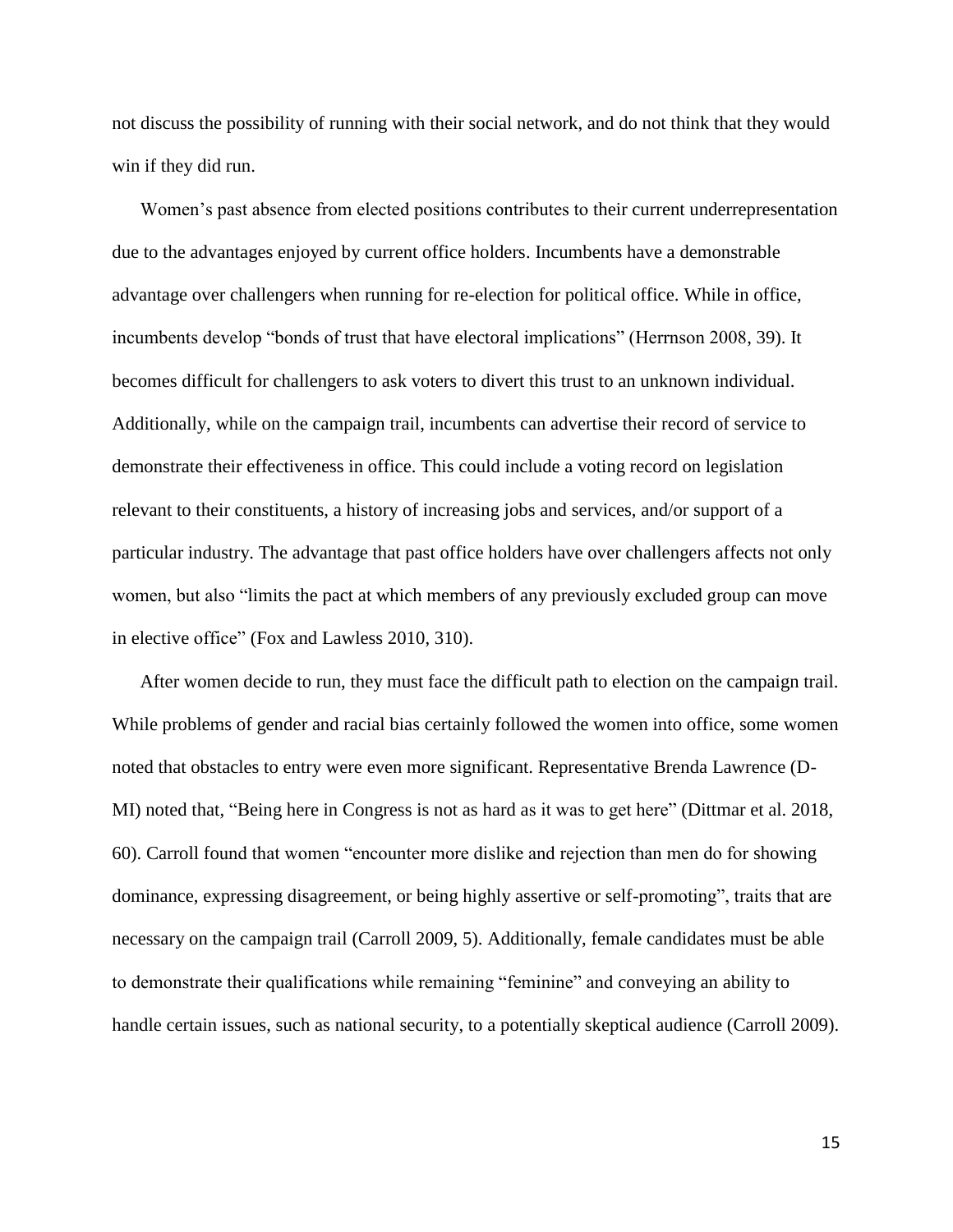not discuss the possibility of running with their social network, and do not think that they would win if they did run.

Women's past absence from elected positions contributes to their current underrepresentation due to the advantages enjoyed by current office holders. Incumbents have a demonstrable advantage over challengers when running for re-election for political office. While in office, incumbents develop "bonds of trust that have electoral implications" (Herrnson 2008, 39). It becomes difficult for challengers to ask voters to divert this trust to an unknown individual. Additionally, while on the campaign trail, incumbents can advertise their record of service to demonstrate their effectiveness in office. This could include a voting record on legislation relevant to their constituents, a history of increasing jobs and services, and/or support of a particular industry. The advantage that past office holders have over challengers affects not only women, but also "limits the pact at which members of any previously excluded group can move in elective office" (Fox and Lawless 2010, 310).

After women decide to run, they must face the difficult path to election on the campaign trail. While problems of gender and racial bias certainly followed the women into office, some women noted that obstacles to entry were even more significant. Representative Brenda Lawrence (D-MI) noted that, "Being here in Congress is not as hard as it was to get here" (Dittmar et al. 2018, 60). Carroll found that women "encounter more dislike and rejection than men do for showing dominance, expressing disagreement, or being highly assertive or self-promoting", traits that are necessary on the campaign trail (Carroll 2009, 5). Additionally, female candidates must be able to demonstrate their qualifications while remaining "feminine" and conveying an ability to handle certain issues, such as national security, to a potentially skeptical audience (Carroll 2009).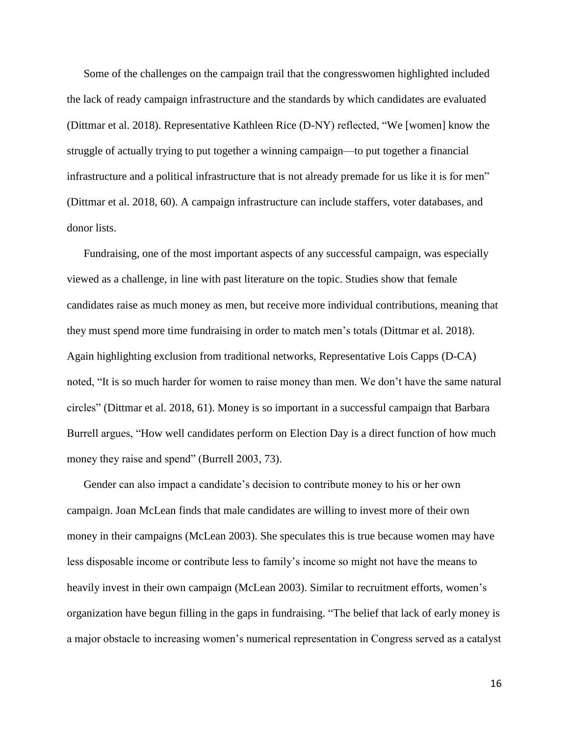Some of the challenges on the campaign trail that the congresswomen highlighted included the lack of ready campaign infrastructure and the standards by which candidates are evaluated (Dittmar et al. 2018). Representative Kathleen Rice (D-NY) reflected, "We [women] know the struggle of actually trying to put together a winning campaign—to put together a financial infrastructure and a political infrastructure that is not already premade for us like it is for men" (Dittmar et al. 2018, 60). A campaign infrastructure can include staffers, voter databases, and donor lists.

Fundraising, one of the most important aspects of any successful campaign, was especially viewed as a challenge, in line with past literature on the topic. Studies show that female candidates raise as much money as men, but receive more individual contributions, meaning that they must spend more time fundraising in order to match men's totals (Dittmar et al. 2018). Again highlighting exclusion from traditional networks, Representative Lois Capps (D-CA) noted, "It is so much harder for women to raise money than men. We don't have the same natural circles" (Dittmar et al. 2018, 61). Money is so important in a successful campaign that Barbara Burrell argues, "How well candidates perform on Election Day is a direct function of how much money they raise and spend" (Burrell 2003, 73).

Gender can also impact a candidate's decision to contribute money to his or her own campaign. Joan McLean finds that male candidates are willing to invest more of their own money in their campaigns (McLean 2003). She speculates this is true because women may have less disposable income or contribute less to family's income so might not have the means to heavily invest in their own campaign (McLean 2003). Similar to recruitment efforts, women's organization have begun filling in the gaps in fundraising. "The belief that lack of early money is a major obstacle to increasing women's numerical representation in Congress served as a catalyst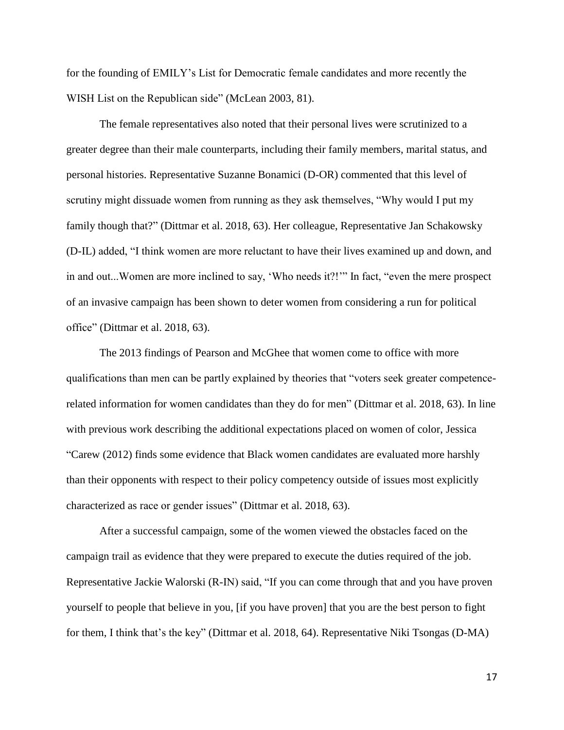for the founding of EMILY's List for Democratic female candidates and more recently the WISH List on the Republican side" (McLean 2003, 81).

The female representatives also noted that their personal lives were scrutinized to a greater degree than their male counterparts, including their family members, marital status, and personal histories. Representative Suzanne Bonamici (D-OR) commented that this level of scrutiny might dissuade women from running as they ask themselves, "Why would I put my family though that?" (Dittmar et al. 2018, 63). Her colleague, Representative Jan Schakowsky (D-IL) added, "I think women are more reluctant to have their lives examined up and down, and in and out...Women are more inclined to say, 'Who needs it?!'" In fact, "even the mere prospect of an invasive campaign has been shown to deter women from considering a run for political office" (Dittmar et al. 2018, 63).

The 2013 findings of Pearson and McGhee that women come to office with more qualifications than men can be partly explained by theories that "voters seek greater competence-related information for women candidates than they do for men" (Dittmar et al. 2018, 63). In line with previous work describing the additional expectations placed on women of color, Jessica "Carew (2012) finds some evidence that Black women candidates are evaluated more harshly than their opponents with respect to their policy competency outside of issues most explicitly characterized as race or gender issues" (Dittmar et al. 2018, 63).

After a successful campaign, some of the women viewed the obstacles faced on the campaign trail as evidence that they were prepared to execute the duties required of the job. Representative Jackie Walorski (R-IN) said, "If you can come through that and you have proven yourself to people that believe in you, [if you have proven] that you are the best person to fight for them, I think that's the key" (Dittmar et al. 2018, 64). Representative Niki Tsongas (D-MA)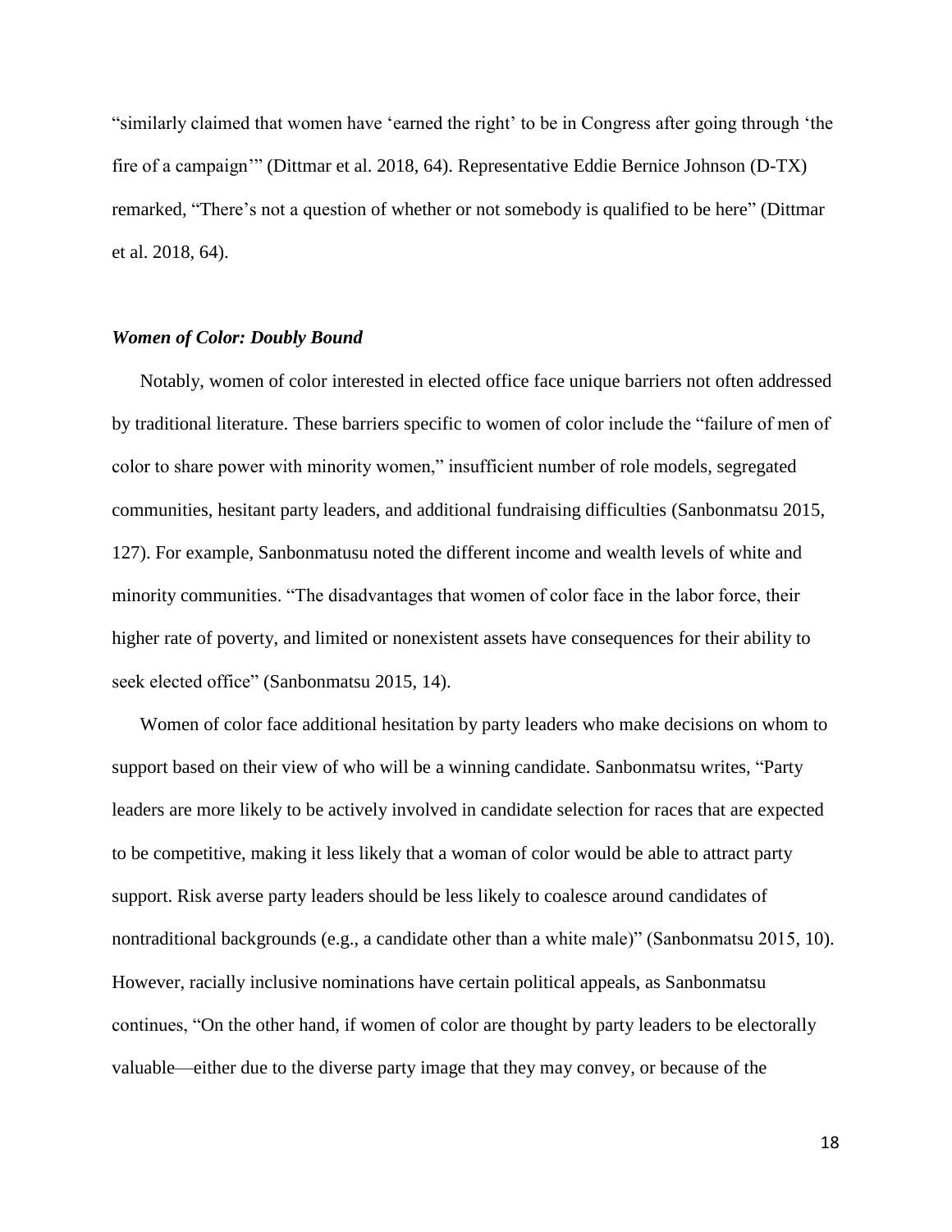"similarly claimed that women have 'earned the right' to be in Congress after going through 'the fire of a campaign'" (Dittmar et al. 2018, 64). Representative Eddie Bernice Johnson (D-TX) remarked, "There's not a question of whether or not somebody is qualified to be here" (Dittmar et al. 2018, 64).

### *Women of Color: Doubly Bound*

Notably, women of color interested in elected office face unique barriers not often addressed by traditional literature. These barriers specific to women of color include the "failure of men of color to share power with minority women," insufficient number of role models, segregated communities, hesitant party leaders, and additional fundraising difficulties (Sanbonmatsu 2015, 127). For example, Sanbonmatusu noted the different income and wealth levels of white and minority communities. "The disadvantages that women of color face in the labor force, their higher rate of poverty, and limited or nonexistent assets have consequences for their ability to seek elected office" (Sanbonmatsu 2015, 14).

Women of color face additional hesitation by party leaders who make decisions on whom to support based on their view of who will be a winning candidate. Sanbonmatsu writes, "Party leaders are more likely to be actively involved in candidate selection for races that are expected to be competitive, making it less likely that a woman of color would be able to attract party support. Risk averse party leaders should be less likely to coalesce around candidates of nontraditional backgrounds (e.g., a candidate other than a white male)" (Sanbonmatsu 2015, 10). However, racially inclusive nominations have certain political appeals, as Sanbonmatsu continues, "On the other hand, if women of color are thought by party leaders to be electorally valuable—either due to the diverse party image that they may convey, or because of the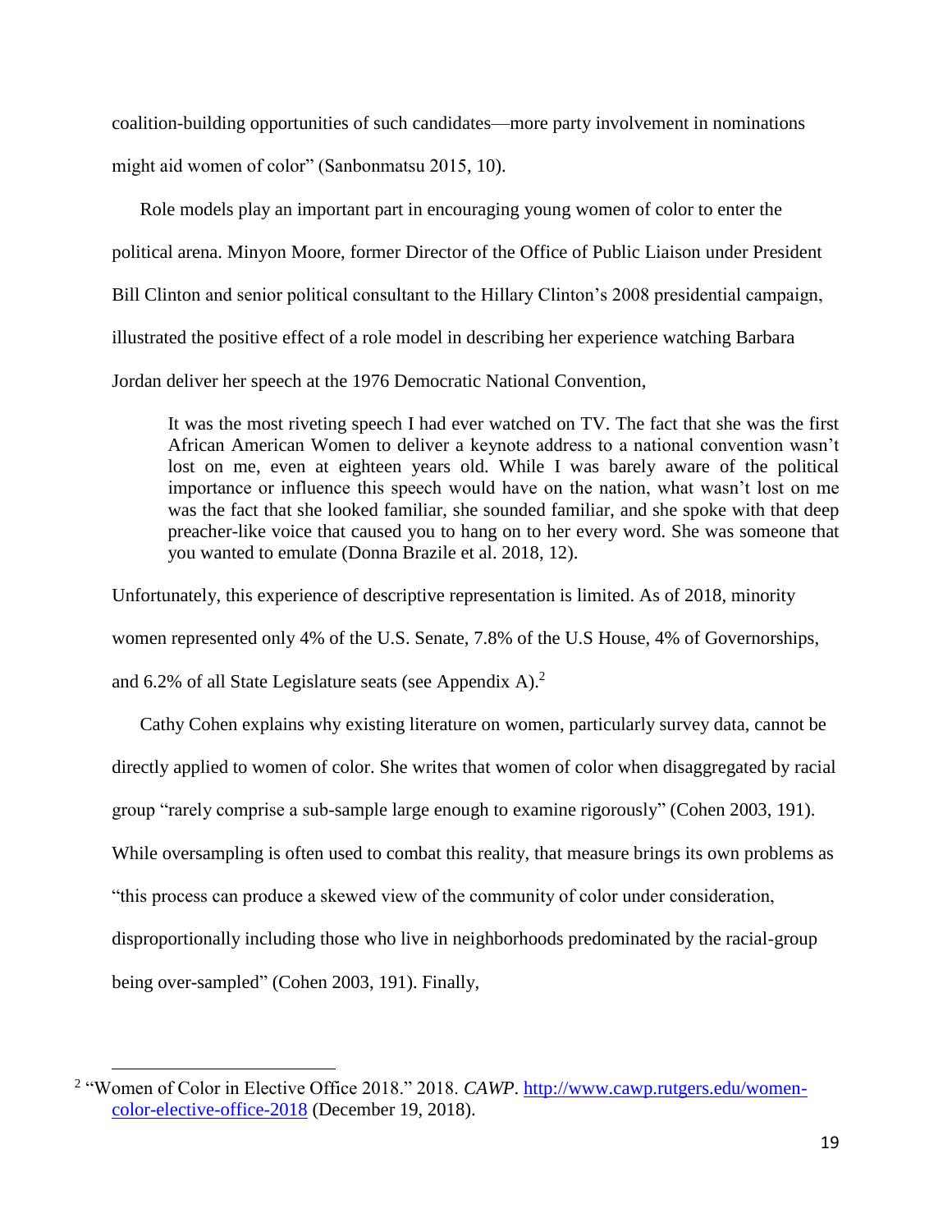coalition-building opportunities of such candidates—more party involvement in nominations might aid women of color" (Sanbonmatsu 2015, 10).

Role models play an important part in encouraging young women of color to enter the political arena. Minyon Moore, former Director of the Office of Public Liaison under President Bill Clinton and senior political consultant to the Hillary Clinton's 2008 presidential campaign, illustrated the positive effect of a role model in describing her experience watching Barbara Jordan deliver her speech at the 1976 Democratic National Convention,

> It was the most riveting speech I had ever watched on TV. The fact that she was the first African American Women to deliver a keynote address to a national convention wasn't lost on me, even at eighteen years old. While I was barely aware of the political importance or influence this speech would have on the nation, what wasn't lost on me was the fact that she looked familiar, she sounded familiar, and she spoke with that deep preacher-like voice that caused you to hang on to her every word. She was someone that you wanted to emulate (Donna Brazile et al. 2018, 12).

Unfortunately, this experience of descriptive representation is limited. As of 2018, minority women represented only 4% of the U.S. Senate, 7.8% of the U.S House, 4% of Governorships, and 6.2% of all State Legislature seats (see Appendix A).[2]

Cathy Cohen explains why existing literature on women, particularly survey data, cannot be directly applied to women of color. She writes that women of color when disaggregated by racial group "rarely comprise a sub-sample large enough to examine rigorously" (Cohen 2003, 191). While oversampling is often used to combat this reality, that measure brings its own problems as "this process can produce a skewed view of the community of color under consideration, disproportionally including those who live in neighborhoods predominated by the racial-group being over-sampled" (Cohen 2003, 191). Finally,

---

[2] "Women of Color in Elective Office 2018." 2018. *CAWP*. [http://www.cawp.rutgers.edu/women-color-elective-office-2018](http://www.cawp.rutgers.edu/women-color-elective-office-2018) (December 19, 2018).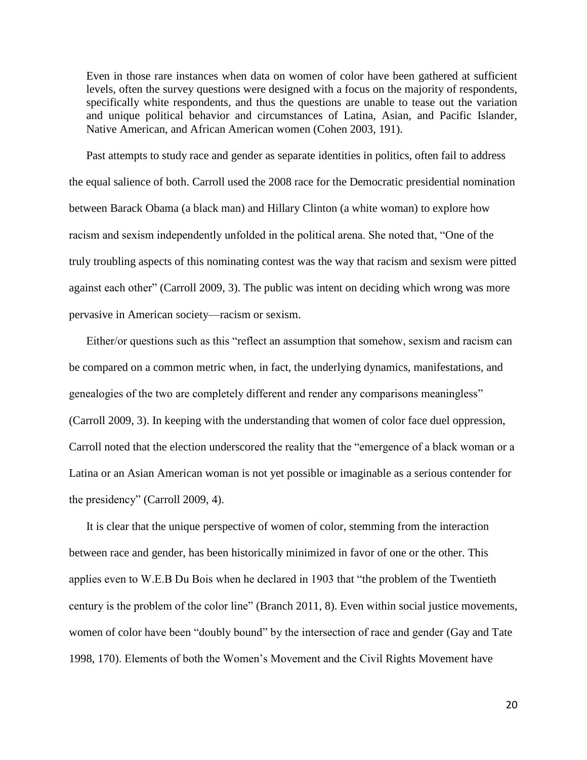> Even in those rare instances when data on women of color have been gathered at sufficient levels, often the survey questions were designed with a focus on the majority of respondents, specifically white respondents, and thus the questions are unable to tease out the variation and unique political behavior and circumstances of Latina, Asian, and Pacific Islander, Native American, and African American women (Cohen 2003, 191).

Past attempts to study race and gender as separate identities in politics, often fail to address the equal salience of both. Carroll used the 2008 race for the Democratic presidential nomination between Barack Obama (a black man) and Hillary Clinton (a white woman) to explore how racism and sexism independently unfolded in the political arena. She noted that, "One of the truly troubling aspects of this nominating contest was the way that racism and sexism were pitted against each other" (Carroll 2009, 3). The public was intent on deciding which wrong was more pervasive in American society—racism or sexism.

Either/or questions such as this "reflect an assumption that somehow, sexism and racism can be compared on a common metric when, in fact, the underlying dynamics, manifestations, and genealogies of the two are completely different and render any comparisons meaningless" (Carroll 2009, 3). In keeping with the understanding that women of color face duel oppression, Carroll noted that the election underscored the reality that the "emergence of a black woman or a Latina or an Asian American woman is not yet possible or imaginable as a serious contender for the presidency" (Carroll 2009, 4).

It is clear that the unique perspective of women of color, stemming from the interaction between race and gender, has been historically minimized in favor of one or the other. This applies even to W.E.B Du Bois when he declared in 1903 that "the problem of the Twentieth century is the problem of the color line" (Branch 2011, 8). Even within social justice movements, women of color have been "doubly bound" by the intersection of race and gender (Gay and Tate 1998, 170). Elements of both the Women's Movement and the Civil Rights Movement have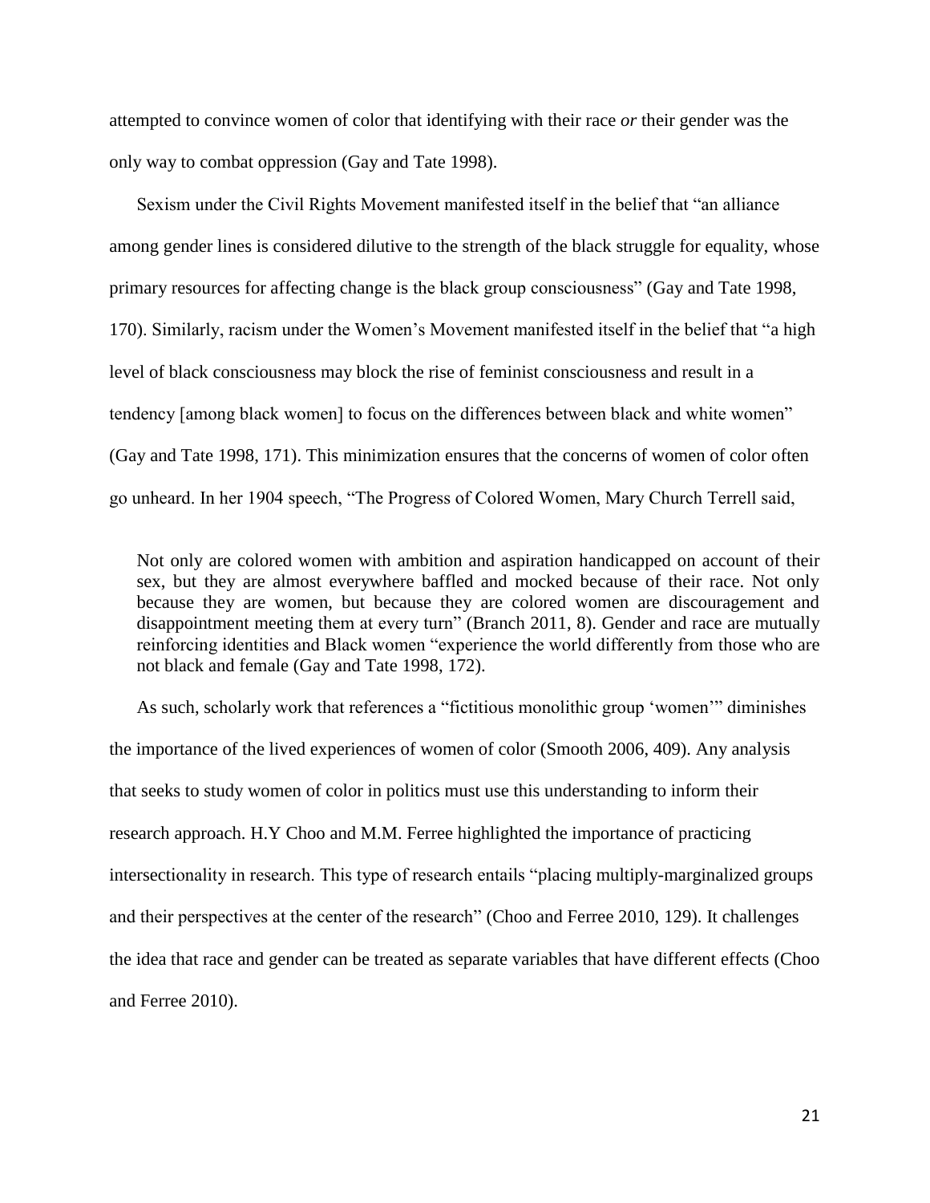attempted to convince women of color that identifying with their race *or* their gender was the only way to combat oppression (Gay and Tate 1998).

Sexism under the Civil Rights Movement manifested itself in the belief that "an alliance among gender lines is considered dilutive to the strength of the black struggle for equality, whose primary resources for affecting change is the black group consciousness" (Gay and Tate 1998, 170). Similarly, racism under the Women's Movement manifested itself in the belief that "a high level of black consciousness may block the rise of feminist consciousness and result in a tendency [among black women] to focus on the differences between black and white women" (Gay and Tate 1998, 171). This minimization ensures that the concerns of women of color often go unheard. In her 1904 speech, "The Progress of Colored Women, Mary Church Terrell said,

> Not only are colored women with ambition and aspiration handicapped on account of their sex, but they are almost everywhere baffled and mocked because of their race. Not only because they are women, but because they are colored women are discouragement and disappointment meeting them at every turn" (Branch 2011, 8). Gender and race are mutually reinforcing identities and Black women "experience the world differently from those who are not black and female (Gay and Tate 1998, 172).

As such, scholarly work that references a "fictitious monolithic group 'women'" diminishes the importance of the lived experiences of women of color (Smooth 2006, 409). Any analysis that seeks to study women of color in politics must use this understanding to inform their research approach. H.Y Choo and M.M. Ferree highlighted the importance of practicing intersectionality in research. This type of research entails "placing multiply-marginalized groups and their perspectives at the center of the research" (Choo and Ferree 2010, 129). It challenges the idea that race and gender can be treated as separate variables that have different effects (Choo and Ferree 2010).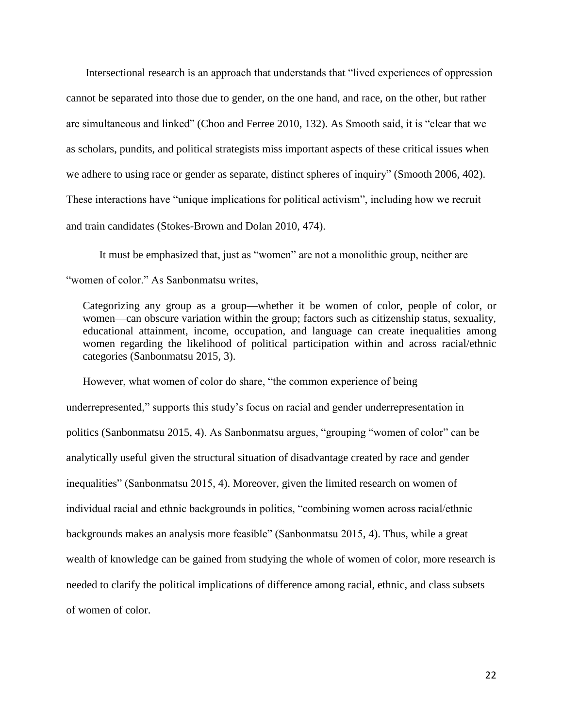Intersectional research is an approach that understands that "lived experiences of oppression cannot be separated into those due to gender, on the one hand, and race, on the other, but rather are simultaneous and linked" (Choo and Ferree 2010, 132). As Smooth said, it is "clear that we as scholars, pundits, and political strategists miss important aspects of these critical issues when we adhere to using race or gender as separate, distinct spheres of inquiry" (Smooth 2006, 402). These interactions have "unique implications for political activism", including how we recruit and train candidates (Stokes-Brown and Dolan 2010, 474).

It must be emphasized that, just as "women" are not a monolithic group, neither are "women of color." As Sanbonmatsu writes,

> Categorizing any group as a group—whether it be women of color, people of color, or women—can obscure variation within the group; factors such as citizenship status, sexuality, educational attainment, income, occupation, and language can create inequalities among women regarding the likelihood of political participation within and across racial/ethnic categories (Sanbonmatsu 2015, 3).

However, what women of color do share, "the common experience of being underrepresented," supports this study's focus on racial and gender underrepresentation in politics (Sanbonmatsu 2015, 4). As Sanbonmatsu argues, "grouping "women of color" can be analytically useful given the structural situation of disadvantage created by race and gender inequalities" (Sanbonmatsu 2015, 4). Moreover, given the limited research on women of individual racial and ethnic backgrounds in politics, "combining women across racial/ethnic backgrounds makes an analysis more feasible" (Sanbonmatsu 2015, 4). Thus, while a great wealth of knowledge can be gained from studying the whole of women of color, more research is needed to clarify the political implications of difference among racial, ethnic, and class subsets of women of color.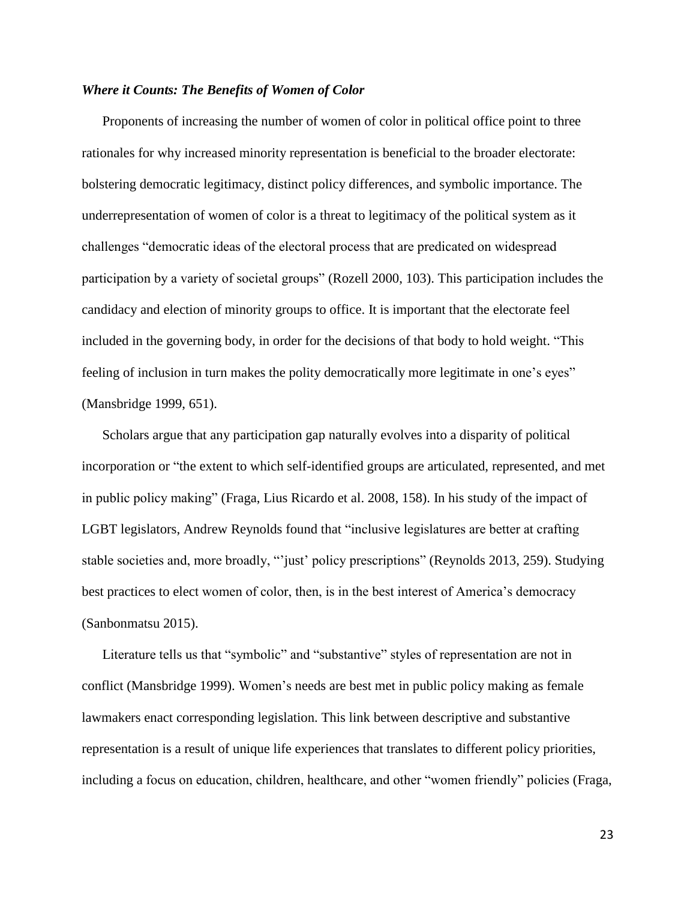### ***Where it Counts: The Benefits of Women of Color***

Proponents of increasing the number of women of color in political office point to three rationales for why increased minority representation is beneficial to the broader electorate: bolstering democratic legitimacy, distinct policy differences, and symbolic importance. The underrepresentation of women of color is a threat to legitimacy of the political system as it challenges "democratic ideas of the electoral process that are predicated on widespread participation by a variety of societal groups" (Rozell 2000, 103). This participation includes the candidacy and election of minority groups to office. It is important that the electorate feel included in the governing body, in order for the decisions of that body to hold weight. "This feeling of inclusion in turn makes the polity democratically more legitimate in one's eyes" (Mansbridge 1999, 651).

Scholars argue that any participation gap naturally evolves into a disparity of political incorporation or "the extent to which self-identified groups are articulated, represented, and met in public policy making" (Fraga, Lius Ricardo et al. 2008, 158). In his study of the impact of LGBT legislators, Andrew Reynolds found that "inclusive legislatures are better at crafting stable societies and, more broadly, "'just' policy prescriptions" (Reynolds 2013, 259). Studying best practices to elect women of color, then, is in the best interest of America's democracy (Sanbonmatsu 2015).

Literature tells us that "symbolic" and "substantive" styles of representation are not in conflict (Mansbridge 1999). Women's needs are best met in public policy making as female lawmakers enact corresponding legislation. This link between descriptive and substantive representation is a result of unique life experiences that translates to different policy priorities, including a focus on education, children, healthcare, and other "women friendly" policies (Fraga,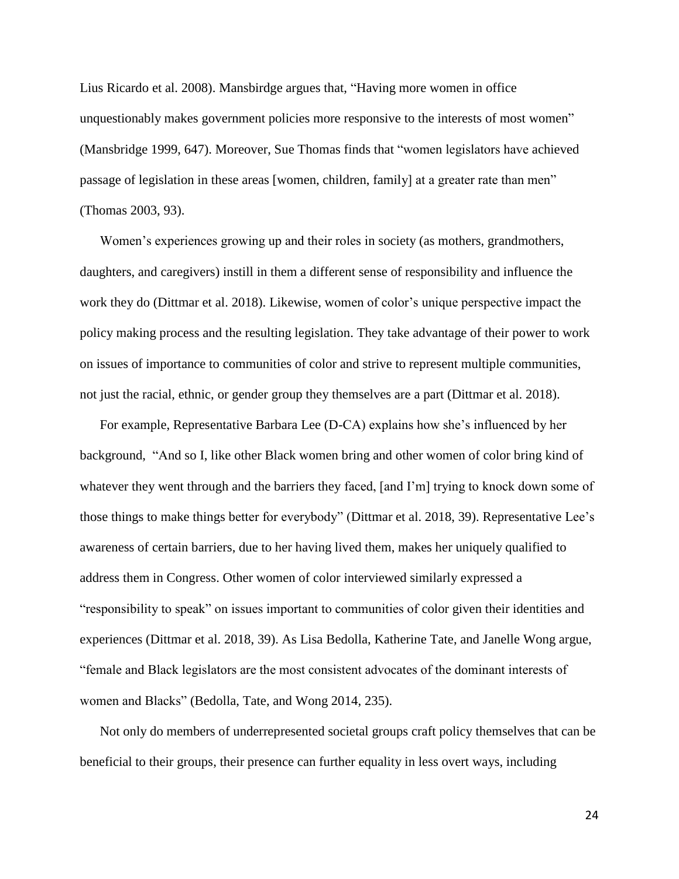Lius Ricardo et al. 2008). Mansbirdge argues that, "Having more women in office unquestionably makes government policies more responsive to the interests of most women" (Mansbridge 1999, 647). Moreover, Sue Thomas finds that "women legislators have achieved passage of legislation in these areas [women, children, family] at a greater rate than men" (Thomas 2003, 93).

Women's experiences growing up and their roles in society (as mothers, grandmothers, daughters, and caregivers) instill in them a different sense of responsibility and influence the work they do (Dittmar et al. 2018). Likewise, women of color's unique perspective impact the policy making process and the resulting legislation. They take advantage of their power to work on issues of importance to communities of color and strive to represent multiple communities, not just the racial, ethnic, or gender group they themselves are a part (Dittmar et al. 2018).

For example, Representative Barbara Lee (D-CA) explains how she's influenced by her background, "And so I, like other Black women bring and other women of color bring kind of whatever they went through and the barriers they faced, [and I'm] trying to knock down some of those things to make things better for everybody" (Dittmar et al. 2018, 39). Representative Lee's awareness of certain barriers, due to her having lived them, makes her uniquely qualified to address them in Congress. Other women of color interviewed similarly expressed a "responsibility to speak" on issues important to communities of color given their identities and experiences (Dittmar et al. 2018, 39). As Lisa Bedolla, Katherine Tate, and Janelle Wong argue, "female and Black legislators are the most consistent advocates of the dominant interests of women and Blacks" (Bedolla, Tate, and Wong 2014, 235).

Not only do members of underrepresented societal groups craft policy themselves that can be beneficial to their groups, their presence can further equality in less overt ways, including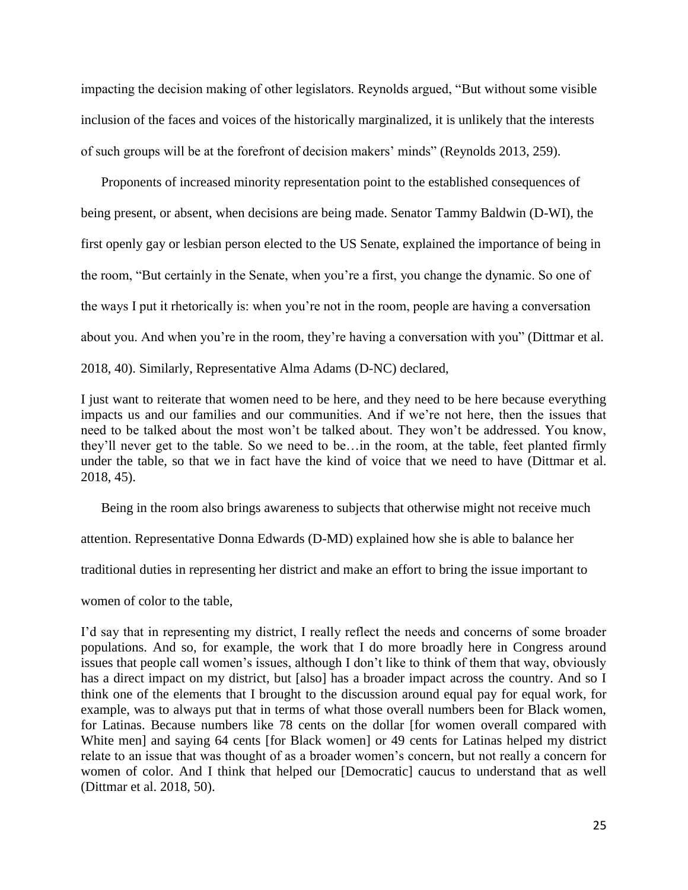impacting the decision making of other legislators. Reynolds argued, "But without some visible inclusion of the faces and voices of the historically marginalized, it is unlikely that the interests of such groups will be at the forefront of decision makers' minds" (Reynolds 2013, 259).

Proponents of increased minority representation point to the established consequences of being present, or absent, when decisions are being made. Senator Tammy Baldwin (D-WI), the first openly gay or lesbian person elected to the US Senate, explained the importance of being in the room, "But certainly in the Senate, when you're a first, you change the dynamic. So one of the ways I put it rhetorically is: when you're not in the room, people are having a conversation about you. And when you're in the room, they're having a conversation with you" (Dittmar et al. 2018, 40). Similarly, Representative Alma Adams (D-NC) declared,

> I just want to reiterate that women need to be here, and they need to be here because everything impacts us and our families and our communities. And if we're not here, then the issues that need to be talked about the most won't be talked about. They won't be addressed. You know, they'll never get to the table. So we need to be…in the room, at the table, feet planted firmly under the table, so that we in fact have the kind of voice that we need to have (Dittmar et al. 2018, 45).

Being in the room also brings awareness to subjects that otherwise might not receive much attention. Representative Donna Edwards (D-MD) explained how she is able to balance her traditional duties in representing her district and make an effort to bring the issue important to women of color to the table,

> I'd say that in representing my district, I really reflect the needs and concerns of some broader populations. And so, for example, the work that I do more broadly here in Congress around issues that people call women's issues, although I don't like to think of them that way, obviously has a direct impact on my district, but [also] has a broader impact across the country. And so I think one of the elements that I brought to the discussion around equal pay for equal work, for example, was to always put that in terms of what those overall numbers been for Black women, for Latinas. Because numbers like 78 cents on the dollar [for women overall compared with White men] and saying 64 cents [for Black women] or 49 cents for Latinas helped my district relate to an issue that was thought of as a broader women's concern, but not really a concern for women of color. And I think that helped our [Democratic] caucus to understand that as well (Dittmar et al. 2018, 50).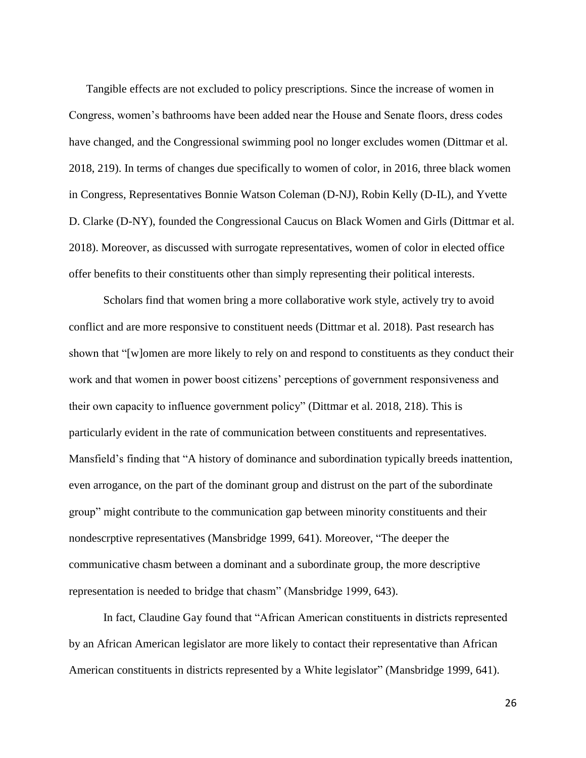Tangible effects are not excluded to policy prescriptions. Since the increase of women in Congress, women's bathrooms have been added near the House and Senate floors, dress codes have changed, and the Congressional swimming pool no longer excludes women (Dittmar et al. 2018, 219). In terms of changes due specifically to women of color, in 2016, three black women in Congress, Representatives Bonnie Watson Coleman (D-NJ), Robin Kelly (D-IL), and Yvette D. Clarke (D-NY), founded the Congressional Caucus on Black Women and Girls (Dittmar et al. 2018). Moreover, as discussed with surrogate representatives, women of color in elected office offer benefits to their constituents other than simply representing their political interests.

Scholars find that women bring a more collaborative work style, actively try to avoid conflict and are more responsive to constituent needs (Dittmar et al. 2018). Past research has shown that "[w]omen are more likely to rely on and respond to constituents as they conduct their work and that women in power boost citizens' perceptions of government responsiveness and their own capacity to influence government policy" (Dittmar et al. 2018, 218). This is particularly evident in the rate of communication between constituents and representatives. Mansfield's finding that "A history of dominance and subordination typically breeds inattention, even arrogance, on the part of the dominant group and distrust on the part of the subordinate group" might contribute to the communication gap between minority constituents and their nondescrptive representatives (Mansbridge 1999, 641). Moreover, "The deeper the communicative chasm between a dominant and a subordinate group, the more descriptive representation is needed to bridge that chasm" (Mansbridge 1999, 643).

In fact, Claudine Gay found that "African American constituents in districts represented by an African American legislator are more likely to contact their representative than African American constituents in districts represented by a White legislator" (Mansbridge 1999, 641).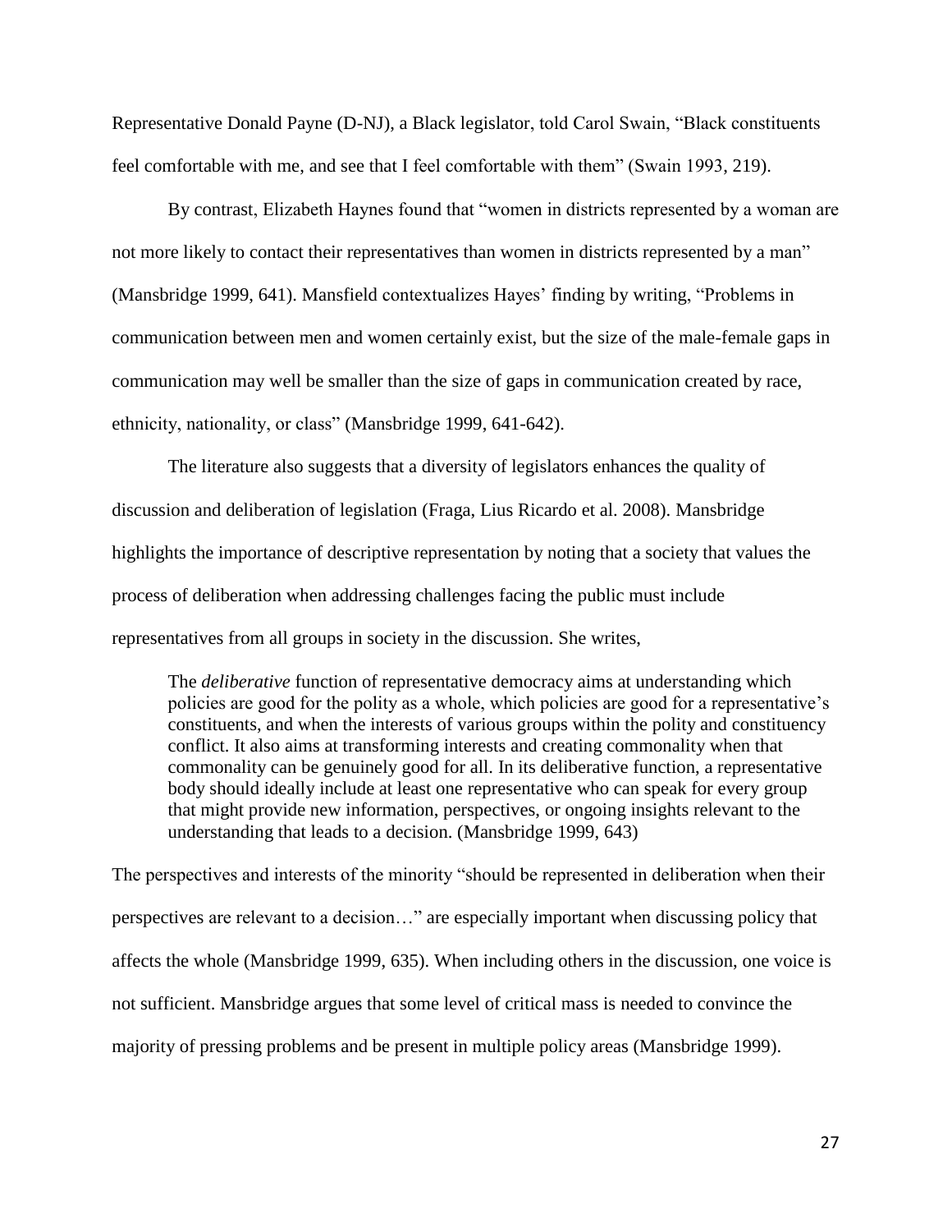Representative Donald Payne (D-NJ), a Black legislator, told Carol Swain, "Black constituents feel comfortable with me, and see that I feel comfortable with them" (Swain 1993, 219).

By contrast, Elizabeth Haynes found that "women in districts represented by a woman are not more likely to contact their representatives than women in districts represented by a man" (Mansbridge 1999, 641). Mansfield contextualizes Hayes' finding by writing, "Problems in communication between men and women certainly exist, but the size of the male-female gaps in communication may well be smaller than the size of gaps in communication created by race, ethnicity, nationality, or class" (Mansbridge 1999, 641-642).

The literature also suggests that a diversity of legislators enhances the quality of discussion and deliberation of legislation (Fraga, Lius Ricardo et al. 2008). Mansbridge highlights the importance of descriptive representation by noting that a society that values the process of deliberation when addressing challenges facing the public must include representatives from all groups in society in the discussion. She writes,

> The *deliberative* function of representative democracy aims at understanding which policies are good for the polity as a whole, which policies are good for a representative's constituents, and when the interests of various groups within the polity and constituency conflict. It also aims at transforming interests and creating commonality when that commonality can be genuinely good for all. In its deliberative function, a representative body should ideally include at least one representative who can speak for every group that might provide new information, perspectives, or ongoing insights relevant to the understanding that leads to a decision. (Mansbridge 1999, 643)

The perspectives and interests of the minority "should be represented in deliberation when their perspectives are relevant to a decision…" are especially important when discussing policy that affects the whole (Mansbridge 1999, 635). When including others in the discussion, one voice is not sufficient. Mansbridge argues that some level of critical mass is needed to convince the majority of pressing problems and be present in multiple policy areas (Mansbridge 1999).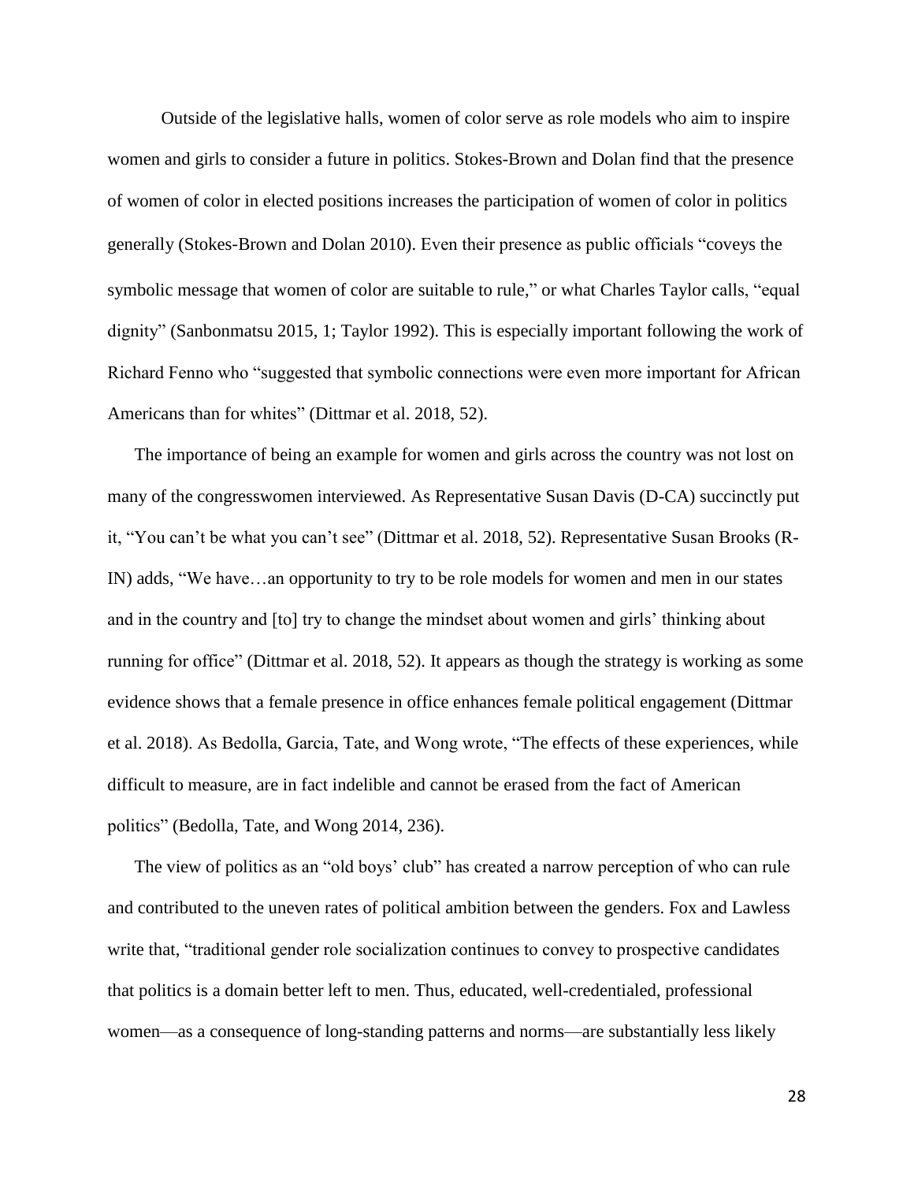Outside of the legislative halls, women of color serve as role models who aim to inspire women and girls to consider a future in politics. Stokes-Brown and Dolan find that the presence of women of color in elected positions increases the participation of women of color in politics generally (Stokes-Brown and Dolan 2010). Even their presence as public officials "coveys the symbolic message that women of color are suitable to rule," or what Charles Taylor calls, "equal dignity" (Sanbonmatsu 2015, 1; Taylor 1992). This is especially important following the work of Richard Fenno who "suggested that symbolic connections were even more important for African Americans than for whites" (Dittmar et al. 2018, 52).

The importance of being an example for women and girls across the country was not lost on many of the congresswomen interviewed. As Representative Susan Davis (D-CA) succinctly put it, "You can't be what you can't see" (Dittmar et al. 2018, 52). Representative Susan Brooks (R-IN) adds, "We have…an opportunity to try to be role models for women and men in our states and in the country and [to] try to change the mindset about women and girls' thinking about running for office" (Dittmar et al. 2018, 52). It appears as though the strategy is working as some evidence shows that a female presence in office enhances female political engagement (Dittmar et al. 2018). As Bedolla, Garcia, Tate, and Wong wrote, "The effects of these experiences, while difficult to measure, are in fact indelible and cannot be erased from the fact of American politics" (Bedolla, Tate, and Wong 2014, 236).

The view of politics as an "old boys' club" has created a narrow perception of who can rule and contributed to the uneven rates of political ambition between the genders. Fox and Lawless write that, "traditional gender role socialization continues to convey to prospective candidates that politics is a domain better left to men. Thus, educated, well-credentialed, professional women—as a consequence of long-standing patterns and norms—are substantially less likely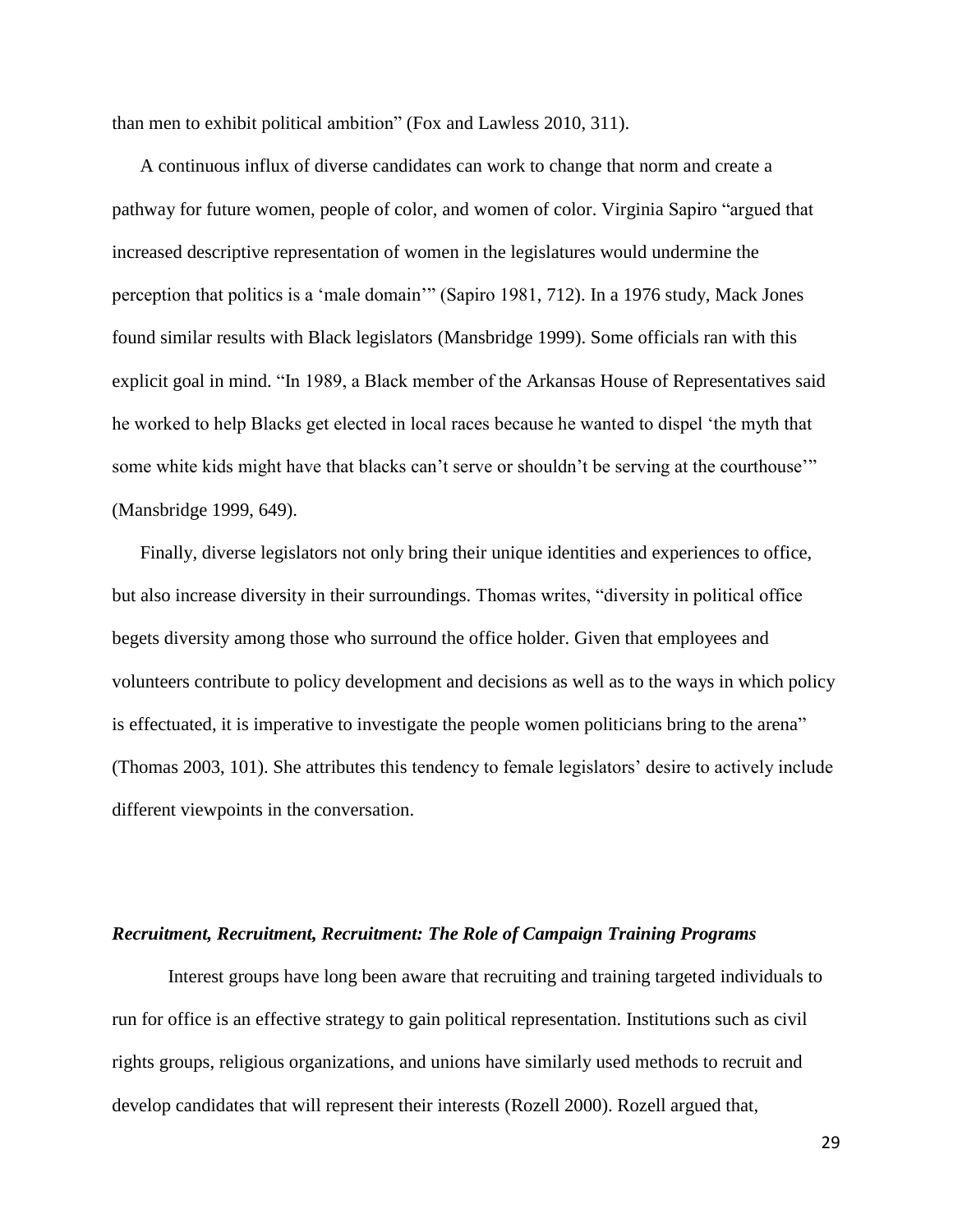than men to exhibit political ambition" (Fox and Lawless 2010, 311).

A continuous influx of diverse candidates can work to change that norm and create a pathway for future women, people of color, and women of color. Virginia Sapiro "argued that increased descriptive representation of women in the legislatures would undermine the perception that politics is a 'male domain'" (Sapiro 1981, 712). In a 1976 study, Mack Jones found similar results with Black legislators (Mansbridge 1999). Some officials ran with this explicit goal in mind. "In 1989, a Black member of the Arkansas House of Representatives said he worked to help Blacks get elected in local races because he wanted to dispel 'the myth that some white kids might have that blacks can't serve or shouldn't be serving at the courthouse'" (Mansbridge 1999, 649).

Finally, diverse legislators not only bring their unique identities and experiences to office, but also increase diversity in their surroundings. Thomas writes, "diversity in political office begets diversity among those who surround the office holder. Given that employees and volunteers contribute to policy development and decisions as well as to the ways in which policy is effectuated, it is imperative to investigate the people women politicians bring to the arena" (Thomas 2003, 101). She attributes this tendency to female legislators' desire to actively include different viewpoints in the conversation.

### *Recruitment, Recruitment, Recruitment: The Role of Campaign Training Programs*

Interest groups have long been aware that recruiting and training targeted individuals to run for office is an effective strategy to gain political representation. Institutions such as civil rights groups, religious organizations, and unions have similarly used methods to recruit and develop candidates that will represent their interests (Rozell 2000). Rozell argued that,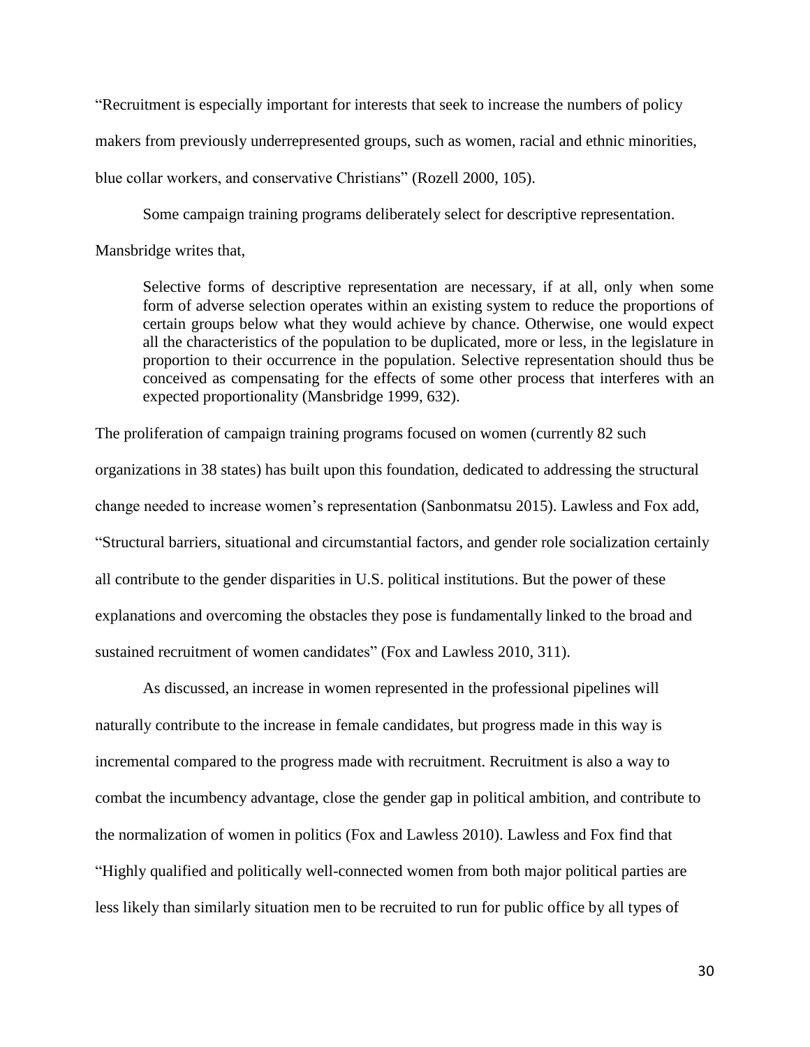"Recruitment is especially important for interests that seek to increase the numbers of policy makers from previously underrepresented groups, such as women, racial and ethnic minorities, blue collar workers, and conservative Christians" (Rozell 2000, 105).

Some campaign training programs deliberately select for descriptive representation. Mansbridge writes that,

> Selective forms of descriptive representation are necessary, if at all, only when some form of adverse selection operates within an existing system to reduce the proportions of certain groups below what they would achieve by chance. Otherwise, one would expect all the characteristics of the population to be duplicated, more or less, in the legislature in proportion to their occurrence in the population. Selective representation should thus be conceived as compensating for the effects of some other process that interferes with an expected proportionality (Mansbridge 1999, 632).

The proliferation of campaign training programs focused on women (currently 82 such organizations in 38 states) has built upon this foundation, dedicated to addressing the structural change needed to increase women's representation (Sanbonmatsu 2015). Lawless and Fox add, "Structural barriers, situational and circumstantial factors, and gender role socialization certainly all contribute to the gender disparities in U.S. political institutions. But the power of these explanations and overcoming the obstacles they pose is fundamentally linked to the broad and sustained recruitment of women candidates" (Fox and Lawless 2010, 311).

As discussed, an increase in women represented in the professional pipelines will naturally contribute to the increase in female candidates, but progress made in this way is incremental compared to the progress made with recruitment. Recruitment is also a way to combat the incumbency advantage, close the gender gap in political ambition, and contribute to the normalization of women in politics (Fox and Lawless 2010). Lawless and Fox find that "Highly qualified and politically well-connected women from both major political parties are less likely than similarly situation men to be recruited to run for public office by all types of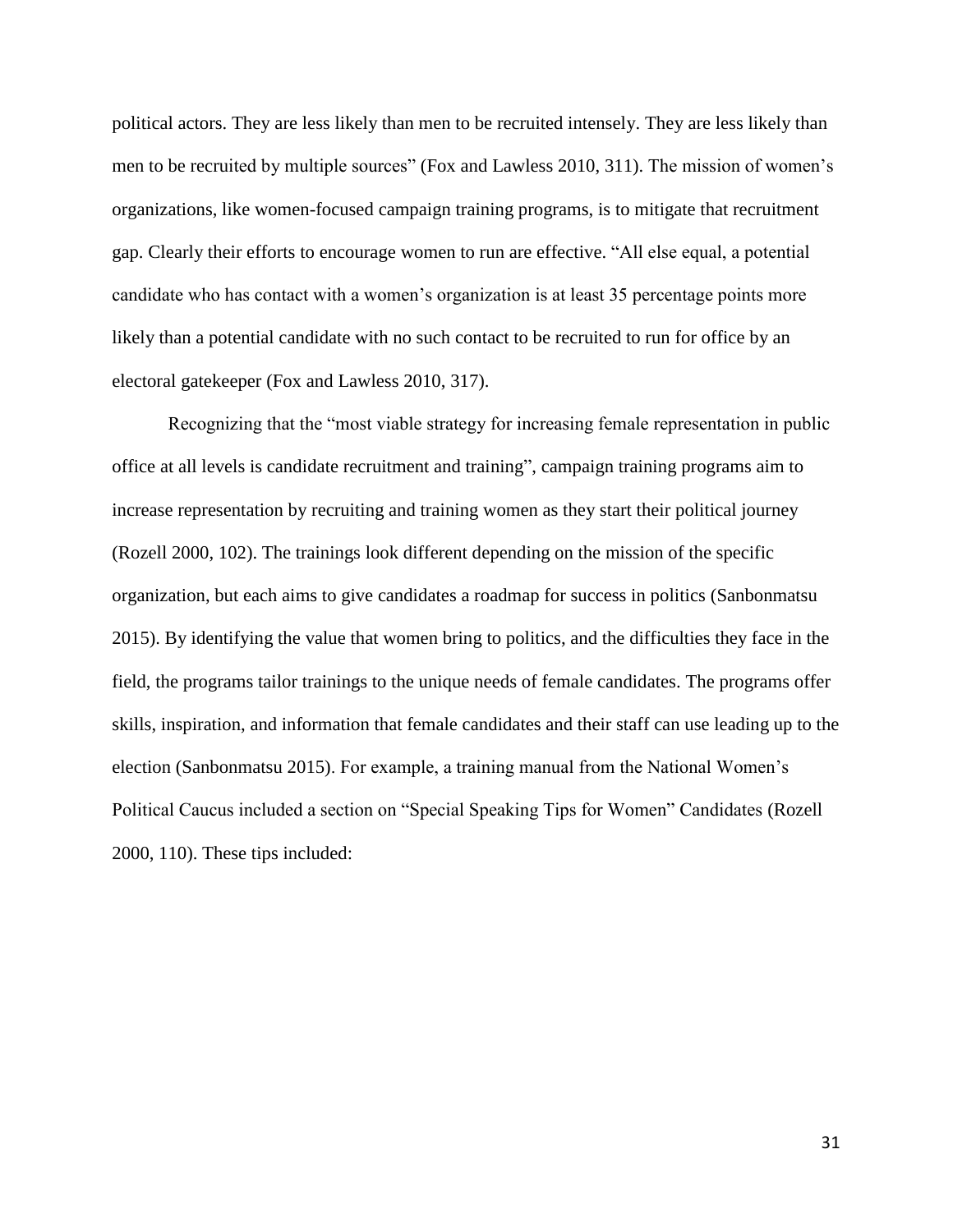political actors. They are less likely than men to be recruited intensely. They are less likely than men to be recruited by multiple sources" (Fox and Lawless 2010, 311). The mission of women's organizations, like women-focused campaign training programs, is to mitigate that recruitment gap. Clearly their efforts to encourage women to run are effective. "All else equal, a potential candidate who has contact with a women's organization is at least 35 percentage points more likely than a potential candidate with no such contact to be recruited to run for office by an electoral gatekeeper (Fox and Lawless 2010, 317).

Recognizing that the "most viable strategy for increasing female representation in public office at all levels is candidate recruitment and training", campaign training programs aim to increase representation by recruiting and training women as they start their political journey (Rozell 2000, 102). The trainings look different depending on the mission of the specific organization, but each aims to give candidates a roadmap for success in politics (Sanbonmatsu 2015). By identifying the value that women bring to politics, and the difficulties they face in the field, the programs tailor trainings to the unique needs of female candidates. The programs offer skills, inspiration, and information that female candidates and their staff can use leading up to the election (Sanbonmatsu 2015). For example, a training manual from the National Women's Political Caucus included a section on "Special Speaking Tips for Women" Candidates (Rozell 2000, 110). These tips included: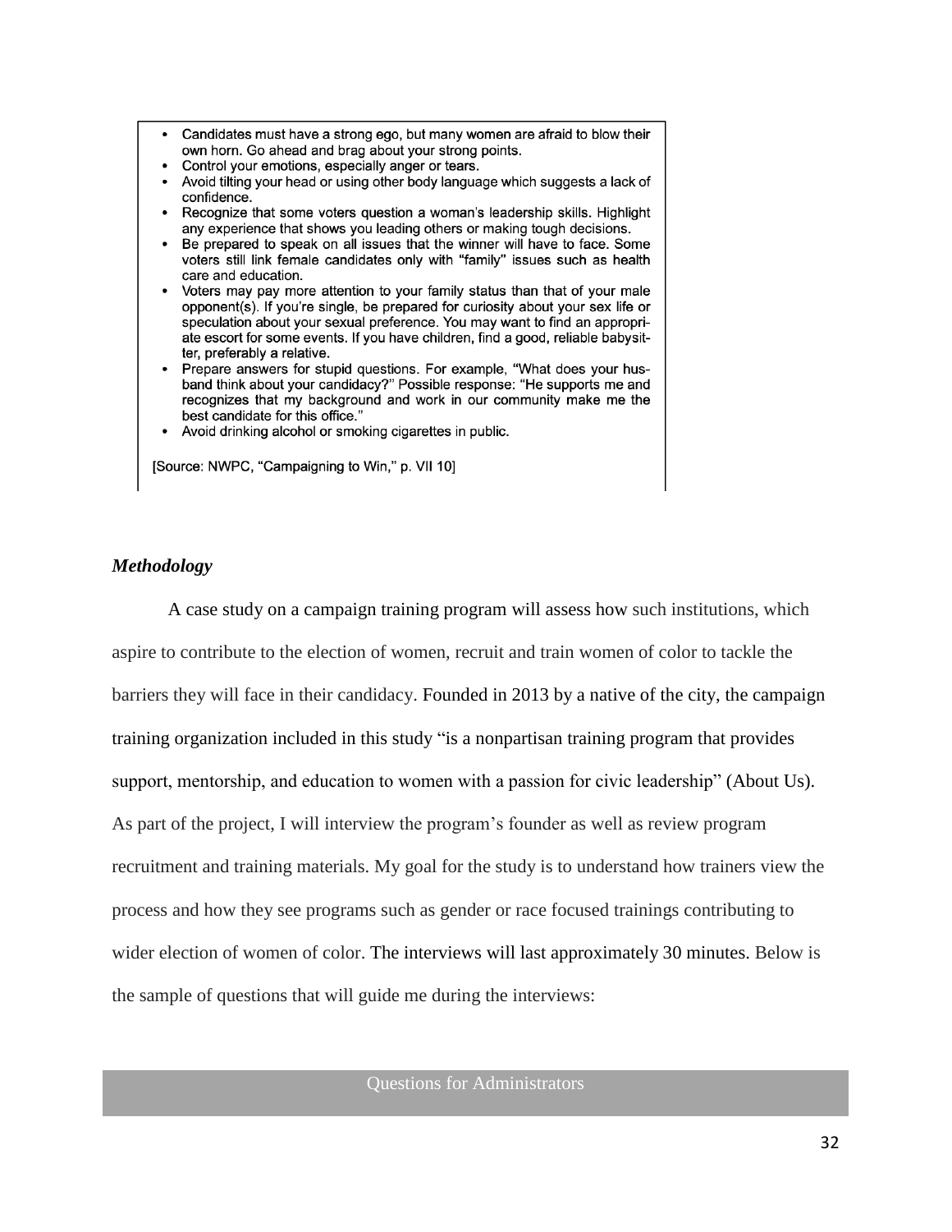- Candidates must have a strong ego, but many women are afraid to blow their own horn. Go ahead and brag about your strong points.
- Control your emotions, especially anger or tears.
- Avoid tilting your head or using other body language which suggests a lack of confidence.
- Recognize that some voters question a woman's leadership skills. Highlight any experience that shows you leading others or making tough decisions.
- Be prepared to speak on all issues that the winner will have to face. Some voters still link female candidates only with "family" issues such as health care and education.
- Voters may pay more attention to your family status than that of your male opponent(s). If you're single, be prepared for curiosity about your sex life or speculation about your sexual preference. You may want to find an appropriate escort for some events. If you have children, find a good, reliable babysitter, preferably a relative.
- Prepare answers for stupid questions. For example, "What does your husband think about your candidacy?" Possible response: "He supports me and recognizes that my background and work in our community make me the best candidate for this office."
- Avoid drinking alcohol or smoking cigarettes in public.

[Source: NWPC, "Campaigning to Win," p. VII 10]

***Methodology***

A case study on a campaign training program will assess how such institutions, which aspire to contribute to the election of women, recruit and train women of color to tackle the barriers they will face in their candidacy. Founded in 2013 by a native of the city, the campaign training organization included in this study "is a nonpartisan training program that provides support, mentorship, and education to women with a passion for civic leadership" (About Us). As part of the project, I will interview the program's founder as well as review program recruitment and training materials. My goal for the study is to understand how trainers view the process and how they see programs such as gender or race focused trainings contributing to wider election of women of color. The interviews will last approximately 30 minutes. Below is the sample of questions that will guide me during the interviews:

| Questions for Administrators |
|---|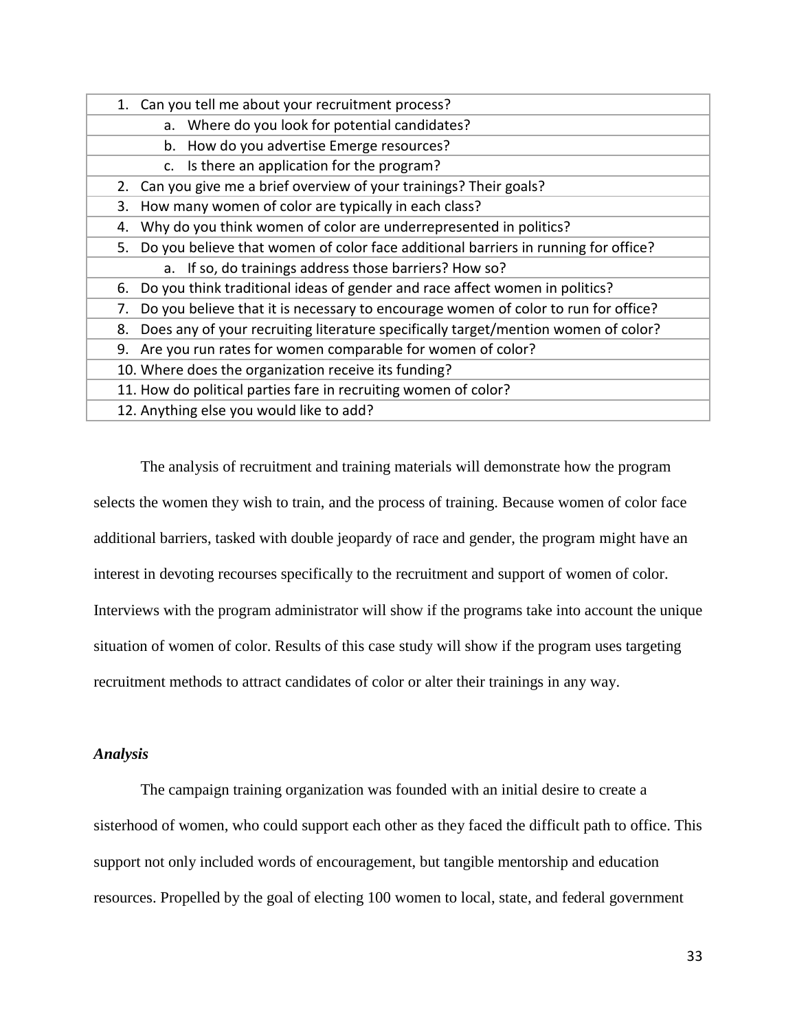| 1. Can you tell me about your recruitment process? |
|---|
| a. Where do you look for potential candidates? |
| b. How do you advertise Emerge resources? |
| c. Is there an application for the program? |
| 2. Can you give me a brief overview of your trainings? Their goals? |
| 3. How many women of color are typically in each class? |
| 4. Why do you think women of color are underrepresented in politics? |
| 5. Do you believe that women of color face additional barriers in running for office? |
| a. If so, do trainings address those barriers? How so? |
| 6. Do you think traditional ideas of gender and race affect women in politics? |
| 7. Do you believe that it is necessary to encourage women of color to run for office? |
| 8. Does any of your recruiting literature specifically target/mention women of color? |
| 9. Are you run rates for women comparable for women of color? |
| 10. Where does the organization receive its funding? |
| 11. How do political parties fare in recruiting women of color? |
| 12. Anything else you would like to add? |

The analysis of recruitment and training materials will demonstrate how the program selects the women they wish to train, and the process of training. Because women of color face additional barriers, tasked with double jeopardy of race and gender, the program might have an interest in devoting recourses specifically to the recruitment and support of women of color. Interviews with the program administrator will show if the programs take into account the unique situation of women of color. Results of this case study will show if the program uses targeting recruitment methods to attract candidates of color or alter their trainings in any way.

### *Analysis*

The campaign training organization was founded with an initial desire to create a sisterhood of women, who could support each other as they faced the difficult path to office. This support not only included words of encouragement, but tangible mentorship and education resources. Propelled by the goal of electing 100 women to local, state, and federal government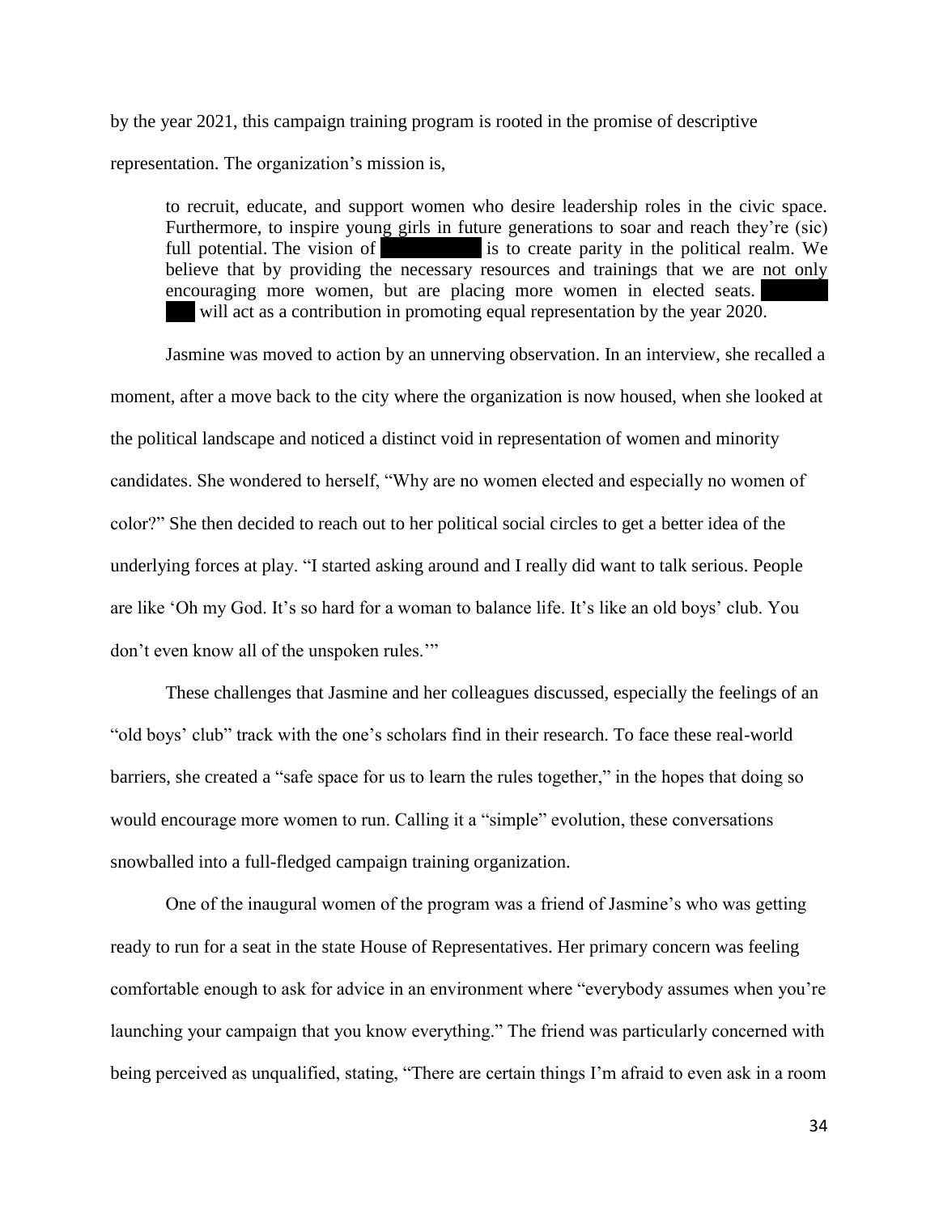by the year 2021, this campaign training program is rooted in the promise of descriptive representation. The organization's mission is,

> to recruit, educate, and support women who desire leadership roles in the civic space. Furthermore, to inspire young girls in future generations to soar and reach they're (sic) full potential. The vision of [REDACTED] is to create parity in the political realm. We believe that by providing the necessary resources and trainings that we are not only encouraging more women, but are placing more women in elected seats. [REDACTED] will act as a contribution in promoting equal representation by the year 2020.

Jasmine was moved to action by an unnerving observation. In an interview, she recalled a moment, after a move back to the city where the organization is now housed, when she looked at the political landscape and noticed a distinct void in representation of women and minority candidates. She wondered to herself, "Why are no women elected and especially no women of color?" She then decided to reach out to her political social circles to get a better idea of the underlying forces at play. "I started asking around and I really did want to talk serious. People are like 'Oh my God. It's so hard for a woman to balance life. It's like an old boys' club. You don't even know all of the unspoken rules.'"

These challenges that Jasmine and her colleagues discussed, especially the feelings of an "old boys' club" track with the one's scholars find in their research. To face these real-world barriers, she created a "safe space for us to learn the rules together," in the hopes that doing so would encourage more women to run. Calling it a "simple" evolution, these conversations snowballed into a full-fledged campaign training organization.

One of the inaugural women of the program was a friend of Jasmine's who was getting ready to run for a seat in the state House of Representatives. Her primary concern was feeling comfortable enough to ask for advice in an environment where "everybody assumes when you're launching your campaign that you know everything." The friend was particularly concerned with being perceived as unqualified, stating, "There are certain things I'm afraid to even ask in a room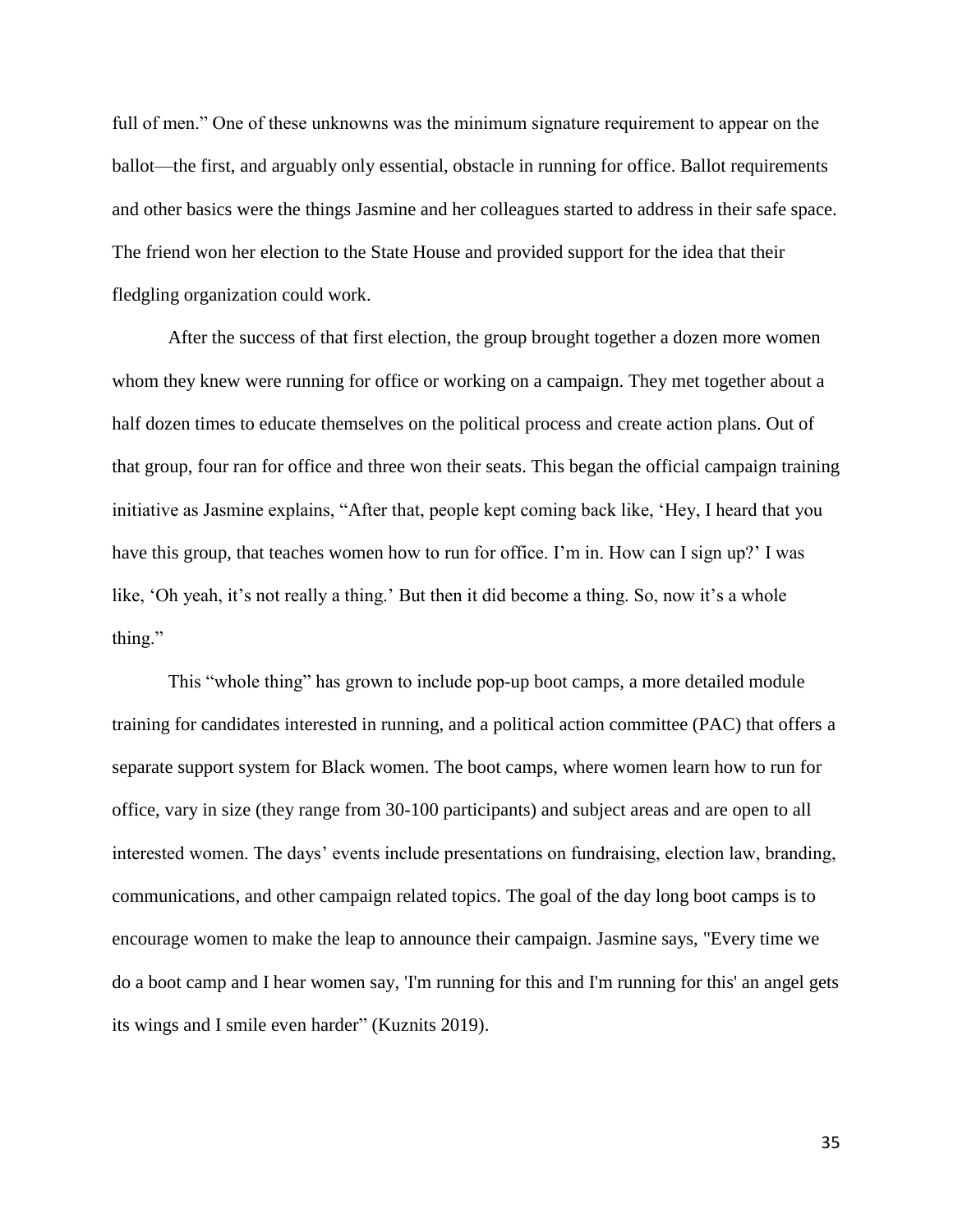full of men." One of these unknowns was the minimum signature requirement to appear on the ballot—the first, and arguably only essential, obstacle in running for office. Ballot requirements and other basics were the things Jasmine and her colleagues started to address in their safe space. The friend won her election to the State House and provided support for the idea that their fledgling organization could work.

After the success of that first election, the group brought together a dozen more women whom they knew were running for office or working on a campaign. They met together about a half dozen times to educate themselves on the political process and create action plans. Out of that group, four ran for office and three won their seats. This began the official campaign training initiative as Jasmine explains, "After that, people kept coming back like, 'Hey, I heard that you have this group, that teaches women how to run for office. I'm in. How can I sign up?' I was like, 'Oh yeah, it's not really a thing.' But then it did become a thing. So, now it's a whole thing."

This "whole thing" has grown to include pop-up boot camps, a more detailed module training for candidates interested in running, and a political action committee (PAC) that offers a separate support system for Black women. The boot camps, where women learn how to run for office, vary in size (they range from 30-100 participants) and subject areas and are open to all interested women. The days' events include presentations on fundraising, election law, branding, communications, and other campaign related topics. The goal of the day long boot camps is to encourage women to make the leap to announce their campaign. Jasmine says, "Every time we do a boot camp and I hear women say, 'I'm running for this and I'm running for this' an angel gets its wings and I smile even harder" (Kuznits 2019).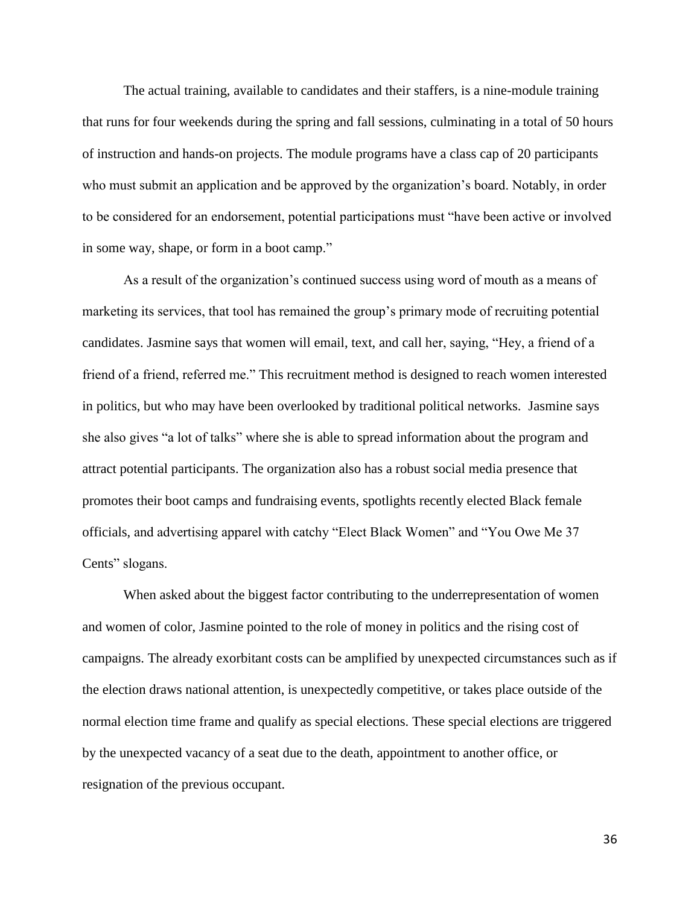The actual training, available to candidates and their staffers, is a nine-module training that runs for four weekends during the spring and fall sessions, culminating in a total of 50 hours of instruction and hands-on projects. The module programs have a class cap of 20 participants who must submit an application and be approved by the organization's board. Notably, in order to be considered for an endorsement, potential participations must "have been active or involved in some way, shape, or form in a boot camp."

As a result of the organization's continued success using word of mouth as a means of marketing its services, that tool has remained the group's primary mode of recruiting potential candidates. Jasmine says that women will email, text, and call her, saying, "Hey, a friend of a friend of a friend, referred me." This recruitment method is designed to reach women interested in politics, but who may have been overlooked by traditional political networks. Jasmine says she also gives "a lot of talks" where she is able to spread information about the program and attract potential participants. The organization also has a robust social media presence that promotes their boot camps and fundraising events, spotlights recently elected Black female officials, and advertising apparel with catchy "Elect Black Women" and "You Owe Me 37 Cents" slogans.

When asked about the biggest factor contributing to the underrepresentation of women and women of color, Jasmine pointed to the role of money in politics and the rising cost of campaigns. The already exorbitant costs can be amplified by unexpected circumstances such as if the election draws national attention, is unexpectedly competitive, or takes place outside of the normal election time frame and qualify as special elections. These special elections are triggered by the unexpected vacancy of a seat due to the death, appointment to another office, or resignation of the previous occupant.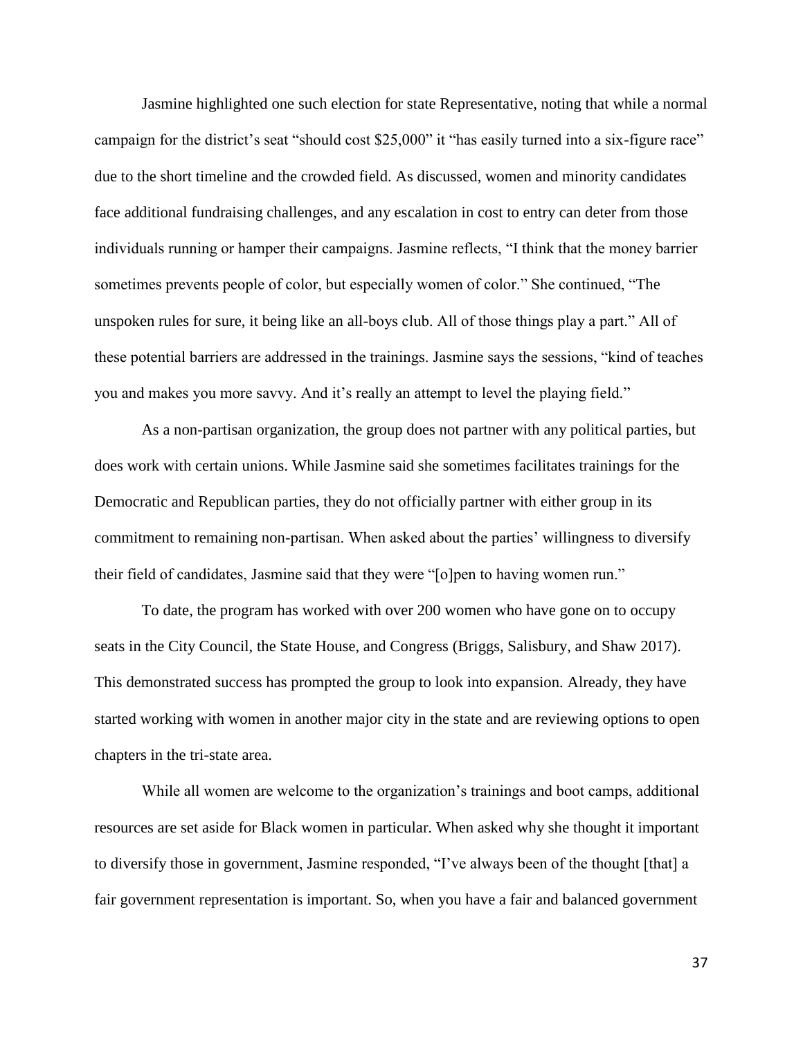Jasmine highlighted one such election for state Representative, noting that while a normal campaign for the district's seat "should cost $25,000" it "has easily turned into a six-figure race" due to the short timeline and the crowded field. As discussed, women and minority candidates face additional fundraising challenges, and any escalation in cost to entry can deter from those individuals running or hamper their campaigns. Jasmine reflects, "I think that the money barrier sometimes prevents people of color, but especially women of color." She continued, "The unspoken rules for sure, it being like an all-boys club. All of those things play a part." All of these potential barriers are addressed in the trainings. Jasmine says the sessions, "kind of teaches you and makes you more savvy. And it's really an attempt to level the playing field."

As a non-partisan organization, the group does not partner with any political parties, but does work with certain unions. While Jasmine said she sometimes facilitates trainings for the Democratic and Republican parties, they do not officially partner with either group in its commitment to remaining non-partisan. When asked about the parties' willingness to diversify their field of candidates, Jasmine said that they were "[o]pen to having women run."

To date, the program has worked with over 200 women who have gone on to occupy seats in the City Council, the State House, and Congress (Briggs, Salisbury, and Shaw 2017). This demonstrated success has prompted the group to look into expansion. Already, they have started working with women in another major city in the state and are reviewing options to open chapters in the tri-state area.

While all women are welcome to the organization's trainings and boot camps, additional resources are set aside for Black women in particular. When asked why she thought it important to diversify those in government, Jasmine responded, "I've always been of the thought [that] a fair government representation is important. So, when you have a fair and balanced government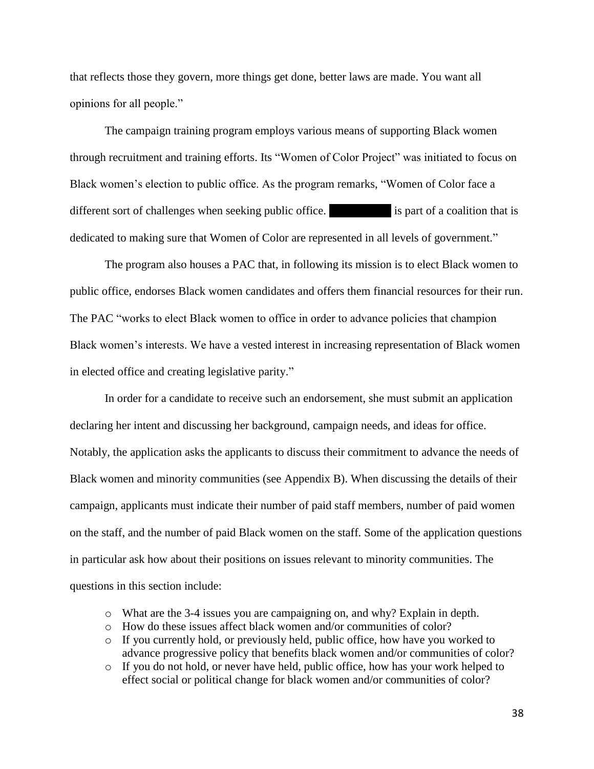that reflects those they govern, more things get done, better laws are made. You want all opinions for all people."

The campaign training program employs various means of supporting Black women through recruitment and training efforts. Its "Women of Color Project" was initiated to focus on Black women's election to public office. As the program remarks, "Women of Color face a different sort of challenges when seeking public office. ██████████ is part of a coalition that is dedicated to making sure that Women of Color are represented in all levels of government."

The program also houses a PAC that, in following its mission is to elect Black women to public office, endorses Black women candidates and offers them financial resources for their run. The PAC "works to elect Black women to office in order to advance policies that champion Black women's interests. We have a vested interest in increasing representation of Black women in elected office and creating legislative parity."

In order for a candidate to receive such an endorsement, she must submit an application declaring her intent and discussing her background, campaign needs, and ideas for office. Notably, the application asks the applicants to discuss their commitment to advance the needs of Black women and minority communities (see Appendix B). When discussing the details of their campaign, applicants must indicate their number of paid staff members, number of paid women on the staff, and the number of paid Black women on the staff. Some of the application questions in particular ask how about their positions on issues relevant to minority communities. The questions in this section include:

- What are the 3-4 issues you are campaigning on, and why? Explain in depth.
- How do these issues affect black women and/or communities of color?
- If you currently hold, or previously held, public office, how have you worked to advance progressive policy that benefits black women and/or communities of color?
- If you do not hold, or never have held, public office, how has your work helped to effect social or political change for black women and/or communities of color?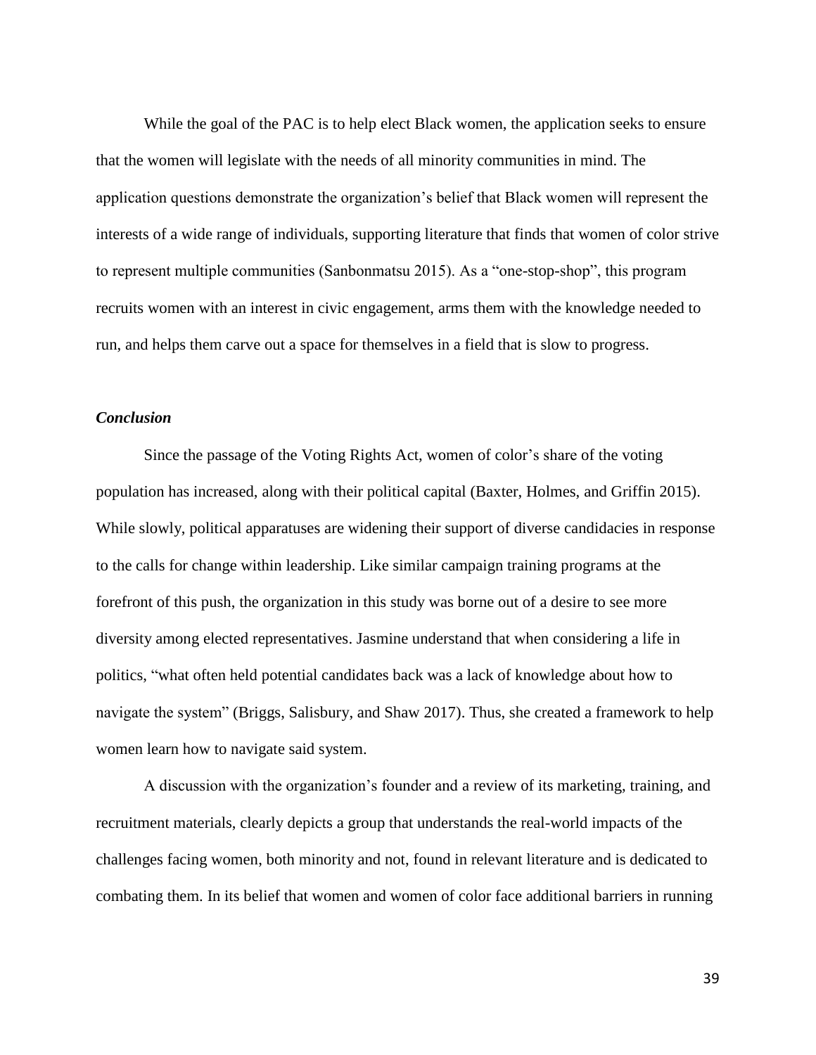While the goal of the PAC is to help elect Black women, the application seeks to ensure that the women will legislate with the needs of all minority communities in mind. The application questions demonstrate the organization's belief that Black women will represent the interests of a wide range of individuals, supporting literature that finds that women of color strive to represent multiple communities (Sanbonmatsu 2015). As a "one-stop-shop", this program recruits women with an interest in civic engagement, arms them with the knowledge needed to run, and helps them carve out a space for themselves in a field that is slow to progress.

### *Conclusion*

Since the passage of the Voting Rights Act, women of color's share of the voting population has increased, along with their political capital (Baxter, Holmes, and Griffin 2015). While slowly, political apparatuses are widening their support of diverse candidacies in response to the calls for change within leadership. Like similar campaign training programs at the forefront of this push, the organization in this study was borne out of a desire to see more diversity among elected representatives. Jasmine understand that when considering a life in politics, "what often held potential candidates back was a lack of knowledge about how to navigate the system" (Briggs, Salisbury, and Shaw 2017). Thus, she created a framework to help women learn how to navigate said system.

A discussion with the organization's founder and a review of its marketing, training, and recruitment materials, clearly depicts a group that understands the real-world impacts of the challenges facing women, both minority and not, found in relevant literature and is dedicated to combating them. In its belief that women and women of color face additional barriers in running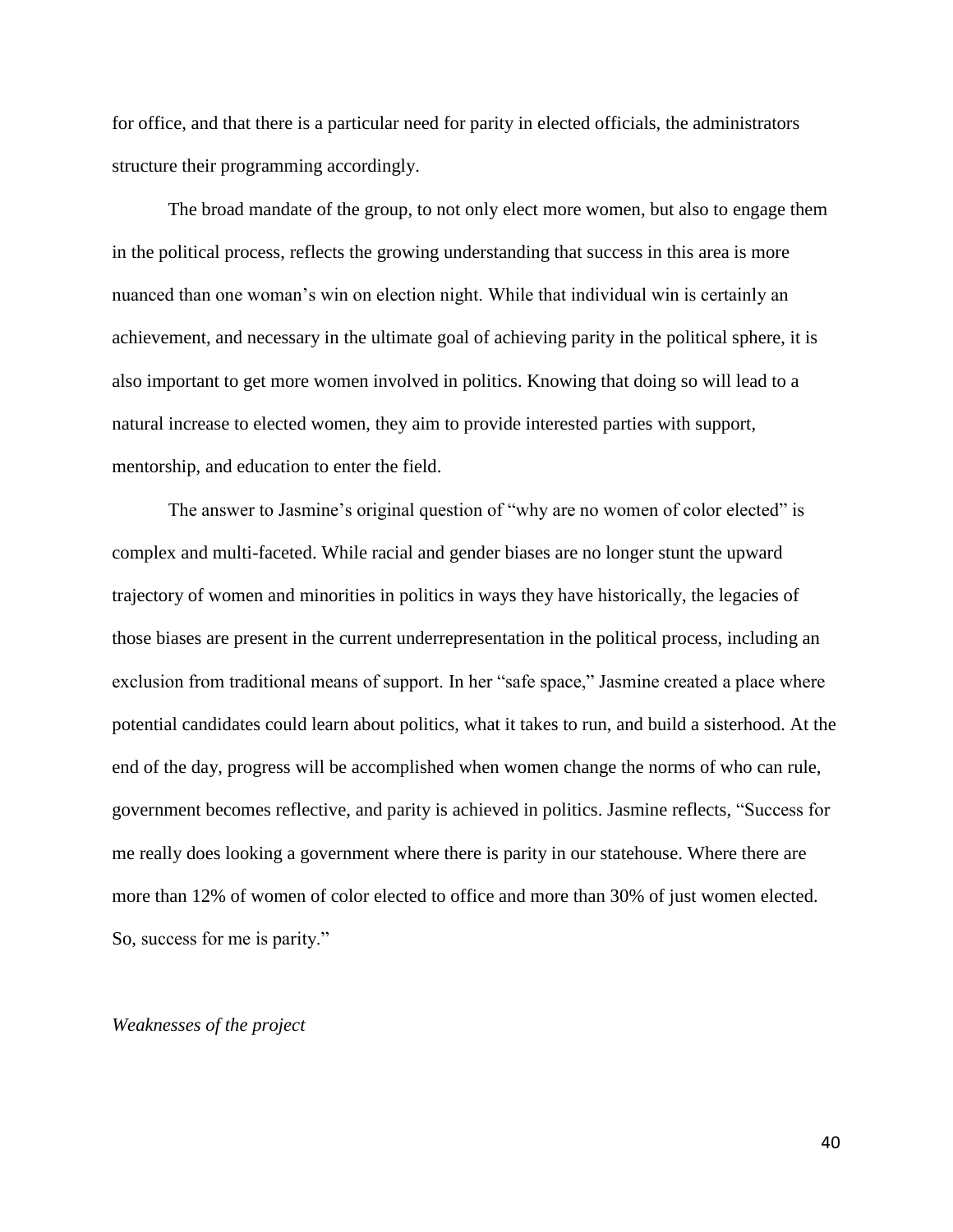for office, and that there is a particular need for parity in elected officials, the administrators structure their programming accordingly.

The broad mandate of the group, to not only elect more women, but also to engage them in the political process, reflects the growing understanding that success in this area is more nuanced than one woman's win on election night. While that individual win is certainly an achievement, and necessary in the ultimate goal of achieving parity in the political sphere, it is also important to get more women involved in politics. Knowing that doing so will lead to a natural increase to elected women, they aim to provide interested parties with support, mentorship, and education to enter the field.

The answer to Jasmine's original question of "why are no women of color elected" is complex and multi-faceted. While racial and gender biases are no longer stunt the upward trajectory of women and minorities in politics in ways they have historically, the legacies of those biases are present in the current underrepresentation in the political process, including an exclusion from traditional means of support. In her "safe space," Jasmine created a place where potential candidates could learn about politics, what it takes to run, and build a sisterhood. At the end of the day, progress will be accomplished when women change the norms of who can rule, government becomes reflective, and parity is achieved in politics. Jasmine reflects, "Success for me really does looking a government where there is parity in our statehouse. Where there are more than 12% of women of color elected to office and more than 30% of just women elected. So, success for me is parity."

*Weaknesses of the project*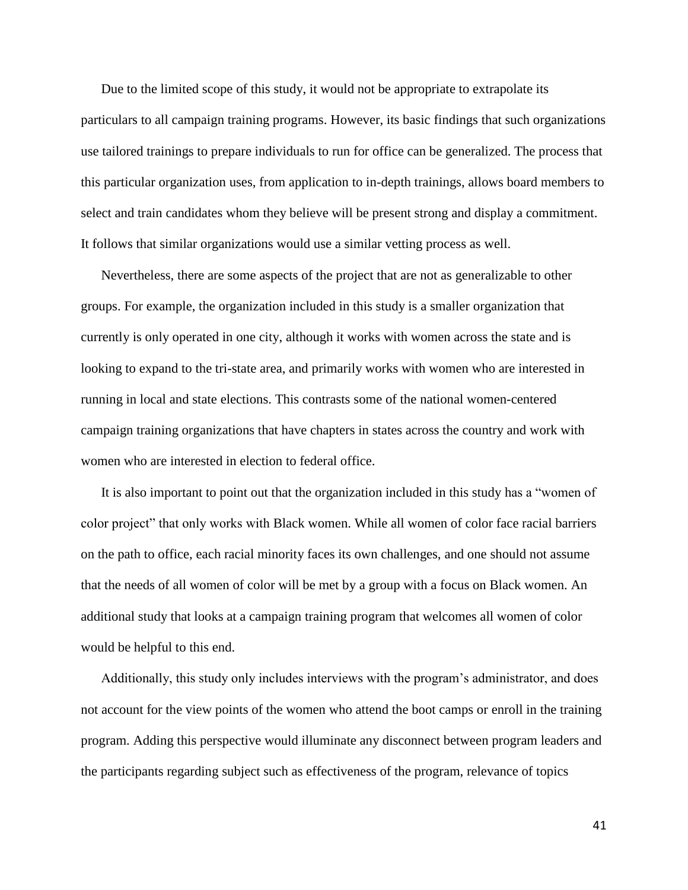Due to the limited scope of this study, it would not be appropriate to extrapolate its particulars to all campaign training programs. However, its basic findings that such organizations use tailored trainings to prepare individuals to run for office can be generalized. The process that this particular organization uses, from application to in-depth trainings, allows board members to select and train candidates whom they believe will be present strong and display a commitment. It follows that similar organizations would use a similar vetting process as well.

Nevertheless, there are some aspects of the project that are not as generalizable to other groups. For example, the organization included in this study is a smaller organization that currently is only operated in one city, although it works with women across the state and is looking to expand to the tri-state area, and primarily works with women who are interested in running in local and state elections. This contrasts some of the national women-centered campaign training organizations that have chapters in states across the country and work with women who are interested in election to federal office.

It is also important to point out that the organization included in this study has a "women of color project" that only works with Black women. While all women of color face racial barriers on the path to office, each racial minority faces its own challenges, and one should not assume that the needs of all women of color will be met by a group with a focus on Black women. An additional study that looks at a campaign training program that welcomes all women of color would be helpful to this end.

Additionally, this study only includes interviews with the program's administrator, and does not account for the view points of the women who attend the boot camps or enroll in the training program. Adding this perspective would illuminate any disconnect between program leaders and the participants regarding subject such as effectiveness of the program, relevance of topics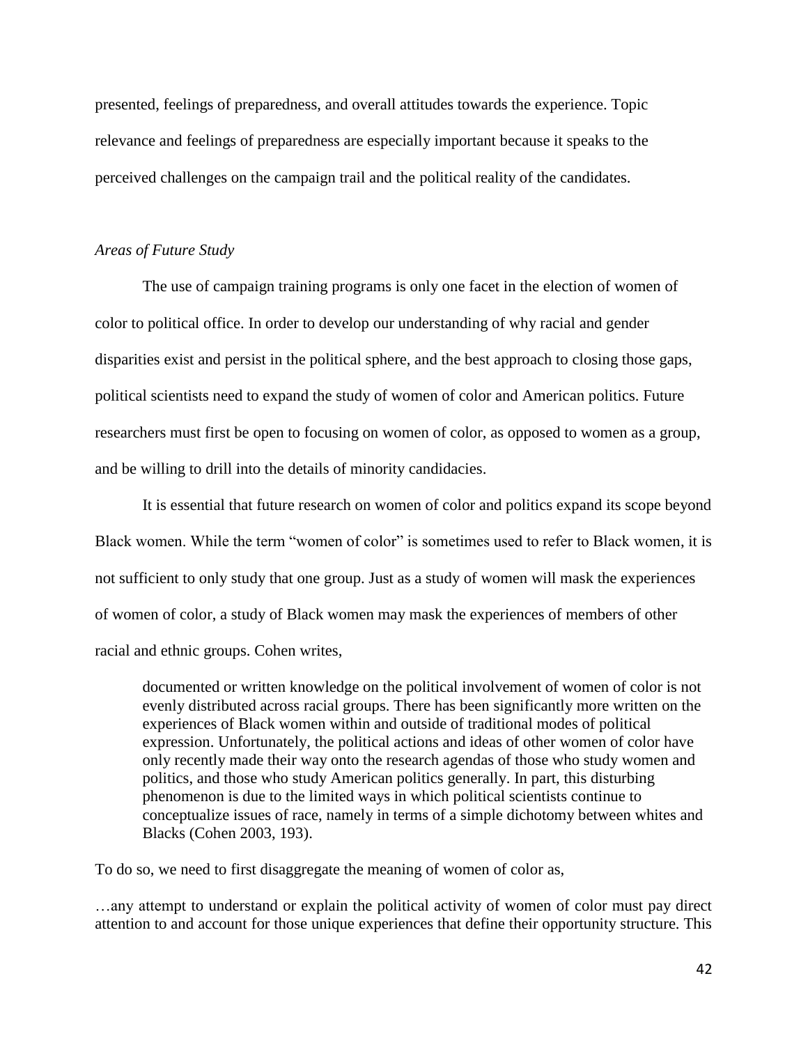presented, feelings of preparedness, and overall attitudes towards the experience. Topic relevance and feelings of preparedness are especially important because it speaks to the perceived challenges on the campaign trail and the political reality of the candidates.

*Areas of Future Study*

The use of campaign training programs is only one facet in the election of women of color to political office. In order to develop our understanding of why racial and gender disparities exist and persist in the political sphere, and the best approach to closing those gaps, political scientists need to expand the study of women of color and American politics. Future researchers must first be open to focusing on women of color, as opposed to women as a group, and be willing to drill into the details of minority candidacies.

It is essential that future research on women of color and politics expand its scope beyond Black women. While the term "women of color" is sometimes used to refer to Black women, it is not sufficient to only study that one group. Just as a study of women will mask the experiences of women of color, a study of Black women may mask the experiences of members of other racial and ethnic groups. Cohen writes,

> documented or written knowledge on the political involvement of women of color is not evenly distributed across racial groups. There has been significantly more written on the experiences of Black women within and outside of traditional modes of political expression. Unfortunately, the political actions and ideas of other women of color have only recently made their way onto the research agendas of those who study women and politics, and those who study American politics generally. In part, this disturbing phenomenon is due to the limited ways in which political scientists continue to conceptualize issues of race, namely in terms of a simple dichotomy between whites and Blacks (Cohen 2003, 193).

To do so, we need to first disaggregate the meaning of women of color as,

…any attempt to understand or explain the political activity of women of color must pay direct attention to and account for those unique experiences that define their opportunity structure. This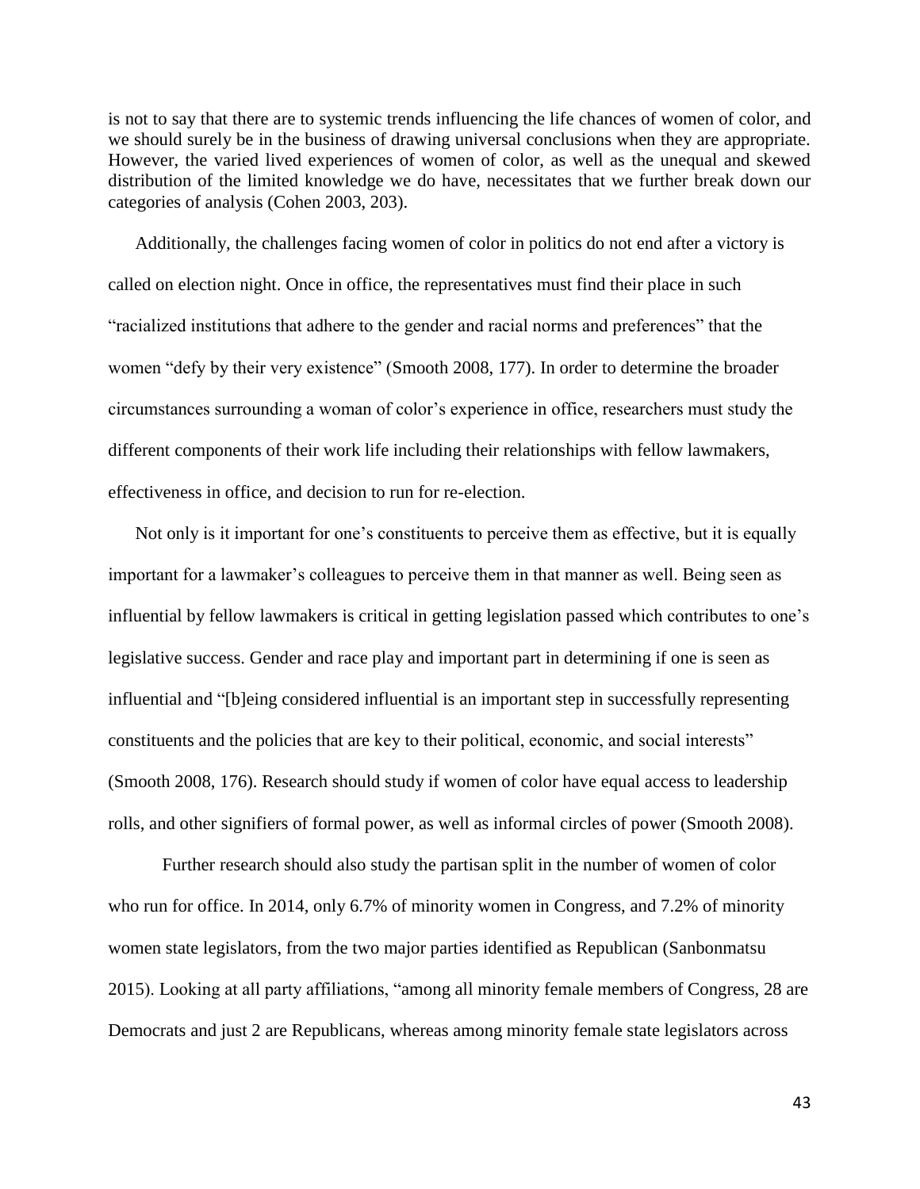is not to say that there are to systemic trends influencing the life chances of women of color, and we should surely be in the business of drawing universal conclusions when they are appropriate. However, the varied lived experiences of women of color, as well as the unequal and skewed distribution of the limited knowledge we do have, necessitates that we further break down our categories of analysis (Cohen 2003, 203).

Additionally, the challenges facing women of color in politics do not end after a victory is called on election night. Once in office, the representatives must find their place in such "racialized institutions that adhere to the gender and racial norms and preferences" that the women "defy by their very existence" (Smooth 2008, 177). In order to determine the broader circumstances surrounding a woman of color's experience in office, researchers must study the different components of their work life including their relationships with fellow lawmakers, effectiveness in office, and decision to run for re-election.

Not only is it important for one's constituents to perceive them as effective, but it is equally important for a lawmaker's colleagues to perceive them in that manner as well. Being seen as influential by fellow lawmakers is critical in getting legislation passed which contributes to one's legislative success. Gender and race play and important part in determining if one is seen as influential and "[b]eing considered influential is an important step in successfully representing constituents and the policies that are key to their political, economic, and social interests" (Smooth 2008, 176). Research should study if women of color have equal access to leadership rolls, and other signifiers of formal power, as well as informal circles of power (Smooth 2008).

Further research should also study the partisan split in the number of women of color who run for office. In 2014, only 6.7% of minority women in Congress, and 7.2% of minority women state legislators, from the two major parties identified as Republican (Sanbonmatsu 2015). Looking at all party affiliations, "among all minority female members of Congress, 28 are Democrats and just 2 are Republicans, whereas among minority female state legislators across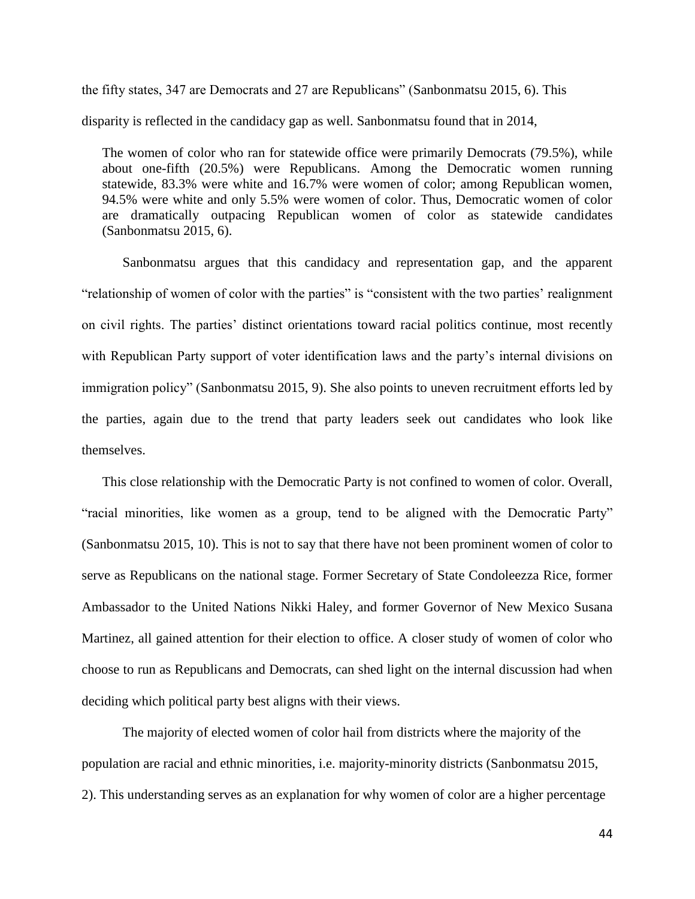the fifty states, 347 are Democrats and 27 are Republicans" (Sanbonmatsu 2015, 6). This disparity is reflected in the candidacy gap as well. Sanbonmatsu found that in 2014,

> The women of color who ran for statewide office were primarily Democrats (79.5%), while about one-fifth (20.5%) were Republicans. Among the Democratic women running statewide, 83.3% were white and 16.7% were women of color; among Republican women, 94.5% were white and only 5.5% were women of color. Thus, Democratic women of color are dramatically outpacing Republican women of color as statewide candidates (Sanbonmatsu 2015, 6).

Sanbonmatsu argues that this candidacy and representation gap, and the apparent "relationship of women of color with the parties" is "consistent with the two parties' realignment on civil rights. The parties' distinct orientations toward racial politics continue, most recently with Republican Party support of voter identification laws and the party's internal divisions on immigration policy" (Sanbonmatsu 2015, 9). She also points to uneven recruitment efforts led by the parties, again due to the trend that party leaders seek out candidates who look like themselves.

This close relationship with the Democratic Party is not confined to women of color. Overall, "racial minorities, like women as a group, tend to be aligned with the Democratic Party" (Sanbonmatsu 2015, 10). This is not to say that there have not been prominent women of color to serve as Republicans on the national stage. Former Secretary of State Condoleezza Rice, former Ambassador to the United Nations Nikki Haley, and former Governor of New Mexico Susana Martinez, all gained attention for their election to office. A closer study of women of color who choose to run as Republicans and Democrats, can shed light on the internal discussion had when deciding which political party best aligns with their views.

The majority of elected women of color hail from districts where the majority of the population are racial and ethnic minorities, i.e. majority-minority districts (Sanbonmatsu 2015, 2). This understanding serves as an explanation for why women of color are a higher percentage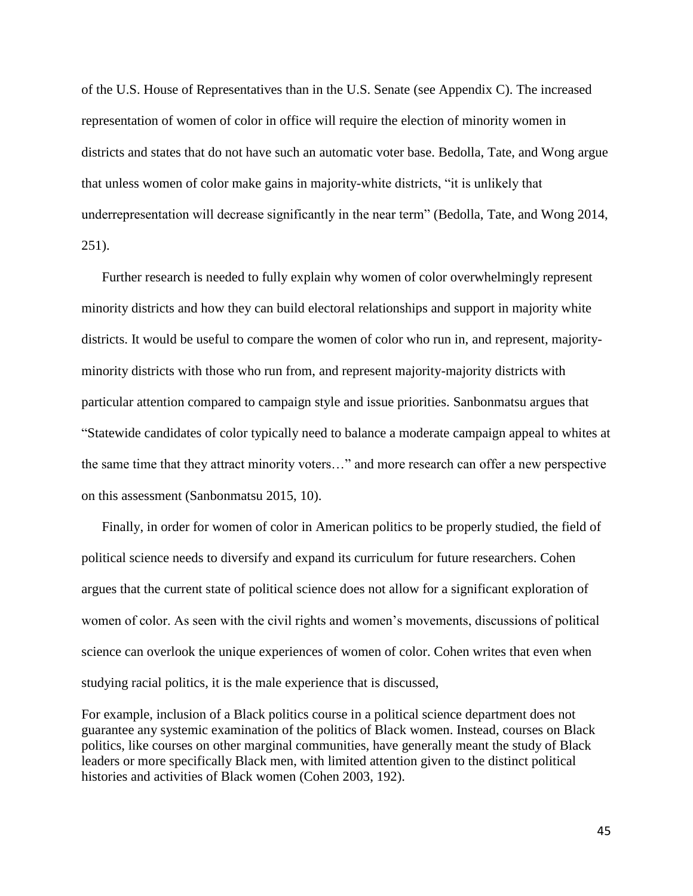of the U.S. House of Representatives than in the U.S. Senate (see Appendix C). The increased representation of women of color in office will require the election of minority women in districts and states that do not have such an automatic voter base. Bedolla, Tate, and Wong argue that unless women of color make gains in majority-white districts, "it is unlikely that underrepresentation will decrease significantly in the near term" (Bedolla, Tate, and Wong 2014, 251).

Further research is needed to fully explain why women of color overwhelmingly represent minority districts and how they can build electoral relationships and support in majority white districts. It would be useful to compare the women of color who run in, and represent, majority-minority districts with those who run from, and represent majority-majority districts with particular attention compared to campaign style and issue priorities. Sanbonmatsu argues that "Statewide candidates of color typically need to balance a moderate campaign appeal to whites at the same time that they attract minority voters…" and more research can offer a new perspective on this assessment (Sanbonmatsu 2015, 10).

Finally, in order for women of color in American politics to be properly studied, the field of political science needs to diversify and expand its curriculum for future researchers. Cohen argues that the current state of political science does not allow for a significant exploration of women of color. As seen with the civil rights and women's movements, discussions of political science can overlook the unique experiences of women of color. Cohen writes that even when studying racial politics, it is the male experience that is discussed,

> For example, inclusion of a Black politics course in a political science department does not guarantee any systemic examination of the politics of Black women. Instead, courses on Black politics, like courses on other marginal communities, have generally meant the study of Black leaders or more specifically Black men, with limited attention given to the distinct political histories and activities of Black women (Cohen 2003, 192).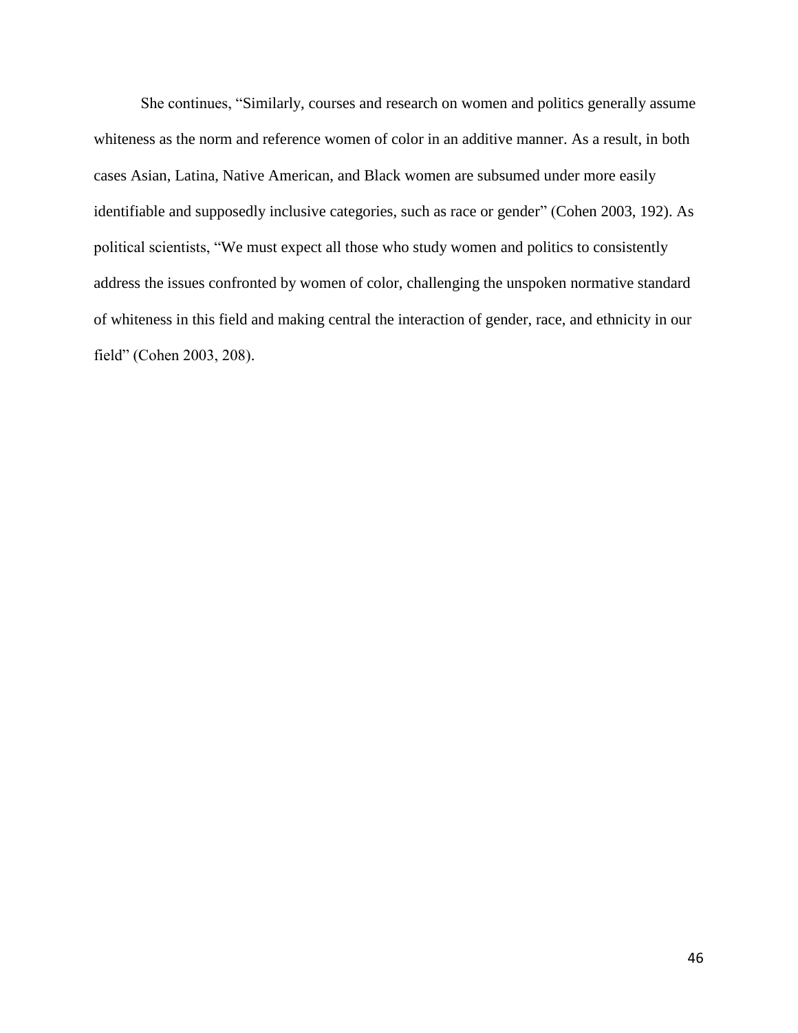She continues, “Similarly, courses and research on women and politics generally assume whiteness as the norm and reference women of color in an additive manner. As a result, in both cases Asian, Latina, Native American, and Black women are subsumed under more easily identifiable and supposedly inclusive categories, such as race or gender” (Cohen 2003, 192). As political scientists, “We must expect all those who study women and politics to consistently address the issues confronted by women of color, challenging the unspoken normative standard of whiteness in this field and making central the interaction of gender, race, and ethnicity in our field” (Cohen 2003, 208).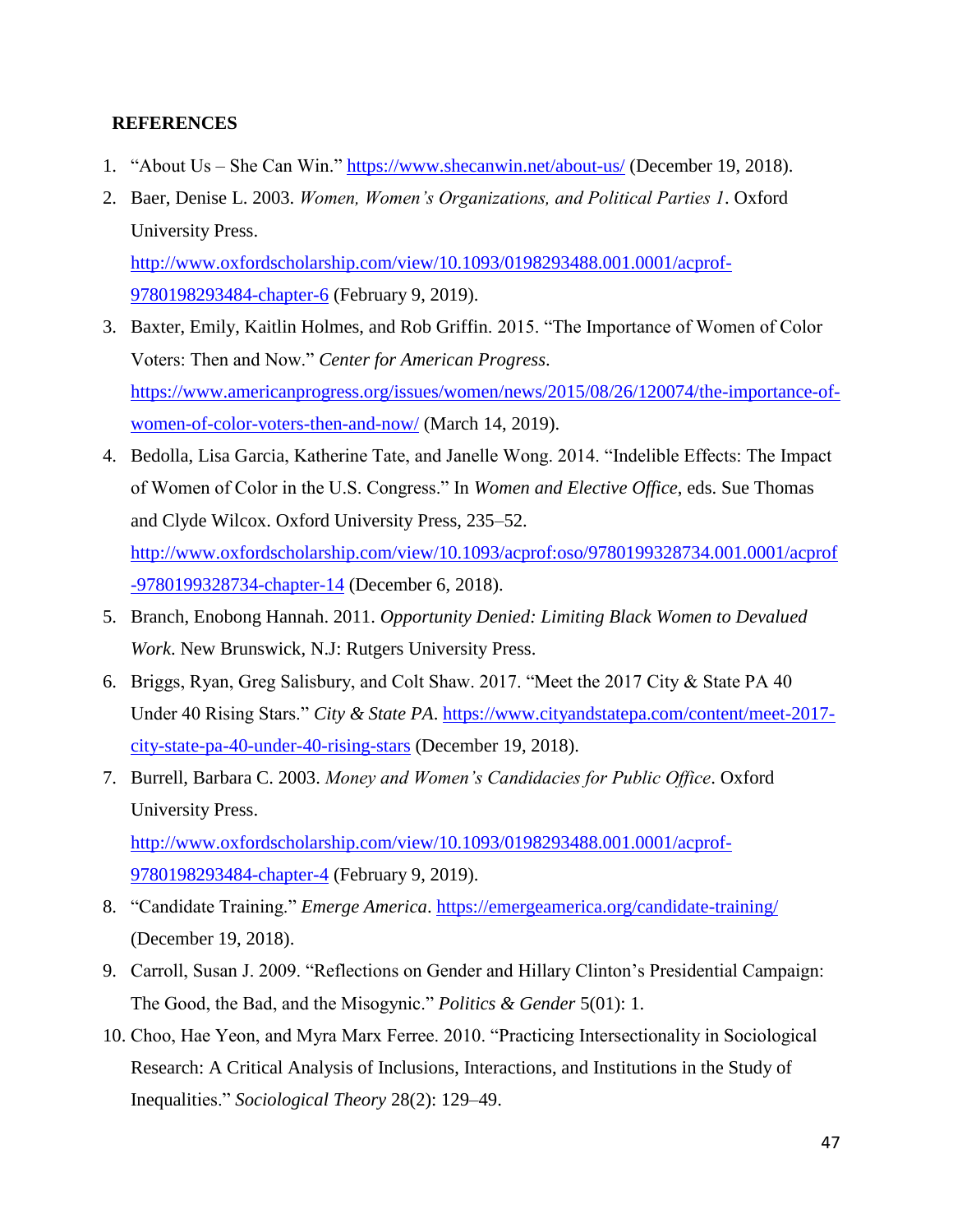**REFERENCES**

1. "About Us – She Can Win." https://www.shecanwin.net/about-us/ (December 19, 2018).
2. Baer, Denise L. 2003. *Women, Women's Organizations, and Political Parties 1*. Oxford University Press. http://www.oxfordscholarship.com/view/10.1093/0198293488.001.0001/acprof-9780198293484-chapter-6 (February 9, 2019).
3. Baxter, Emily, Kaitlin Holmes, and Rob Griffin. 2015. "The Importance of Women of Color Voters: Then and Now." *Center for American Progress*. https://www.americanprogress.org/issues/women/news/2015/08/26/120074/the-importance-of-women-of-color-voters-then-and-now/ (March 14, 2019).
4. Bedolla, Lisa Garcia, Katherine Tate, and Janelle Wong. 2014. "Indelible Effects: The Impact of Women of Color in the U.S. Congress." In *Women and Elective Office*, eds. Sue Thomas and Clyde Wilcox. Oxford University Press, 235–52. http://www.oxfordscholarship.com/view/10.1093/acprof:oso/9780199328734.001.0001/acprof-9780199328734-chapter-14 (December 6, 2018).
5. Branch, Enobong Hannah. 2011. *Opportunity Denied: Limiting Black Women to Devalued Work*. New Brunswick, N.J: Rutgers University Press.
6. Briggs, Ryan, Greg Salisbury, and Colt Shaw. 2017. "Meet the 2017 City & State PA 40 Under 40 Rising Stars." *City & State PA*. https://www.cityandstatepa.com/content/meet-2017-city-state-pa-40-under-40-rising-stars (December 19, 2018).
7. Burrell, Barbara C. 2003. *Money and Women's Candidacies for Public Office*. Oxford University Press. http://www.oxfordscholarship.com/view/10.1093/0198293488.001.0001/acprof-9780198293484-chapter-4 (February 9, 2019).
8. "Candidate Training." *Emerge America*. https://emergeamerica.org/candidate-training/ (December 19, 2018).
9. Carroll, Susan J. 2009. "Reflections on Gender and Hillary Clinton's Presidential Campaign: The Good, the Bad, and the Misogynic." *Politics & Gender* 5(01): 1.
10. Choo, Hae Yeon, and Myra Marx Ferree. 2010. "Practicing Intersectionality in Sociological Research: A Critical Analysis of Inclusions, Interactions, and Institutions in the Study of Inequalities." *Sociological Theory* 28(2): 129–49.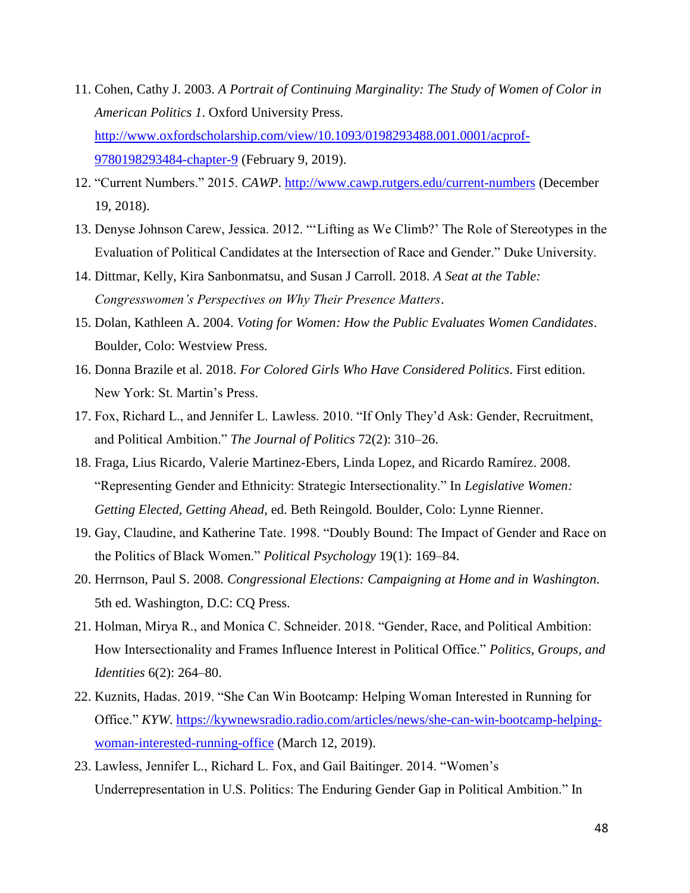11. Cohen, Cathy J. 2003. *A Portrait of Continuing Marginality: The Study of Women of Color in American Politics 1*. Oxford University Press. http://www.oxfordscholarship.com/view/10.1093/0198293488.001.0001/acprof-9780198293484-chapter-9 (February 9, 2019).
12. "Current Numbers." 2015. *CAWP*. http://www.cawp.rutgers.edu/current-numbers (December 19, 2018).
13. Denyse Johnson Carew, Jessica. 2012. "'Lifting as We Climb?' The Role of Stereotypes in the Evaluation of Political Candidates at the Intersection of Race and Gender." Duke University.
14. Dittmar, Kelly, Kira Sanbonmatsu, and Susan J Carroll. 2018. *A Seat at the Table: Congresswomen's Perspectives on Why Their Presence Matters*.
15. Dolan, Kathleen A. 2004. *Voting for Women: How the Public Evaluates Women Candidates*. Boulder, Colo: Westview Press.
16. Donna Brazile et al. 2018. *For Colored Girls Who Have Considered Politics*. First edition. New York: St. Martin's Press.
17. Fox, Richard L., and Jennifer L. Lawless. 2010. "If Only They'd Ask: Gender, Recruitment, and Political Ambition." *The Journal of Politics* 72(2): 310–26.
18. Fraga, Lius Ricardo, Valerie Martinez-Ebers, Linda Lopez, and Ricardo Ramírez. 2008. "Representing Gender and Ethnicity: Strategic Intersectionality." In *Legislative Women: Getting Elected, Getting Ahead*, ed. Beth Reingold. Boulder, Colo: Lynne Rienner.
19. Gay, Claudine, and Katherine Tate. 1998. "Doubly Bound: The Impact of Gender and Race on the Politics of Black Women." *Political Psychology* 19(1): 169–84.
20. Herrnson, Paul S. 2008. *Congressional Elections: Campaigning at Home and in Washington*. 5th ed. Washington, D.C: CQ Press.
21. Holman, Mirya R., and Monica C. Schneider. 2018. "Gender, Race, and Political Ambition: How Intersectionality and Frames Influence Interest in Political Office." *Politics, Groups, and Identities* 6(2): 264–80.
22. Kuznits, Hadas. 2019. "She Can Win Bootcamp: Helping Woman Interested in Running for Office." *KYW*. https://kywnewsradio.radio.com/articles/news/she-can-win-bootcamp-helping-woman-interested-running-office (March 12, 2019).
23. Lawless, Jennifer L., Richard L. Fox, and Gail Baitinger. 2014. "Women's Underrepresentation in U.S. Politics: The Enduring Gender Gap in Political Ambition." In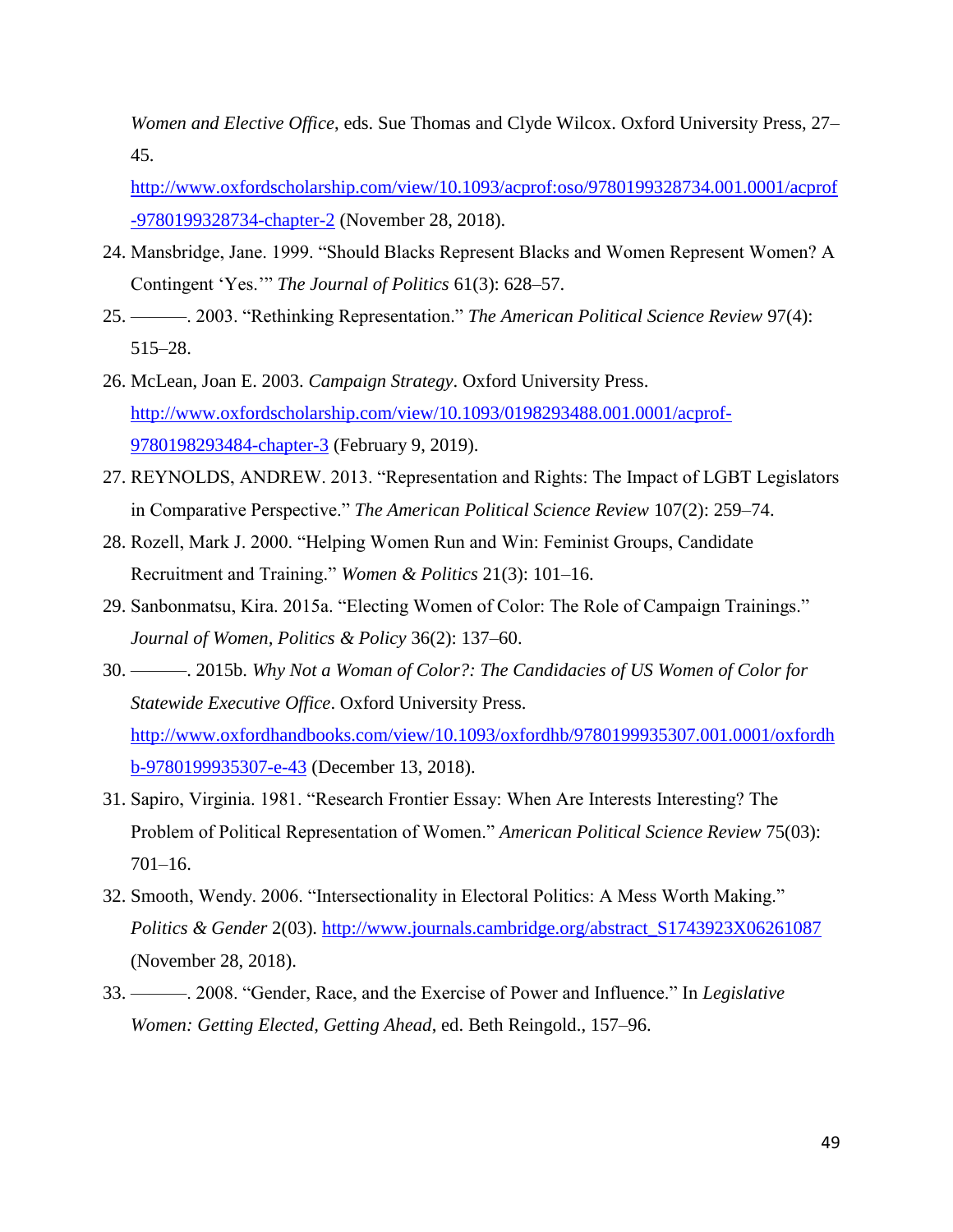*Women and Elective Office*, eds. Sue Thomas and Clyde Wilcox. Oxford University Press, 27–45. http://www.oxfordscholarship.com/view/10.1093/acprof:oso/9780199328734.001.0001/acprof-9780199328734-chapter-2 (November 28, 2018).

24. Mansbridge, Jane. 1999. "Should Blacks Represent Blacks and Women Represent Women? A Contingent 'Yes.'" *The Journal of Politics* 61(3): 628–57.
25. ———. 2003. "Rethinking Representation." *The American Political Science Review* 97(4): 515–28.
26. McLean, Joan E. 2003. *Campaign Strategy*. Oxford University Press. http://www.oxfordscholarship.com/view/10.1093/0198293488.001.0001/acprof-9780198293484-chapter-3 (February 9, 2019).
27. REYNOLDS, ANDREW. 2013. "Representation and Rights: The Impact of LGBT Legislators in Comparative Perspective." *The American Political Science Review* 107(2): 259–74.
28. Rozell, Mark J. 2000. "Helping Women Run and Win: Feminist Groups, Candidate Recruitment and Training." *Women & Politics* 21(3): 101–16.
29. Sanbonmatsu, Kira. 2015a. "Electing Women of Color: The Role of Campaign Trainings." *Journal of Women, Politics & Policy* 36(2): 137–60.
30. ———. 2015b. *Why Not a Woman of Color?: The Candidacies of US Women of Color for Statewide Executive Office*. Oxford University Press. http://www.oxfordhandbooks.com/view/10.1093/oxfordhb/9780199935307.001.0001/oxfordhb-9780199935307-e-43 (December 13, 2018).
31. Sapiro, Virginia. 1981. "Research Frontier Essay: When Are Interests Interesting? The Problem of Political Representation of Women." *American Political Science Review* 75(03): 701–16.
32. Smooth, Wendy. 2006. "Intersectionality in Electoral Politics: A Mess Worth Making." *Politics & Gender* 2(03). http://www.journals.cambridge.org/abstract_S1743923X06261087 (November 28, 2018).
33. ———. 2008. "Gender, Race, and the Exercise of Power and Influence." In *Legislative Women: Getting Elected, Getting Ahead*, ed. Beth Reingold., 157–96.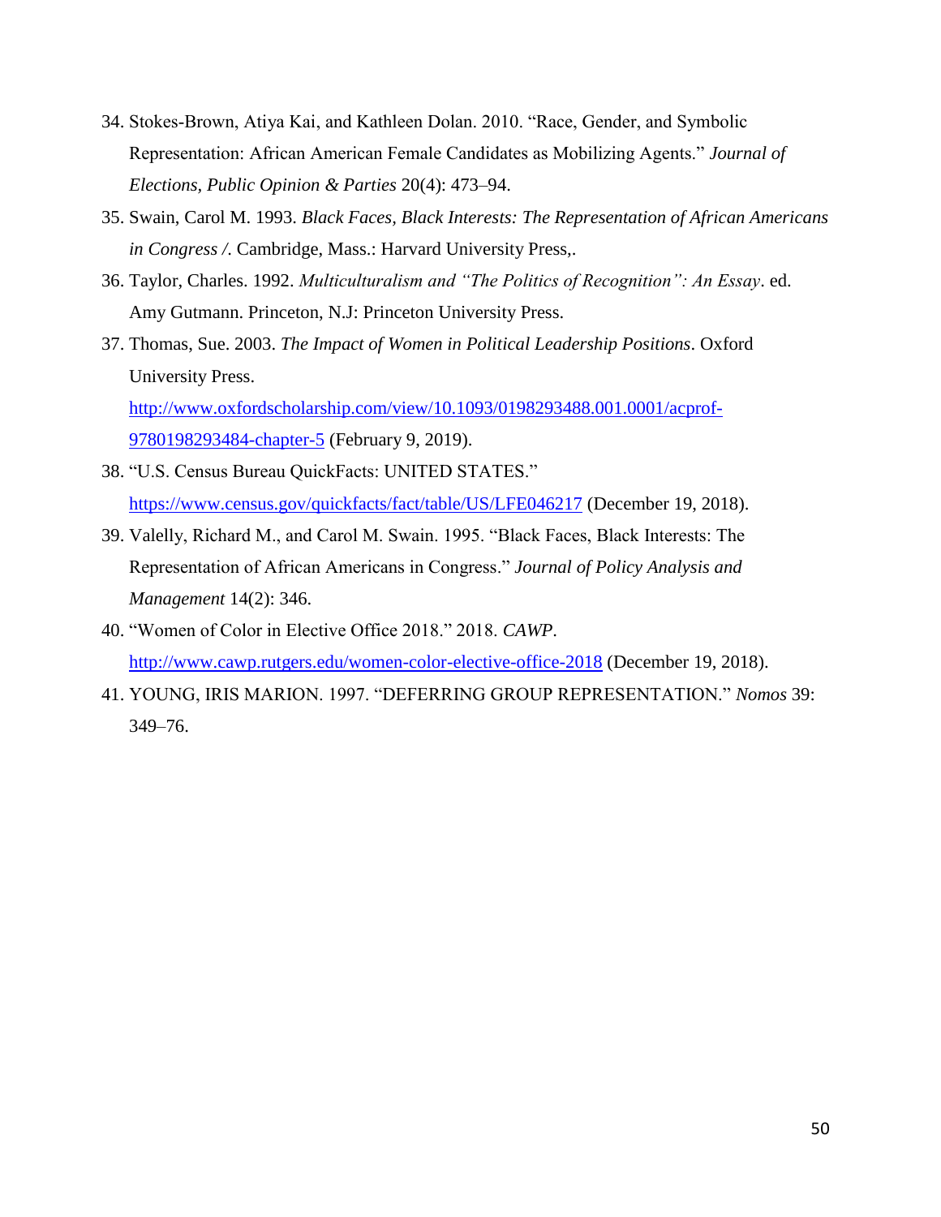34. Stokes-Brown, Atiya Kai, and Kathleen Dolan. 2010. "Race, Gender, and Symbolic Representation: African American Female Candidates as Mobilizing Agents." *Journal of Elections, Public Opinion & Parties* 20(4): 473–94.
35. Swain, Carol M. 1993. *Black Faces, Black Interests: The Representation of African Americans in Congress /*. Cambridge, Mass.: Harvard University Press,.
36. Taylor, Charles. 1992. *Multiculturalism and "The Politics of Recognition": An Essay*. ed. Amy Gutmann. Princeton, N.J: Princeton University Press.
37. Thomas, Sue. 2003. *The Impact of Women in Political Leadership Positions*. Oxford University Press. http://www.oxfordscholarship.com/view/10.1093/0198293488.001.0001/acprof-9780198293484-chapter-5 (February 9, 2019).
38. "U.S. Census Bureau QuickFacts: UNITED STATES." https://www.census.gov/quickfacts/fact/table/US/LFE046217 (December 19, 2018).
39. Valelly, Richard M., and Carol M. Swain. 1995. "Black Faces, Black Interests: The Representation of African Americans in Congress." *Journal of Policy Analysis and Management* 14(2): 346.
40. "Women of Color in Elective Office 2018." 2018. *CAWP*. http://www.cawp.rutgers.edu/women-color-elective-office-2018 (December 19, 2018).
41. YOUNG, IRIS MARION. 1997. "DEFERRING GROUP REPRESENTATION." *Nomos* 39: 349–76.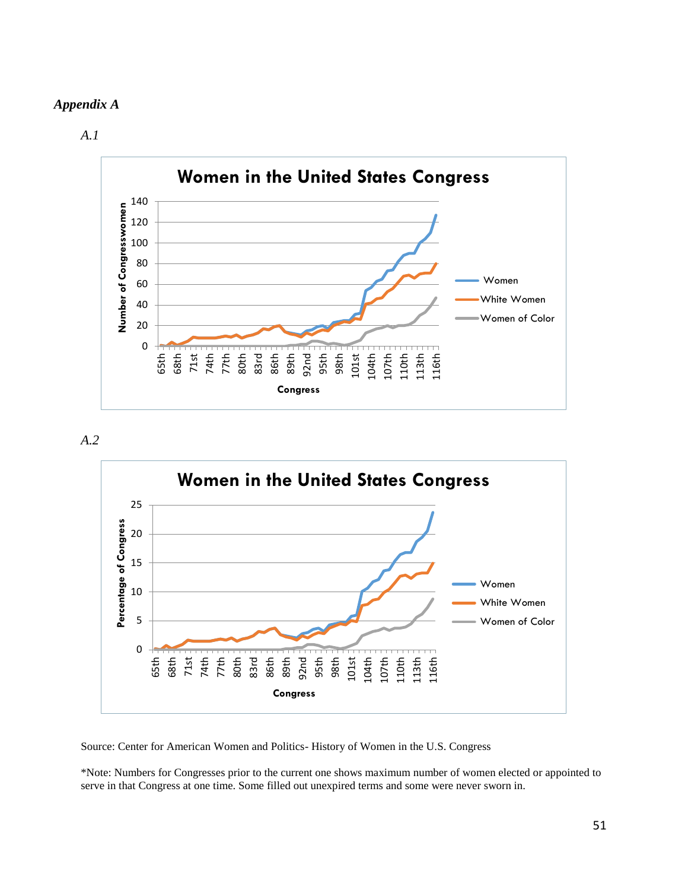*Appendix A*

*A.1*

**Women in the United States Congress**

*A.2*

**Women in the United States Congress**

Source: Center for American Women and Politics- History of Women in the U.S. Congress

*Note: Numbers for Congresses prior to the current one shows maximum number of women elected or appointed to serve in that Congress at one time. Some filled out unexpired terms and some were never sworn in.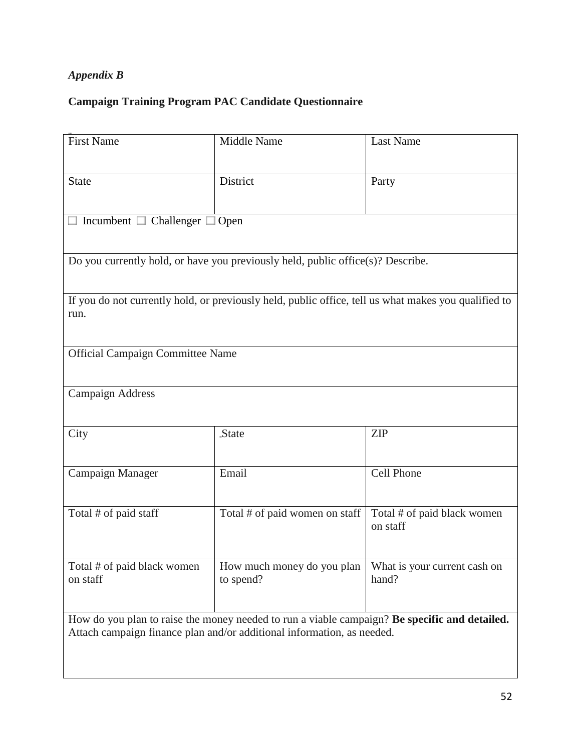*Appendix B*

**Campaign Training Program PAC Candidate Questionnaire**

| First Name | Middle Name | Last Name |
|---|---|---|
| State | District | Party |
| ☐ Incumbent ☐ Challenger ☐ Open | | |
| Do you currently hold, or have you previously held, public office(s)? Describe. | | |
| If you do not currently hold, or previously held, public office, tell us what makes you qualified to run. | | |
| Official Campaign Committee Name | | |
| Campaign Address | | |
| City | State | ZIP |
| Campaign Manager | Email | Cell Phone |
| Total # of paid staff | Total # of paid women on staff | Total # of paid black women on staff |
| Total # of paid black women on staff | How much money do you plan to spend? | What is your current cash on hand? |
| How do you plan to raise the money needed to run a viable campaign? **Be specific and detailed.** Attach campaign finance plan and/or additional information, as needed. | | |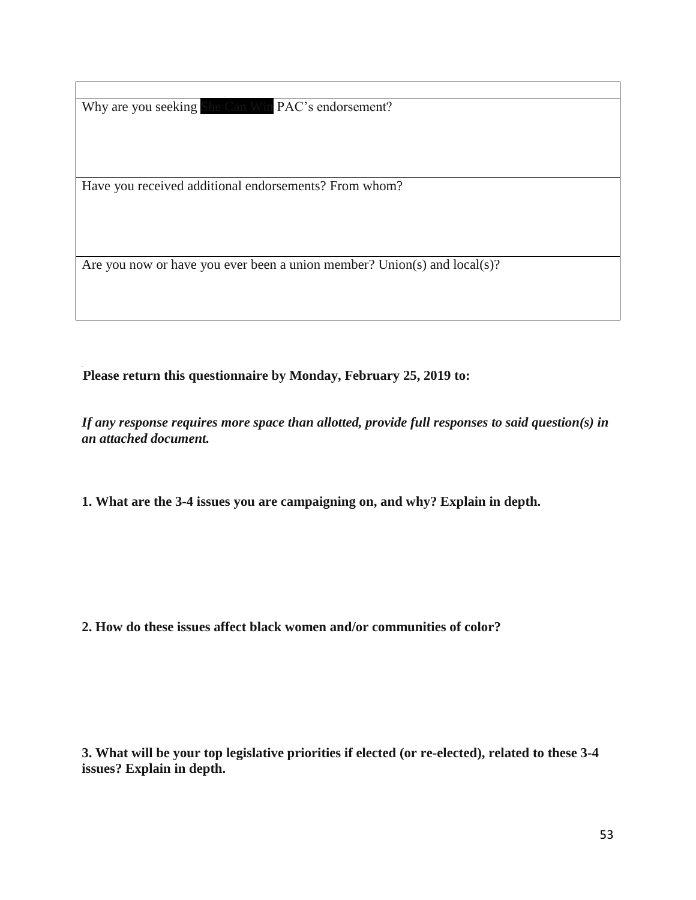| |
|---|
| Why are you seeking She Can Win PAC's endorsement? |
| Have you received additional endorsements? From whom? |
| Are you now or have you ever been a union member? Union(s) and local(s)? |

**Please return this questionnaire by Monday, February 25, 2019 to:**

***If any response requires more space than allotted, provide full responses to said question(s) in an attached document.***

**1. What are the 3-4 issues you are campaigning on, and why? Explain in depth.**

**2. How do these issues affect black women and/or communities of color?**

**3. What will be your top legislative priorities if elected (or re-elected), related to these 3-4 issues? Explain in depth.**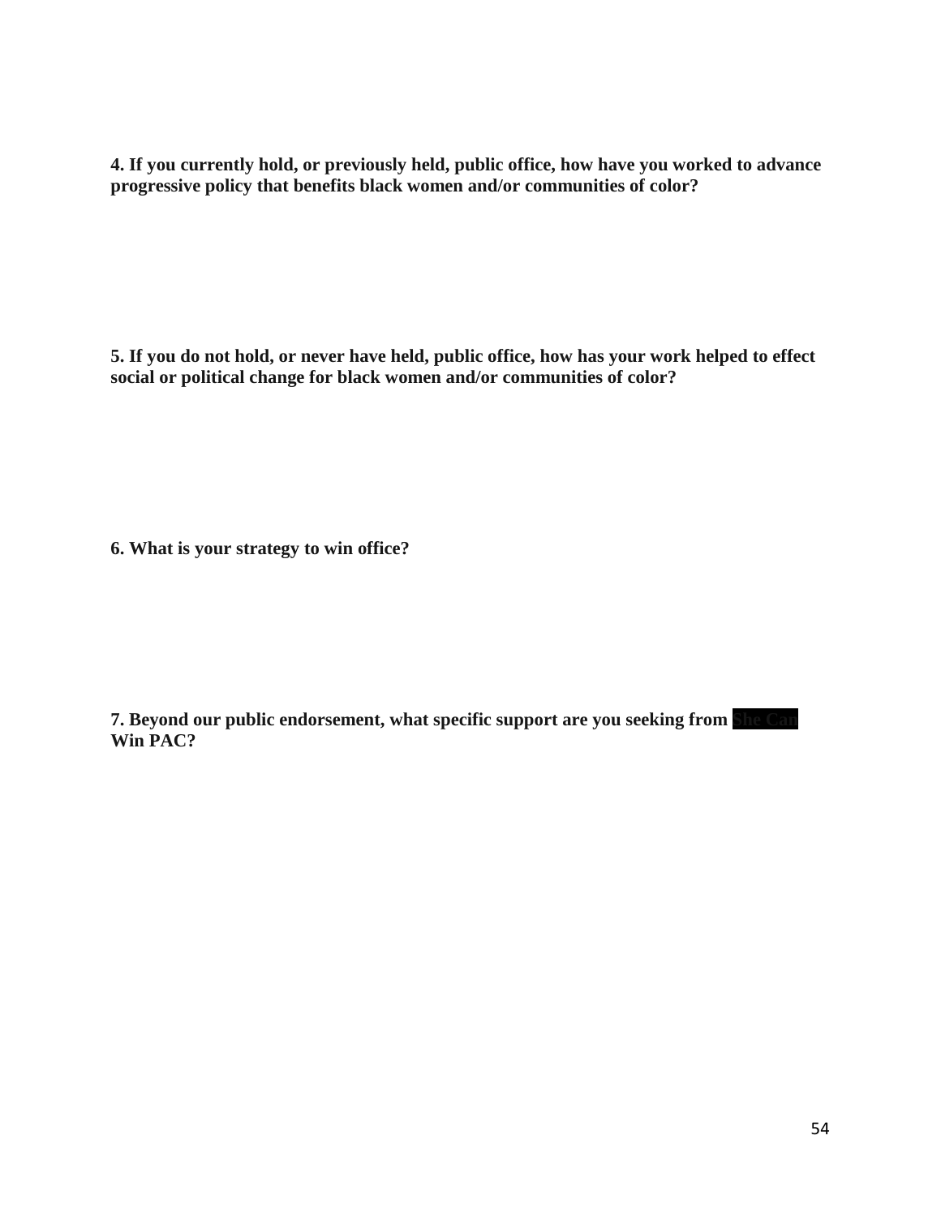**4. If you currently hold, or previously held, public office, how have you worked to advance progressive policy that benefits black women and/or communities of color?**

**5. If you do not hold, or never have held, public office, how has your work helped to effect social or political change for black women and/or communities of color?**

**6. What is your strategy to win office?**

**7. Beyond our public endorsement, what specific support are you seeking from She Can Win PAC?**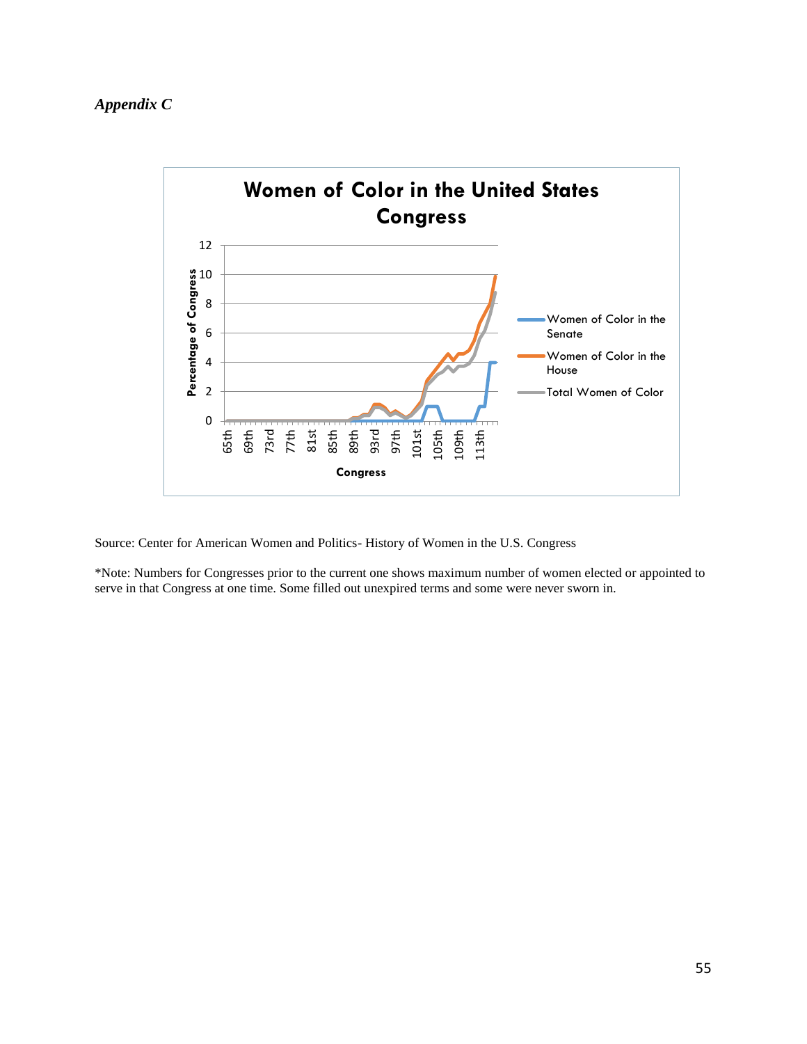*Appendix C*

**Women of Color in the United States Congress**

Percentage of Congress

12
10
8
6
4
2
0

65th
69th
73rd
77th
81st
85th
89th
93rd
97th
101st
105th
109th
113th

Congress

Women of Color in the Senate
Women of Color in the House
Total Women of Color

Source: Center for American Women and Politics- History of Women in the U.S. Congress

*Note: Numbers for Congresses prior to the current one shows maximum number of women elected or appointed to serve in that Congress at one time. Some filled out unexpired terms and some were never sworn in.